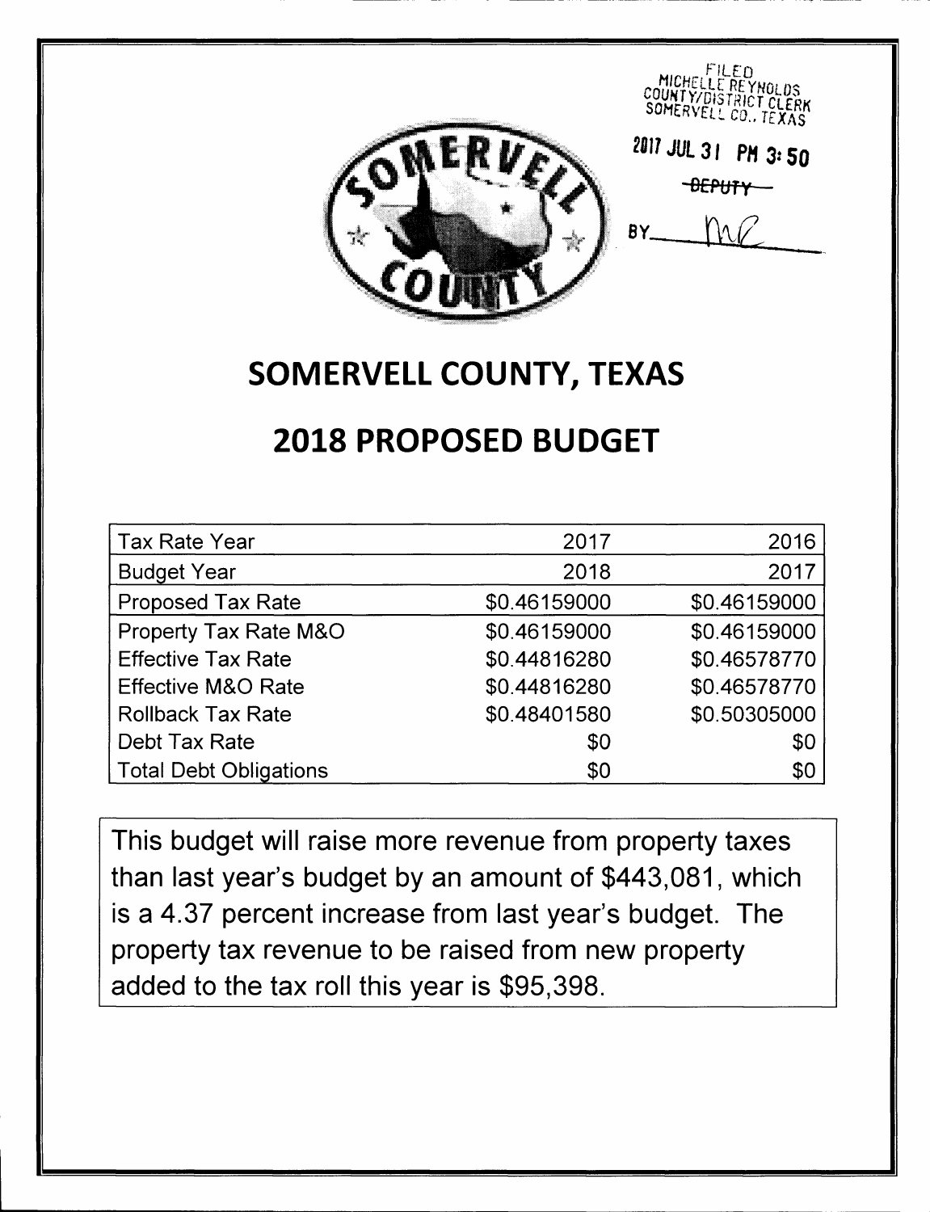FILED
MICHELLE REYNOLDS
COUNTY/DISTRICT CLERK
SOMERVELL CO., TEXAS

2017 JUL 31 PM 3:50

~~DEPUTY~~

BY MR

# SOMERVELL COUNTY, TEXAS

# 2018 PROPOSED BUDGET

| Tax Rate Year | 2017 | 2016 |
|---|---|---|
| Budget Year | 2018 | 2017 |
| Proposed Tax Rate | $0.46159000 | $0.46159000 |
| Property Tax Rate M&O | $0.46159000 | $0.46159000 |
| Effective Tax Rate | $0.44816280 | $0.46578770 |
| Effective M&O Rate | $0.44816280 | $0.46578770 |
| Rollback Tax Rate | $0.48401580 | $0.50305000 |
| Debt Tax Rate | $0 | $0 |
| Total Debt Obligations | $0 | $0 |

This budget will raise more revenue from property taxes than last year's budget by an amount of $443,081, which is a 4.37 percent increase from last year's budget. The property tax revenue to be raised from new property added to the tax roll this year is $95,398.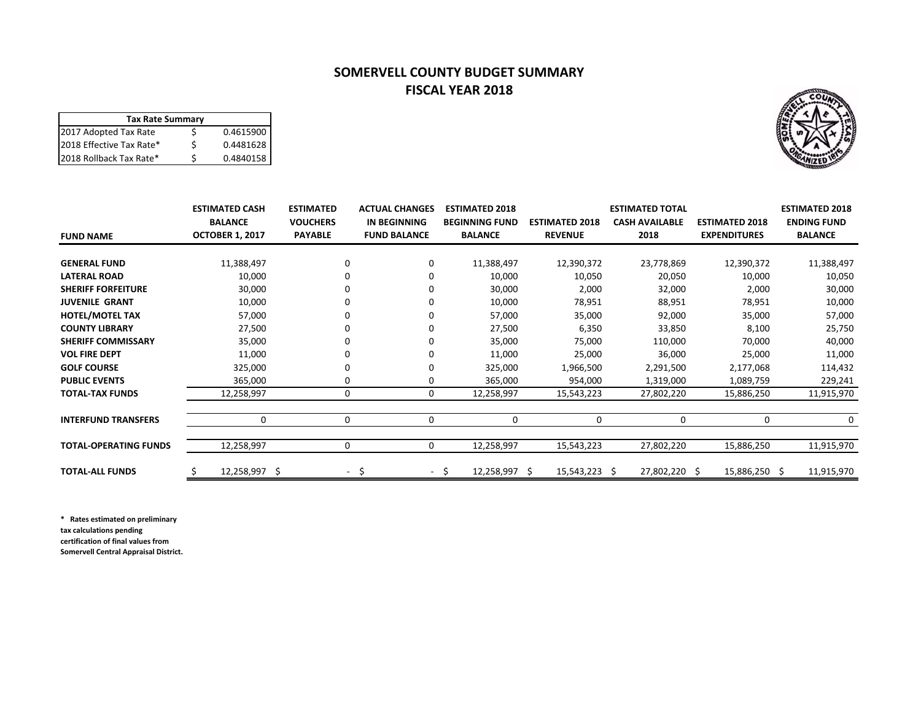# SOMERVELL COUNTY BUDGET SUMMARY
## FISCAL YEAR 2018

| Tax Rate Summary | | |
|---|---|---|
| 2017 Adopted Tax Rate | $ | 0.4615900 |
| 2018 Effective Tax Rate* | $ | 0.4481628 |
| 2018 Rollback Tax Rate* | $ | 0.4840158 |

| FUND NAME | ESTIMATED CASH BALANCE OCTOBER 1, 2017 | ESTIMATED VOUCHERS PAYABLE | ACTUAL CHANGES IN BEGINNING FUND BALANCE | ESTIMATED 2018 BEGINNING FUND BALANCE | ESTIMATED 2018 REVENUE | ESTIMATED TOTAL CASH AVAILABLE 2018 | ESTIMATED 2018 EXPENDITURES | ESTIMATED 2018 ENDING FUND BALANCE |
|---|---|---|---|---|---|---|---|---|
| **GENERAL FUND** | 11,388,497 | 0 | 0 | 11,388,497 | 12,390,372 | 23,778,869 | 12,390,372 | 11,388,497 |
| **LATERAL ROAD** | 10,000 | 0 | 0 | 10,000 | 10,050 | 20,050 | 10,000 | 10,050 |
| **SHERIFF FORFEITURE** | 30,000 | 0 | 0 | 30,000 | 2,000 | 32,000 | 2,000 | 30,000 |
| **JUVENILE GRANT** | 10,000 | 0 | 0 | 10,000 | 78,951 | 88,951 | 78,951 | 10,000 |
| **HOTEL/MOTEL TAX** | 57,000 | 0 | 0 | 57,000 | 35,000 | 92,000 | 35,000 | 57,000 |
| **COUNTY LIBRARY** | 27,500 | 0 | 0 | 27,500 | 6,350 | 33,850 | 8,100 | 25,750 |
| **SHERIFF COMMISSARY** | 35,000 | 0 | 0 | 35,000 | 75,000 | 110,000 | 70,000 | 40,000 |
| **VOL FIRE DEPT** | 11,000 | 0 | 0 | 11,000 | 25,000 | 36,000 | 25,000 | 11,000 |
| **GOLF COURSE** | 325,000 | 0 | 0 | 325,000 | 1,966,500 | 2,291,500 | 2,177,068 | 114,432 |
| **PUBLIC EVENTS** | 365,000 | 0 | 0 | 365,000 | 954,000 | 1,319,000 | 1,089,759 | 229,241 |
| **TOTAL-TAX FUNDS** | 12,258,997 | 0 | 0 | 12,258,997 | 15,543,223 | 27,802,220 | 15,886,250 | 11,915,970 |
| **INTERFUND TRANSFERS** | 0 | 0 | 0 | 0 | 0 | 0 | 0 | 0 |
| **TOTAL-OPERATING FUNDS** | 12,258,997 | 0 | 0 | 12,258,997 | 15,543,223 | 27,802,220 | 15,886,250 | 11,915,970 |
| **TOTAL-ALL FUNDS** | $ 12,258,997 | $ - | $ - | $ 12,258,997 | $ 15,543,223 | $ 27,802,220 | $ 15,886,250 | $ 11,915,970 |

**\* Rates estimated on preliminary tax calculations pending certification of final values from Somervell Central Appraisal District.**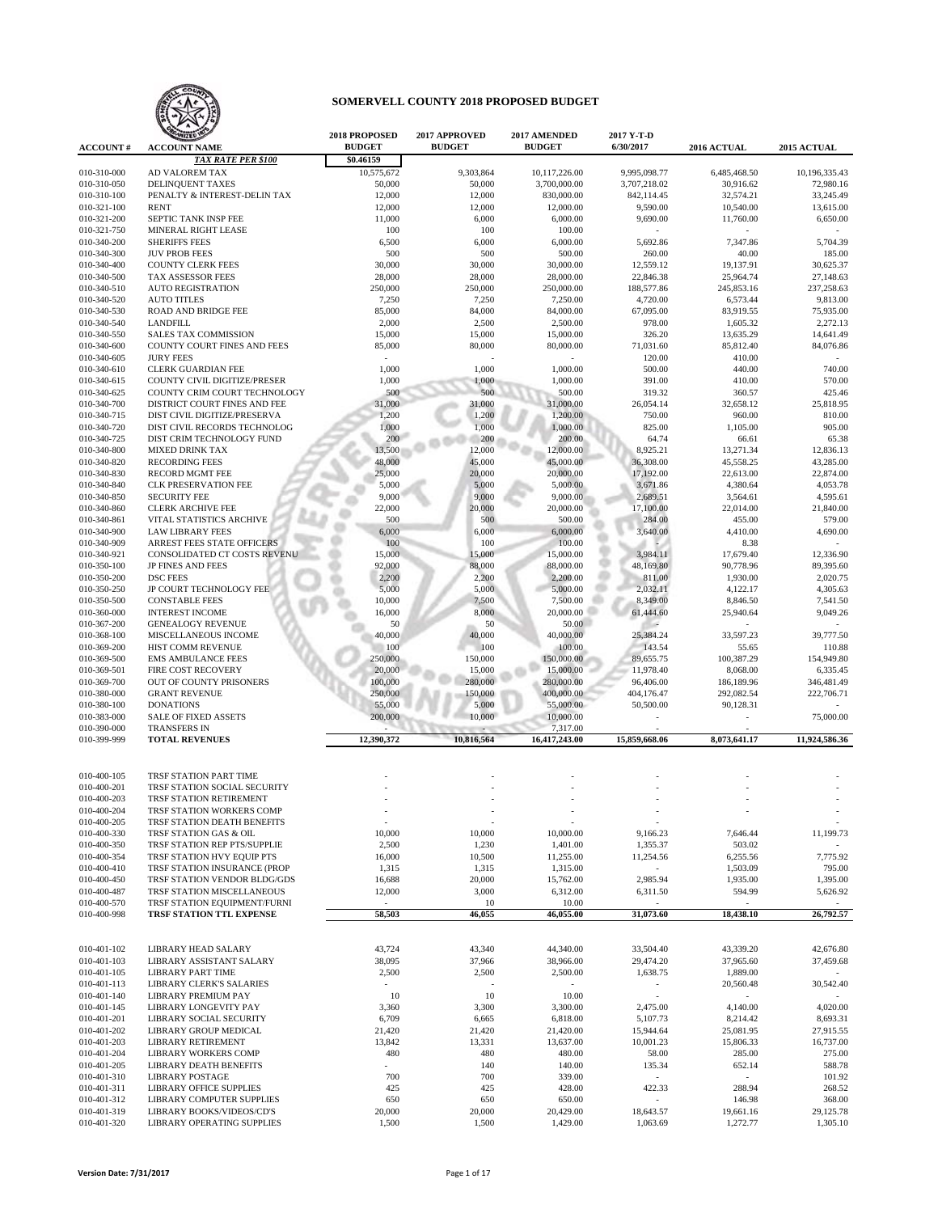# SOMERVELL COUNTY 2018 PROPOSED BUDGET

| ACCOUNT # | ACCOUNT NAME | 2018 PROPOSED BUDGET | 2017 APPROVED BUDGET | 2017 AMENDED BUDGET | 2017 Y-T-D 6/30/2017 | 2016 ACTUAL | 2015 ACTUAL |
|---|---|---|---|---|---|---|---|
| | ***TAX RATE PER $100*** | **$0.46159** | | | | | |
| 010-310-000 | AD VALOREM TAX | 10,575,672 | 9,303,864 | 10,117,226.00 | 9,995,098.77 | 6,485,468.50 | 10,196,335.43 |
| 010-310-050 | DELINQUENT TAXES | 50,000 | 50,000 | 3,700,000.00 | 3,707,218.02 | 30,916.62 | 72,980.16 |
| 010-310-100 | PENALTY & INTEREST-DELIN TAX | 12,000 | 12,000 | 830,000.00 | 842,114.45 | 32,574.21 | 33,245.49 |
| 010-321-100 | RENT | 12,000 | 12,000 | 12,000.00 | 9,590.00 | 10,540.00 | 13,615.00 |
| 010-321-200 | SEPTIC TANK INSP FEE | 11,000 | 6,000 | 6,000.00 | 9,690.00 | 11,760.00 | 6,650.00 |
| 010-321-750 | MINERAL RIGHT LEASE | 100 | 100 | 100.00 | - | - | - |
| 010-340-200 | SHERIFFS FEES | 6,500 | 6,000 | 6,000.00 | 5,692.86 | 7,347.86 | 5,704.39 |
| 010-340-300 | JUV PROB FEES | 500 | 500 | 500.00 | 260.00 | 40.00 | 185.00 |
| 010-340-400 | COUNTY CLERK FEES | 30,000 | 30,000 | 30,000.00 | 12,559.12 | 19,137.91 | 30,625.37 |
| 010-340-500 | TAX ASSESSOR FEES | 28,000 | 28,000 | 28,000.00 | 22,846.38 | 25,964.74 | 27,148.63 |
| 010-340-510 | AUTO REGISTRATION | 250,000 | 250,000 | 250,000.00 | 188,577.86 | 245,853.16 | 237,258.63 |
| 010-340-520 | AUTO TITLES | 7,250 | 7,250 | 7,250.00 | 4,720.00 | 6,573.44 | 9,813.00 |
| 010-340-530 | ROAD AND BRIDGE FEE | 85,000 | 84,000 | 84,000.00 | 67,095.00 | 83,919.55 | 75,935.00 |
| 010-340-540 | LANDFILL | 2,000 | 2,500 | 2,500.00 | 978.00 | 1,605.32 | 2,272.13 |
| 010-340-550 | SALES TAX COMMISSION | 15,000 | 15,000 | 15,000.00 | 326.20 | 13,635.29 | 14,641.49 |
| 010-340-600 | COUNTY COURT FINES AND FEES | 85,000 | 80,000 | 80,000.00 | 71,031.60 | 85,812.40 | 84,076.86 |
| 010-340-605 | JURY FEES | - | - | - | 120.00 | 410.00 | - |
| 010-340-610 | CLERK GUARDIAN FEE | 1,000 | 1,000 | 1,000.00 | 500.00 | 440.00 | 740.00 |
| 010-340-615 | COUNTY CIVIL DIGITIZE/PRESER | 1,000 | 1,000 | 1,000.00 | 391.00 | 410.00 | 570.00 |
| 010-340-625 | COUNTY CRIM COURT TECHNOLOGY | 500 | 500 | 500.00 | 319.32 | 360.57 | 425.46 |
| 010-340-700 | DISTRICT COURT FINES AND FEE | 31,000 | 31,000 | 31,000.00 | 26,054.14 | 32,658.12 | 25,818.95 |
| 010-340-715 | DIST CIVIL DIGITIZE/PRESERVA | 1,200 | 1,200 | 1,200.00 | 750.00 | 960.00 | 810.00 |
| 010-340-720 | DIST CIVIL RECORDS TECHNOLOG | 1,000 | 1,000 | 1,000.00 | 825.00 | 1,105.00 | 905.00 |
| 010-340-725 | DIST CRIM TECHNOLOGY FUND | 200 | 200 | 200.00 | 64.74 | 66.61 | 65.38 |
| 010-340-800 | MIXED DRINK TAX | 13,500 | 12,000 | 12,000.00 | 8,925.21 | 13,271.34 | 12,836.13 |
| 010-340-820 | RECORDING FEES | 48,000 | 45,000 | 45,000.00 | 36,308.00 | 45,558.25 | 43,285.00 |
| 010-340-830 | RECORD MGMT FEE | 25,000 | 20,000 | 20,000.00 | 17,192.00 | 22,613.00 | 22,874.00 |
| 010-340-840 | CLK PRESERVATION FEE | 5,000 | 5,000 | 5,000.00 | 3,671.86 | 4,380.64 | 4,053.78 |
| 010-340-850 | SECURITY FEE | 9,000 | 9,000 | 9,000.00 | 2,689.51 | 3,564.61 | 4,595.61 |
| 010-340-860 | CLERK ARCHIVE FEE | 22,000 | 20,000 | 20,000.00 | 17,100.00 | 22,014.00 | 21,840.00 |
| 010-340-861 | VITAL STATISTICS ARCHIVE | 500 | 500 | 500.00 | 284.00 | 455.00 | 579.00 |
| 010-340-900 | LAW LIBRARY FEES | 6,000 | 6,000 | 6,000.00 | 3,640.00 | 4,410.00 | 4,690.00 |
| 010-340-909 | ARREST FEES STATE OFFICERS | 100 | 100 | 100.00 | - | 8.38 | |
| 010-340-921 | CONSOLIDATED CT COSTS REVENU | 15,000 | 15,000 | 15,000.00 | 3,984.11 | 17,679.40 | 12,336.90 |
| 010-350-100 | JP FINES AND FEES | 92,000 | 88,000 | 88,000.00 | 48,169.80 | 90,778.96 | 89,395.60 |
| 010-350-200 | DSC FEES | 2,200 | 2,200 | 2,200.00 | 811.00 | 1,930.00 | 2,020.75 |
| 010-350-250 | JP COURT TECHNOLOGY FEE | 5,000 | 5,000 | 5,000.00 | 2,032.11 | 4,122.17 | 4,305.63 |
| 010-350-500 | CONSTABLE FEES | 10,000 | 7,500 | 7,500.00 | 8,349.00 | 8,846.50 | 7,541.50 |
| 010-360-000 | INTEREST INCOME | 16,000 | 8,000 | 20,000.00 | 61,444.60 | 25,940.64 | 9,049.26 |
| 010-367-200 | GENEALOGY REVENUE | 50 | 50 | 50.00 | - | - | - |
| 010-368-100 | MISCELLANEOUS INCOME | 40,000 | 40,000 | 40,000.00 | 25,384.24 | 33,597.23 | 39,777.50 |
| 010-369-200 | HIST COMM REVENUE | 100 | 100 | 100.00 | 143.54 | 55.65 | 110.88 |
| 010-369-500 | EMS AMBULANCE FEES | 250,000 | 150,000 | 150,000.00 | 89,655.75 | 100,387.29 | 154,949.80 |
| 010-369-501 | FIRE COST RECOVERY | 20,000 | 15,000 | 15,000.00 | 11,978.40 | 8,068.00 | 6,335.45 |
| 010-369-700 | OUT OF COUNTY PRISONERS | 100,000 | 280,000 | 280,000.00 | 96,406.00 | 186,189.96 | 346,481.49 |
| 010-380-000 | GRANT REVENUE | 250,000 | 150,000 | 400,000.00 | 404,176.47 | 292,082.54 | 222,706.71 |
| 010-380-100 | DONATIONS | 55,000 | 5,000 | 55,000.00 | 50,500.00 | 90,128.31 | - |
| 010-383-000 | SALE OF FIXED ASSETS | 200,000 | 10,000 | 10,000.00 | - | - | 75,000.00 |
| 010-390-000 | TRANSFERS IN | - | - | 7,317.00 | - | - | - |
| 010-399-999 | **TOTAL REVENUES** | **12,390,372** | **10,816,564** | **16,417,243.00** | **15,859,668.06** | **8,073,641.17** | **11,924,586.36** |
| | | | | | | | |
| 010-400-105 | TRSF STATION PART TIME | - | - | - | - | - | - |
| 010-400-201 | TRSF STATION SOCIAL SECURITY | - | - | - | - | - | - |
| 010-400-203 | TRSF STATION RETIREMENT | - | - | - | - | - | - |
| 010-400-204 | TRSF STATION WORKERS COMP | - | - | - | - | - | - |
| 010-400-205 | TRSF STATION DEATH BENEFITS | - | - | - | - | | - |
| 010-400-330 | TRSF STATION GAS & OIL | 10,000 | 10,000 | 10,000.00 | 9,166.23 | 7,646.44 | 11,199.73 |
| 010-400-350 | TRSF STATION REP PTS/SUPPLIE | 2,500 | 1,230 | 1,401.00 | 1,355.37 | 503.02 | - |
| 010-400-354 | TRSF STATION HVY EQUIP PTS | 16,000 | 10,500 | 11,255.00 | 11,254.56 | 6,255.56 | 7,775.92 |
| 010-400-410 | TRSF STATION INSURANCE (PROP | 1,315 | 1,315 | 1,315.00 | - | 1,503.09 | 795.00 |
| 010-400-450 | TRSF STATION VENDOR BLDG/GDS | 16,688 | 20,000 | 15,762.00 | 2,985.94 | 1,935.00 | 1,395.00 |
| 010-400-487 | TRSF STATION MISCELLANEOUS | 12,000 | 3,000 | 6,312.00 | 6,311.50 | 594.99 | 5,626.92 |
| 010-400-570 | TRSF STATION EQUIPMENT/FURNI | - | 10 | 10.00 | - | - | - |
| 010-400-998 | **TRSF STATION TTL EXPENSE** | **58,503** | **46,055** | **46,055.00** | **31,073.60** | **18,438.10** | **26,792.57** |
| | | | | | | | |
| 010-401-102 | LIBRARY HEAD SALARY | 43,724 | 43,340 | 44,340.00 | 33,504.40 | 43,339.20 | 42,676.80 |
| 010-401-103 | LIBRARY ASSISTANT SALARY | 38,095 | 37,966 | 38,966.00 | 29,474.20 | 37,965.60 | 37,459.68 |
| 010-401-105 | LIBRARY PART TIME | 2,500 | 2,500 | 2,500.00 | 1,638.75 | 1,889.00 | - |
| 010-401-113 | LIBRARY CLERK'S SALARIES | - | - | - | - | 20,560.48 | 30,542.40 |
| 010-401-140 | LIBRARY PREMIUM PAY | 10 | 10 | 10.00 | - | - | - |
| 010-401-145 | LIBRARY LONGEVITY PAY | 3,360 | 3,300 | 3,300.00 | 2,475.00 | 4,140.00 | 4,020.00 |
| 010-401-201 | LIBRARY SOCIAL SECURITY | 6,709 | 6,665 | 6,818.00 | 5,107.73 | 8,214.42 | 8,693.31 |
| 010-401-202 | LIBRARY GROUP MEDICAL | 21,420 | 21,420 | 21,420.00 | 15,944.64 | 25,081.95 | 27,915.55 |
| 010-401-203 | LIBRARY RETIREMENT | 13,842 | 13,331 | 13,637.00 | 10,001.23 | 15,806.33 | 16,737.00 |
| 010-401-204 | LIBRARY WORKERS COMP | 480 | 480 | 480.00 | 58.00 | 285.00 | 275.00 |
| 010-401-205 | LIBRARY DEATH BENEFITS | - | 140 | 140.00 | 135.34 | 652.14 | 588.78 |
| 010-401-310 | LIBRARY POSTAGE | 700 | 700 | 339.00 | - | - | 101.92 |
| 010-401-311 | LIBRARY OFFICE SUPPLIES | 425 | 425 | 428.00 | 422.33 | 288.94 | 268.52 |
| 010-401-312 | LIBRARY COMPUTER SUPPLIES | 650 | 650 | 650.00 | - | 146.98 | 368.00 |
| 010-401-319 | LIBRARY BOOKS/VIDEOS/CD'S | 20,000 | 20,000 | 20,429.00 | 18,643.57 | 19,661.16 | 29,125.78 |
| 010-401-320 | LIBRARY OPERATING SUPPLIES | 1,500 | 1,500 | 1,429.00 | 1,063.69 | 1,272.77 | 1,305.10 |

Version Date: 7/31/2017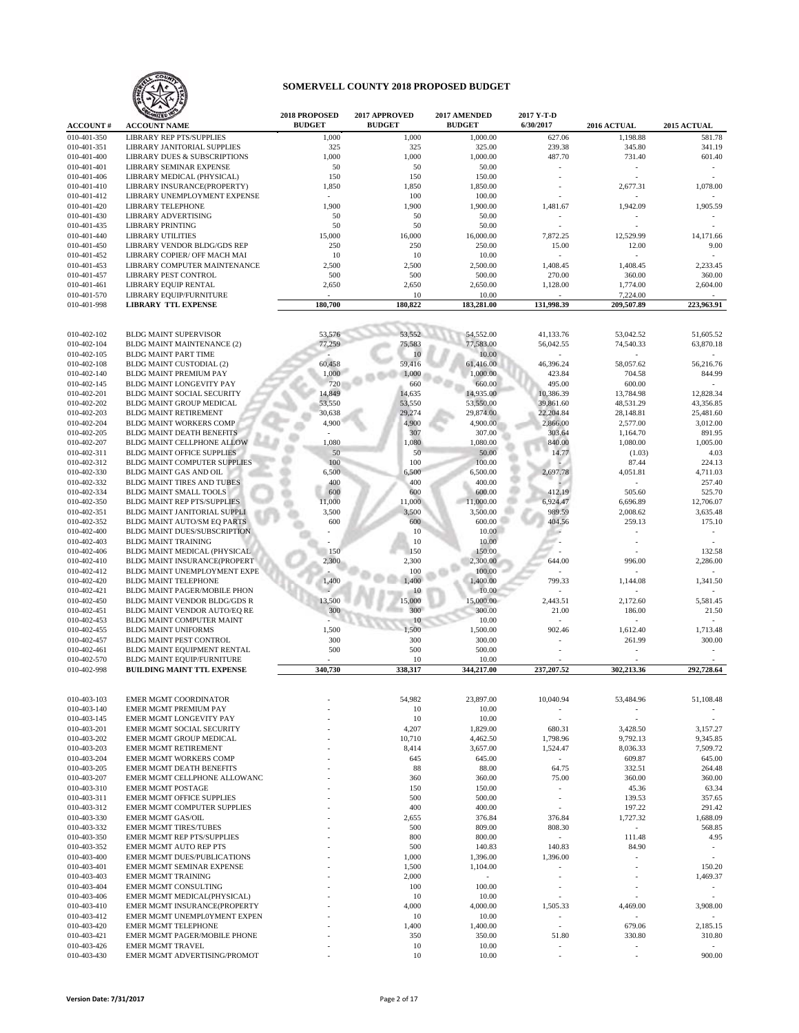# SOMERVELL COUNTY 2018 PROPOSED BUDGET

| ACCOUNT # | ACCOUNT NAME | 2018 PROPOSED BUDGET | 2017 APPROVED BUDGET | 2017 AMENDED BUDGET | 2017 Y-T-D 6/30/2017 | 2016 ACTUAL | 2015 ACTUAL |
|---|---|---|---|---|---|---|---|
| 010-401-350 | LIBRARY REP PTS/SUPPLIES | 1,000 | 1,000 | 1,000.00 | 627.06 | 1,198.88 | 581.78 |
| 010-401-351 | LIBRARY JANITORIAL SUPPLIES | 325 | 325 | 325.00 | 239.38 | 345.80 | 341.19 |
| 010-401-400 | LIBRARY DUES & SUBSCRIPTIONS | 1,000 | 1,000 | 1,000.00 | 487.70 | 731.40 | 601.40 |
| 010-401-401 | LIBRARY SEMINAR EXPENSE | 50 | 50 | 50.00 | - | - | - |
| 010-401-406 | LIBRARY MEDICAL (PHYSICAL) | 150 | 150 | 150.00 | - | - | - |
| 010-401-410 | LIBRARY INSURANCE(PROPERTY) | 1,850 | 1,850 | 1,850.00 | - | 2,677.31 | 1,078.00 |
| 010-401-412 | LIBRARY UNEMPLOYMENT EXPENSE | - | 100 | 100.00 | - | - | - |
| 010-401-420 | LIBRARY TELEPHONE | 1,900 | 1,900 | 1,900.00 | 1,481.67 | 1,942.09 | 1,905.59 |
| 010-401-430 | LIBRARY ADVERTISING | 50 | 50 | 50.00 | - | - | - |
| 010-401-435 | LIBRARY PRINTING | 50 | 50 | 50.00 | - | - | - |
| 010-401-440 | LIBRARY UTILITIES | 15,000 | 16,000 | 16,000.00 | 7,872.25 | 12,529.99 | 14,171.66 |
| 010-401-450 | LIBRARY VENDOR BLDG/GDS REP | 250 | 250 | 250.00 | 15.00 | 12.00 | 9.00 |
| 010-401-452 | LIBRARY COPIER/ OFF MACH MAI | 10 | 10 | 10.00 | - | - | - |
| 010-401-453 | LIBRARY COMPUTER MAINTENANCE | 2,500 | 2,500 | 2,500.00 | 1,408.45 | 1,408.45 | 2,233.45 |
| 010-401-457 | LIBRARY PEST CONTROL | 500 | 500 | 500.00 | 270.00 | 360.00 | 360.00 |
| 010-401-461 | LIBRARY EQUIP RENTAL | 2,650 | 2,650 | 2,650.00 | 1,128.00 | 1,774.00 | 2,604.00 |
| 010-401-570 | LIBRARY EQUIP/FURNITURE | - | 10 | 10.00 | - | 7,224.00 | - |
| 010-401-998 | **LIBRARY TTL EXPENSE** | **180,700** | **180,822** | **183,281.00** | **131,998.39** | **209,507.89** | **223,963.91** |
| | | | | | | | |
| 010-402-102 | BLDG MAINT SUPERVISOR | 53,576 | 53,552 | 54,552.00 | 41,133.76 | 53,042.52 | 51,605.52 |
| 010-402-104 | BLDG MAINT MAINTENANCE (2) | 77,259 | 75,583 | 77,583.00 | 56,042.55 | 74,540.33 | 63,870.18 |
| 010-402-105 | BLDG MAINT PART TIME | - | 10 | 10.00 | - | - | - |
| 010-402-108 | BLDG MAINT CUSTODIAL (2) | 60,458 | 59,416 | 61,416.00 | 46,396.24 | 58,057.62 | 56,216.76 |
| 010-402-140 | BLDG MAINT PREMIUM PAY | 1,000 | 1,000 | 1,000.00 | 423.84 | 704.58 | 844.99 |
| 010-402-145 | BLDG MAINT LONGEVITY PAY | 720 | 660 | 660.00 | 495.00 | 600.00 | - |
| 010-402-201 | BLDG MAINT SOCIAL SECURITY | 14,849 | 14,635 | 14,935.00 | 10,386.39 | 13,784.98 | 12,828.34 |
| 010-402-202 | BLDG MAINT GROUP MEDICAL | 53,550 | 53,550 | 53,550.00 | 39,861.60 | 48,531.29 | 43,356.85 |
| 010-402-203 | BLDG MAINT RETIREMENT | 30,638 | 29,274 | 29,874.00 | 22,204.84 | 28,148.81 | 25,481.60 |
| 010-402-204 | BLDG MAINT WORKERS COMP | 4,900 | 4,900 | 4,900.00 | 2,866.00 | 2,577.00 | 3,012.00 |
| 010-402-205 | BLDG MAINT DEATH BENEFITS | - | 307 | 307.00 | 303.64 | 1,164.70 | 891.95 |
| 010-402-207 | BLDG MAINT CELLPHONE ALLOW | 1,080 | 1,080 | 1,080.00 | 840.00 | 1,080.00 | 1,005.00 |
| 010-402-311 | BLDG MAINT OFFICE SUPPLIES | 50 | 50 | 50.00 | 14.77 | (1.03) | 4.03 |
| 010-402-312 | BLDG MAINT COMPUTER SUPPLIES | 100 | 100 | 100.00 | - | 87.44 | 224.13 |
| 010-402-330 | BLDG MAINT GAS AND OIL | 6,500 | 6,500 | 6,500.00 | 2,697.78 | 4,051.81 | 4,711.03 |
| 010-402-332 | BLDG MAINT TIRES AND TUBES | 400 | 400 | 400.00 | - | - | 257.40 |
| 010-402-334 | BLDG MAINT SMALL TOOLS | 600 | 600 | 600.00 | 412.19 | 505.60 | 525.70 |
| 010-402-350 | BLDG MAINT REP PTS/SUPPLIES | 11,000 | 11,000 | 11,000.00 | 6,924.47 | 6,696.89 | 12,706.07 |
| 010-402-351 | BLDG MAINT JANITORIAL SUPPLI | 3,500 | 3,500 | 3,500.00 | 989.59 | 2,008.62 | 3,635.48 |
| 010-402-352 | BLDG MAINT AUTO/SM EQ PARTS | 600 | 600 | 600.00 | 404.56 | 259.13 | 175.10 |
| 010-402-400 | BLDG MAINT DUES/SUBSCRIPTION | - | 10 | 10.00 | - | - | - |
| 010-402-403 | BLDG MAINT TRAINING | - | 10 | 10.00 | - | - | - |
| 010-402-406 | BLDG MAINT MEDICAL (PHYSICAL | 150 | 150 | 150.00 | - | - | 132.58 |
| 010-402-410 | BLDG MAINT INSURANCE(PROPERT | 2,300 | 2,300 | 2,300.00 | 644.00 | 996.00 | 2,286.00 |
| 010-402-412 | BLDG MAINT UNEMPLOYMENT EXPE | - | 100 | 100.00 | - | - | - |
| 010-402-420 | BLDG MAINT TELEPHONE | 1,400 | 1,400 | 1,400.00 | 799.33 | 1,144.08 | 1,341.50 |
| 010-402-421 | BLDG MAINT PAGER/MOBILE PHON | - | 10 | 10.00 | - | - | - |
| 010-402-450 | BLDG MAINT VENDOR BLDG/GDS R | 13,500 | 15,000 | 15,000.00 | 2,443.51 | 2,172.60 | 5,581.45 |
| 010-402-451 | BLDG MAINT VENDOR AUTO/EQ RE | 300 | 300 | 300.00 | 21.00 | 186.00 | 21.50 |
| 010-402-453 | BLDG MAINT COMPUTER MAINT | - | 10 | 10.00 | - | - | - |
| 010-402-455 | BLDG MAINT UNIFORMS | 1,500 | 1,500 | 1,500.00 | 902.46 | 1,612.40 | 1,713.48 |
| 010-402-457 | BLDG MAINT PEST CONTROL | 300 | 300 | 300.00 | - | 261.99 | 300.00 |
| 010-402-461 | BLDG MAINT EQUIPMENT RENTAL | 500 | 500 | 500.00 | - | - | - |
| 010-402-570 | BLDG MAINT EQUIP/FURNITURE | - | 10 | 10.00 | - | - | - |
| 010-402-998 | **BUILDING MAINT TTL EXPENSE** | **340,730** | **338,317** | **344,217.00** | **237,207.52** | **302,213.36** | **292,728.64** |
| | | | | | | | |
| 010-403-103 | EMER MGMT COORDINATOR | - | 54,982 | 23,897.00 | 10,040.94 | 53,484.96 | 51,108.48 |
| 010-403-140 | EMER MGMT PREMIUM PAY | - | 10 | 10.00 | - | - | - |
| 010-403-145 | EMER MGMT LONGEVITY PAY | - | 10 | 10.00 | - | - | - |
| 010-403-201 | EMER MGMT SOCIAL SECURITY | - | 4,207 | 1,829.00 | 680.31 | 3,428.50 | 3,157.27 |
| 010-403-202 | EMER MGMT GROUP MEDICAL | - | 10,710 | 4,462.50 | 1,798.96 | 9,792.13 | 9,345.85 |
| 010-403-203 | EMER MGMT RETIREMENT | - | 8,414 | 3,657.00 | 1,524.47 | 8,036.33 | 7,509.72 |
| 010-403-204 | EMER MGMT WORKERS COMP | - | 645 | 645.00 | - | 609.87 | 645.00 |
| 010-403-205 | EMER MGMT DEATH BENEFITS | - | 88 | 88.00 | 64.75 | 332.51 | 264.48 |
| 010-403-207 | EMER MGMT CELLPHONE ALLOWANC | - | 360 | 360.00 | 75.00 | 360.00 | 360.00 |
| 010-403-310 | EMER MGMT POSTAGE | - | 150 | 150.00 | - | 45.36 | 63.34 |
| 010-403-311 | EMER MGMT OFFICE SUPPLIES | - | 500 | 500.00 | - | 139.53 | 357.65 |
| 010-403-312 | EMER MGMT COMPUTER SUPPLIES | - | 400 | 400.00 | - | 197.22 | 291.42 |
| 010-403-330 | EMER MGMT GAS/OIL | - | 2,655 | 376.84 | 376.84 | 1,727.32 | 1,688.09 |
| 010-403-332 | EMER MGMT TIRES/TUBES | - | 500 | 809.00 | 808.30 | - | 568.85 |
| 010-403-350 | EMER MGMT REP PTS/SUPPLIES | - | 800 | 800.00 | - | 111.48 | 4.95 |
| 010-403-352 | EMER MGMT AUTO REP PTS | - | 500 | 140.83 | 140.83 | 84.90 | - |
| 010-403-400 | EMER MGMT DUES/PUBLICATIONS | - | 1,000 | 1,396.00 | 1,396.00 | - | - |
| 010-403-401 | EMER MGMT SEMINAR EXPENSE | - | 1,500 | 1,104.00 | - | - | 150.20 |
| 010-403-403 | EMER MGMT TRAINING | - | 2,000 | - | - | - | 1,469.37 |
| 010-403-404 | EMER MGMT CONSULTING | - | 100 | 100.00 | - | - | - |
| 010-403-406 | EMER MGMT MEDICAL(PHYSICAL) | - | 10 | 10.00 | - | - | - |
| 010-403-410 | EMER MGMT INSURANCE(PROPERTY | - | 4,000 | 4,000.00 | 1,505.33 | 4,469.00 | 3,908.00 |
| 010-403-412 | EMER MGMT UNEMPL0YMENT EXPEN | - | 10 | 10.00 | - | - | - |
| 010-403-420 | EMER MGMT TELEPHONE | - | 1,400 | 1,400.00 | - | 679.06 | 2,185.15 |
| 010-403-421 | EMER MGMT PAGER/MOBILE PHONE | - | 350 | 350.00 | 51.80 | 330.80 | 310.80 |
| 010-403-426 | EMER MGMT TRAVEL | - | 10 | 10.00 | - | - | - |
| 010-403-430 | EMER MGMT ADVERTISING/PROMOT | - | 10 | 10.00 | - | - | 900.00 |

Version Date: 7/31/2017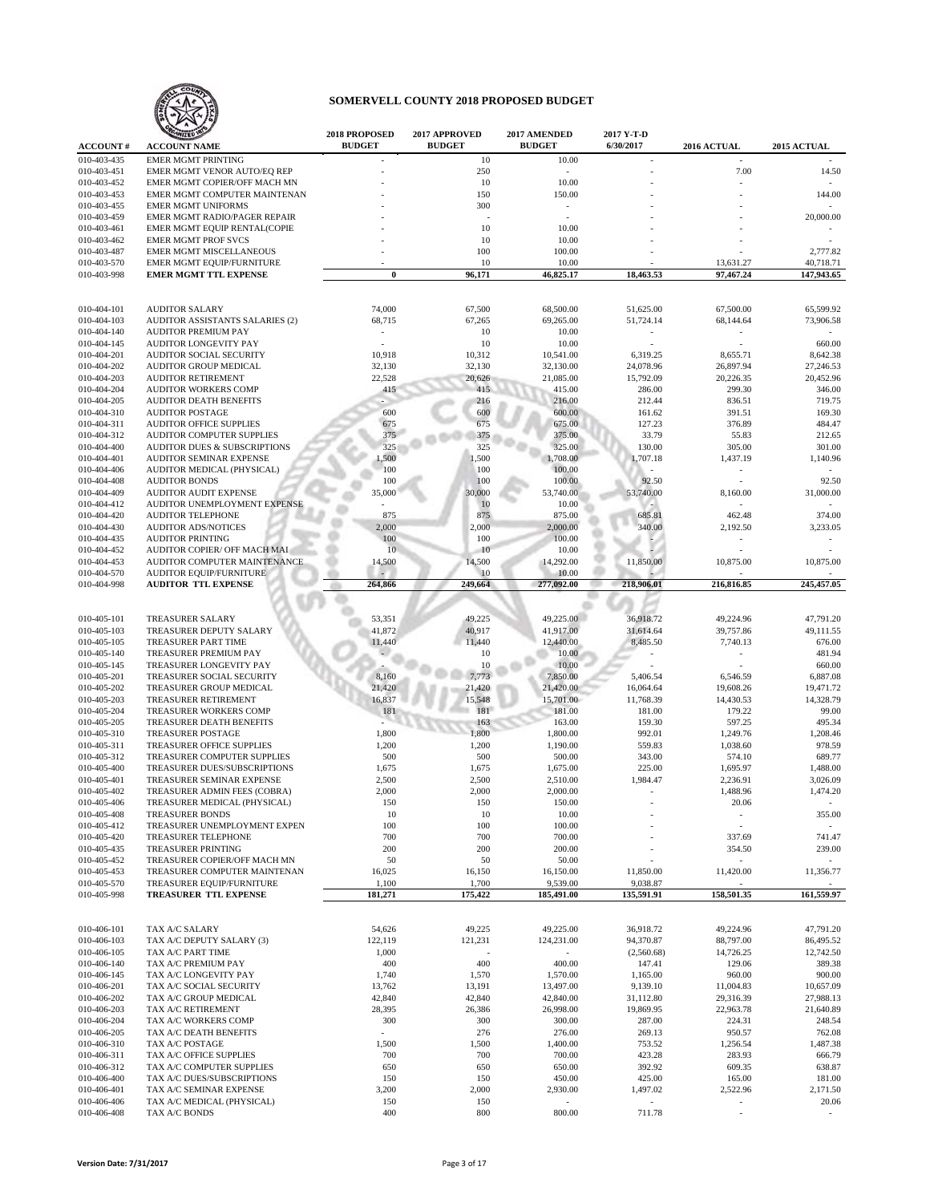# SOMERVELL COUNTY 2018 PROPOSED BUDGET

| ACCOUNT # | ACCOUNT NAME | 2018 PROPOSED BUDGET | 2017 APPROVED BUDGET | 2017 AMENDED BUDGET | 2017 Y-T-D 6/30/2017 | 2016 ACTUAL | 2015 ACTUAL |
|---|---|---|---|---|---|---|---|
| 010-403-435 | EMER MGMT PRINTING | - | 10 | 10.00 | - | - | - |
| 010-403-451 | EMER MGMT VENOR AUTO/EQ REP | - | 250 | - | - | 7.00 | 14.50 |
| 010-403-452 | EMER MGMT COPIER/OFF MACH MN | - | 10 | 10.00 | - | - | - |
| 010-403-453 | EMER MGMT COMPUTER MAINTENAN | - | 150 | 150.00 | - | - | 144.00 |
| 010-403-455 | EMER MGMT UNIFORMS | - | 300 | - | - | - | - |
| 010-403-459 | EMER MGMT RADIO/PAGER REPAIR | - | - | - | - | - | 20,000.00 |
| 010-403-461 | EMER MGMT EQUIP RENTAL(COPIE | - | 10 | 10.00 | - | - | - |
| 010-403-462 | EMER MGMT PROF SVCS | - | 10 | 10.00 | - | - | - |
| 010-403-487 | EMER MGMT MISCELLANEOUS | - | 100 | 100.00 | - | - | 2,777.82 |
| 010-403-570 | EMER MGMT EQUIP/FURNITURE | - | 10 | 10.00 | - | 13,631.27 | 40,718.71 |
| 010-403-998 | **EMER MGMT TTL EXPENSE** | **0** | **96,171** | **46,825.17** | **18,463.53** | **97,467.24** | **147,943.65** |
| | | | | | | | |
| 010-404-101 | AUDITOR SALARY | 74,000 | 67,500 | 68,500.00 | 51,625.00 | 67,500.00 | 65,599.92 |
| 010-404-103 | AUDITOR ASSISTANTS SALARIES (2) | 68,715 | 67,265 | 69,265.00 | 51,724.14 | 68,144.64 | 73,906.58 |
| 010-404-140 | AUDITOR PREMIUM PAY | - | 10 | 10.00 | - | - | - |
| 010-404-145 | AUDITOR LONGEVITY PAY | - | 10 | 10.00 | - | - | 660.00 |
| 010-404-201 | AUDITOR SOCIAL SECURITY | 10,918 | 10,312 | 10,541.00 | 6,319.25 | 8,655.71 | 8,642.38 |
| 010-404-202 | AUDITOR GROUP MEDICAL | 32,130 | 32,130 | 32,130.00 | 24,078.96 | 26,897.94 | 27,246.53 |
| 010-404-203 | AUDITOR RETIREMENT | 22,528 | 20,626 | 21,085.00 | 15,792.09 | 20,226.35 | 20,452.96 |
| 010-404-204 | AUDITOR WORKERS COMP | 415 | 415 | 415.00 | 286.00 | 299.30 | 346.00 |
| 010-404-205 | AUDITOR DEATH BENEFITS | - | 216 | 216.00 | 212.44 | 836.51 | 719.75 |
| 010-404-310 | AUDITOR POSTAGE | 600 | 600 | 600.00 | 161.62 | 391.51 | 169.30 |
| 010-404-311 | AUDITOR OFFICE SUPPLIES | 675 | 675 | 675.00 | 127.23 | 376.89 | 484.47 |
| 010-404-312 | AUDITOR COMPUTER SUPPLIES | 375 | 375 | 375.00 | 33.79 | 55.83 | 212.65 |
| 010-404-400 | AUDITOR DUES & SUBSCRIPTIONS | 325 | 325 | 325.00 | 130.00 | 305.00 | 301.00 |
| 010-404-401 | AUDITOR SEMINAR EXPENSE | 1,500 | 1,500 | 1,708.00 | 1,707.18 | 1,437.19 | 1,140.96 |
| 010-404-406 | AUDITOR MEDICAL (PHYSICAL) | 100 | 100 | 100.00 | - | - | - |
| 010-404-408 | AUDITOR BONDS | 100 | 100 | 100.00 | 92.50 | - | 92.50 |
| 010-404-409 | AUDITOR AUDIT EXPENSE | 35,000 | 30,000 | 53,740.00 | 53,740.00 | 8,160.00 | 31,000.00 |
| 010-404-412 | AUDITOR UNEMPLOYMENT EXPENSE | - | 10 | 10.00 | - | - | - |
| 010-404-420 | AUDITOR TELEPHONE | 875 | 875 | 875.00 | 685.81 | 462.48 | 374.00 |
| 010-404-430 | AUDITOR ADS/NOTICES | 2,000 | 2,000 | 2,000.00 | 340.00 | 2,192.50 | 3,233.05 |
| 010-404-435 | AUDITOR PRINTING | 100 | 100 | 100.00 | - | - | - |
| 010-404-452 | AUDITOR COPIER/ OFF MACH MAI | 10 | 10 | 10.00 | - | - | - |
| 010-404-453 | AUDITOR COMPUTER MAINTENANCE | 14,500 | 14,500 | 14,292.00 | 11,850.00 | 10,875.00 | 10,875.00 |
| 010-404-570 | AUDITOR EQUIP/FURNITURE | - | 10 | 10.00 | - | - | - |
| 010-404-998 | **AUDITOR TTL EXPENSE** | **264,866** | **249,664** | **277,092.00** | **218,906.01** | **216,816.85** | **245,457.05** |
| | | | | | | | |
| 010-405-101 | TREASURER SALARY | 53,351 | 49,225 | 49,225.00 | 36,918.72 | 49,224.96 | 47,791.20 |
| 010-405-103 | TREASURER DEPUTY SALARY | 41,872 | 40,917 | 41,917.00 | 31,614.64 | 39,757.86 | 49,111.55 |
| 010-405-105 | TREASURER PART TIME | 11,440 | 11,440 | 12,440.00 | 8,485.50 | 7,740.13 | 676.00 |
| 010-405-140 | TREASURER PREMIUM PAY | - | 10 | 10.00 | - | - | 481.94 |
| 010-405-145 | TREASURER LONGEVITY PAY | - | 10 | 10.00 | - | - | 660.00 |
| 010-405-201 | TREASURER SOCIAL SECURITY | 8,160 | 7,773 | 7,850.00 | 5,406.54 | 6,546.59 | 6,887.08 |
| 010-405-202 | TREASURER GROUP MEDICAL | 21,420 | 21,420 | 21,420.00 | 16,064.64 | 19,608.26 | 19,471.72 |
| 010-405-203 | TREASURER RETIREMENT | 16,837 | 15,548 | 15,701.00 | 11,768.39 | 14,430.53 | 14,328.79 |
| 010-405-204 | TREASURER WORKERS COMP | 181 | 181 | 181.00 | 181.00 | 179.22 | 99.00 |
| 010-405-205 | TREASURER DEATH BENEFITS | - | 163 | 163.00 | 159.30 | 597.25 | 495.34 |
| 010-405-310 | TREASURER POSTAGE | 1,800 | 1,800 | 1,800.00 | 992.01 | 1,249.76 | 1,208.46 |
| 010-405-311 | TREASURER OFFICE SUPPLIES | 1,200 | 1,200 | 1,190.00 | 559.83 | 1,038.60 | 978.59 |
| 010-405-312 | TREASURER COMPUTER SUPPLIES | 500 | 500 | 500.00 | 343.00 | 574.10 | 689.77 |
| 010-405-400 | TREASURER DUES/SUBSCRIPTIONS | 1,675 | 1,675 | 1,675.00 | 225.00 | 1,695.97 | 1,488.00 |
| 010-405-401 | TREASURER SEMINAR EXPENSE | 2,500 | 2,500 | 2,510.00 | 1,984.47 | 2,236.91 | 3,026.09 |
| 010-405-402 | TREASURER ADMIN FEES (COBRA) | 2,000 | 2,000 | 2,000.00 | - | 1,488.96 | 1,474.20 |
| 010-405-406 | TREASURER MEDICAL (PHYSICAL) | 150 | 150 | 150.00 | - | 20.06 | - |
| 010-405-408 | TREASURER BONDS | 10 | 10 | 10.00 | - | - | 355.00 |
| 010-405-412 | TREASURER UNEMPLOYMENT EXPEN | 100 | 100 | 100.00 | - | - | - |
| 010-405-420 | TREASURER TELEPHONE | 700 | 700 | 700.00 | - | 337.69 | 741.47 |
| 010-405-435 | TREASURER PRINTING | 200 | 200 | 200.00 | - | 354.50 | 239.00 |
| 010-405-452 | TREASURER COPIER/OFF MACH MN | 50 | 50 | 50.00 | - | - | - |
| 010-405-453 | TREASURER COMPUTER MAINTENAN | 16,025 | 16,150 | 16,150.00 | 11,850.00 | 11,420.00 | 11,356.77 |
| 010-405-570 | TREASURER EQUIP/FURNITURE | 1,100 | 1,700 | 9,539.00 | 9,038.87 | - | - |
| 010-405-998 | **TREASURER TTL EXPENSE** | **181,271** | **175,422** | **185,491.00** | **135,591.91** | **158,501.35** | **161,559.97** |
| | | | | | | | |
| 010-406-101 | TAX A/C SALARY | 54,626 | 49,225 | 49,225.00 | 36,918.72 | 49,224.96 | 47,791.20 |
| 010-406-103 | TAX A/C DEPUTY SALARY (3) | 122,119 | 121,231 | 124,231.00 | 94,370.87 | 88,797.00 | 86,495.52 |
| 010-406-105 | TAX A/C PART TIME | 1,000 | - | - | (2,560.68) | 14,726.25 | 12,742.50 |
| 010-406-140 | TAX A/C PREMIUM PAY | 400 | 400 | 400.00 | 147.41 | 129.06 | 389.38 |
| 010-406-145 | TAX A/C LONGEVITY PAY | 1,740 | 1,570 | 1,570.00 | 1,165.00 | 960.00 | 900.00 |
| 010-406-201 | TAX A/C SOCIAL SECURITY | 13,762 | 13,191 | 13,497.00 | 9,139.10 | 11,004.83 | 10,657.09 |
| 010-406-202 | TAX A/C GROUP MEDICAL | 42,840 | 42,840 | 42,840.00 | 31,112.80 | 29,316.39 | 27,988.13 |
| 010-406-203 | TAX A/C RETIREMENT | 28,395 | 26,386 | 26,998.00 | 19,869.95 | 22,963.78 | 21,640.89 |
| 010-406-204 | TAX A/C WORKERS COMP | 300 | 300 | 300.00 | 287.00 | 224.31 | 248.54 |
| 010-406-205 | TAX A/C DEATH BENEFITS | - | 276 | 276.00 | 269.13 | 950.57 | 762.08 |
| 010-406-310 | TAX A/C POSTAGE | 1,500 | 1,500 | 1,400.00 | 753.52 | 1,256.54 | 1,487.38 |
| 010-406-311 | TAX A/C OFFICE SUPPLIES | 700 | 700 | 700.00 | 423.28 | 283.93 | 666.79 |
| 010-406-312 | TAX A/C COMPUTER SUPPLIES | 650 | 650 | 650.00 | 392.92 | 609.35 | 638.87 |
| 010-406-400 | TAX A/C DUES/SUBSCRIPTIONS | 150 | 150 | 450.00 | 425.00 | 165.00 | 181.00 |
| 010-406-401 | TAX A/C SEMINAR EXPENSE | 3,200 | 2,000 | 2,930.00 | 1,497.02 | 2,522.96 | 2,171.50 |
| 010-406-406 | TAX A/C MEDICAL (PHYSICAL) | 150 | 150 | - | - | - | 20.06 |
| 010-406-408 | TAX A/C BONDS | 400 | 800 | 800.00 | 711.78 | - | - |

Version Date: 7/31/2017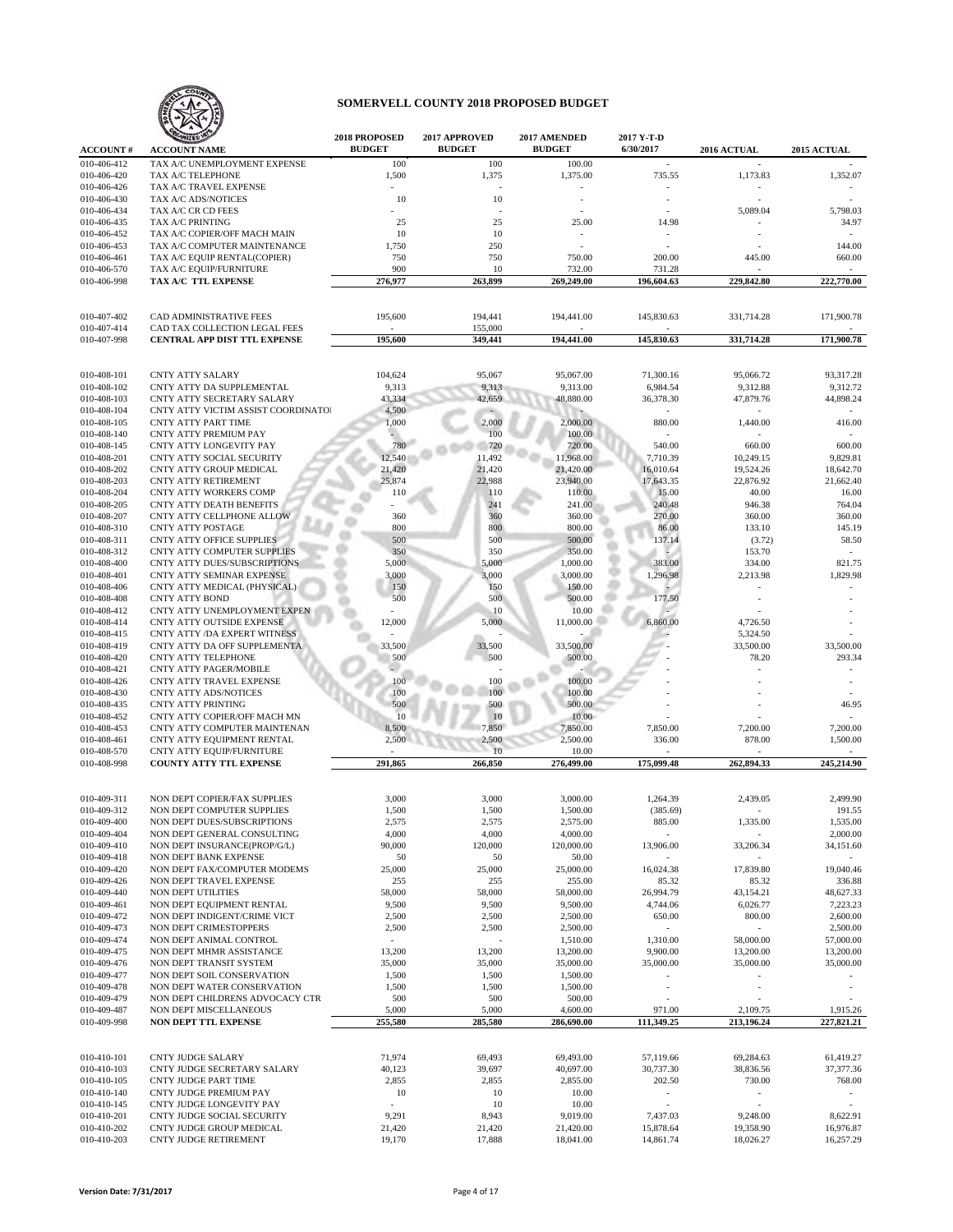# SOMERVELL COUNTY 2018 PROPOSED BUDGET

| ACCOUNT # | ACCOUNT NAME | 2018 PROPOSED BUDGET | 2017 APPROVED BUDGET | 2017 AMENDED BUDGET | 2017 Y-T-D 6/30/2017 | 2016 ACTUAL | 2015 ACTUAL |
|---|---|---|---|---|---|---|---|
| 010-406-412 | TAX A/C UNEMPLOYMENT EXPENSE | 100 | 100 | 100.00 | - | - | - |
| 010-406-420 | TAX A/C TELEPHONE | 1,500 | 1,375 | 1,375.00 | 735.55 | 1,173.83 | 1,352.07 |
| 010-406-426 | TAX A/C TRAVEL EXPENSE | - | - | - | - | - | - |
| 010-406-430 | TAX A/C ADS/NOTICES | 10 | 10 | - | - | - | - |
| 010-406-434 | TAX A/C CR CD FEES | - | - | - | - | 5,089.04 | 5,798.03 |
| 010-406-435 | TAX A/C PRINTING | 25 | 25 | 25.00 | 14.98 | - | 34.97 |
| 010-406-452 | TAX A/C COPIER/OFF MACH MAIN | 10 | 10 | - | - | - | - |
| 010-406-453 | TAX A/C COMPUTER MAINTENANCE | 1,750 | 250 | - | - | - | 144.00 |
| 010-406-461 | TAX A/C EQUIP RENTAL(COPIER) | 750 | 750 | 750.00 | 200.00 | 445.00 | 660.00 |
| 010-406-570 | TAX A/C EQUIP/FURNITURE | 900 | 10 | 732.00 | 731.28 | - | - |
| 010-406-998 | **TAX A/C TTL EXPENSE** | **276,977** | **263,899** | **269,249.00** | **196,604.63** | **229,842.80** | **222,770.00** |
| | | | | | | | |
| 010-407-402 | CAD ADMINISTRATIVE FEES | 195,600 | 194,441 | 194,441.00 | 145,830.63 | 331,714.28 | 171,900.78 |
| 010-407-414 | CAD TAX COLLECTION LEGAL FEES | - | 155,000 | - | - | - | - |
| 010-407-998 | **CENTRAL APP DIST TTL EXPENSE** | **195,600** | **349,441** | **194,441.00** | **145,830.63** | **331,714.28** | **171,900.78** |
| | | | | | | | |
| 010-408-101 | CNTY ATTY SALARY | 104,624 | 95,067 | 95,067.00 | 71,300.16 | 95,066.72 | 93,317.28 |
| 010-408-102 | CNTY ATTY DA SUPPLEMENTAL | 9,313 | 9,313 | 9,313.00 | 6,984.54 | 9,312.88 | 9,312.72 |
| 010-408-103 | CNTY ATTY SECRETARY SALARY | 43,334 | 42,659 | 48,880.00 | 36,378.30 | 47,879.76 | 44,898.24 |
| 010-408-104 | CNTY ATTY VICTIM ASSIST COORDINATOR | 4,500 | - | - | - | - | - |
| 010-408-105 | CNTY ATTY PART TIME | 1,000 | 2,000 | 2,000.00 | 880.00 | 1,440.00 | 416.00 |
| 010-408-140 | CNTY ATTY PREMIUM PAY | - | 100 | 100.00 | - | - | - |
| 010-408-145 | CNTY ATTY LONGEVITY PAY | 780 | 720 | 720.00 | 540.00 | 660.00 | 600.00 |
| 010-408-201 | CNTY ATTY SOCIAL SECURITY | 12,540 | 11,492 | 11,968.00 | 7,710.39 | 10,249.15 | 9,829.81 |
| 010-408-202 | CNTY ATTY GROUP MEDICAL | 21,420 | 21,420 | 21,420.00 | 16,010.64 | 19,524.26 | 18,642.70 |
| 010-408-203 | CNTY ATTY RETIREMENT | 25,874 | 22,988 | 23,940.00 | 17,643.35 | 22,876.92 | 21,662.40 |
| 010-408-204 | CNTY ATTY WORKERS COMP | 110 | 110 | 110.00 | 15.00 | 40.00 | 16.00 |
| 010-408-205 | CNTY ATTY DEATH BENEFITS | - | 241 | 241.00 | 240.48 | 946.38 | 764.04 |
| 010-408-207 | CNTY ATTY CELLPHONE ALLOW | 360 | 360 | 360.00 | 270.00 | 360.00 | 360.00 |
| 010-408-310 | CNTY ATTY POSTAGE | 800 | 800 | 800.00 | 86.00 | 133.10 | 145.19 |
| 010-408-311 | CNTY ATTY OFFICE SUPPLIES | 500 | 500 | 500.00 | 137.14 | (3.72) | 58.50 |
| 010-408-312 | CNTY ATTY COMPUTER SUPPLIES | 350 | 350 | 350.00 | - | 153.70 | - |
| 010-408-400 | CNTY ATTY DUES/SUBSCRIPTIONS | 5,000 | 5,000 | 1,000.00 | 383.00 | 334.00 | 821.75 |
| 010-408-401 | CNTY ATTY SEMINAR EXPENSE | 3,000 | 3,000 | 3,000.00 | 1,296.98 | 2,213.98 | 1,829.98 |
| 010-408-406 | CNTY ATTY MEDICAL (PHYSICAL) | 150 | 150 | 150.00 | - | - | - |
| 010-408-408 | CNTY ATTY BOND | 500 | 500 | 500.00 | 177.50 | - | - |
| 010-408-412 | CNTY ATTY UNEMPLOYMENT EXPEN | - | 10 | 10.00 | - | - | - |
| 010-408-414 | CNTY ATTY OUTSIDE EXPENSE | 12,000 | 5,000 | 11,000.00 | 6,860.00 | 4,726.50 | - |
| 010-408-415 | CNTY ATTY /DA EXPERT WITNESS | - | - | - | - | 5,324.50 | - |
| 010-408-419 | CNTY ATTY DA OFF SUPPLEMENTA | 33,500 | 33,500 | 33,500.00 | - | 33,500.00 | 33,500.00 |
| 010-408-420 | CNTY ATTY TELEPHONE | 500 | 500 | 500.00 | - | 78.20 | 293.34 |
| 010-408-421 | CNTY ATTY PAGER/MOBILE | - | - | - | - | - | - |
| 010-408-426 | CNTY ATTY TRAVEL EXPENSE | 100 | 100 | 100.00 | - | - | - |
| 010-408-430 | CNTY ATTY ADS/NOTICES | 100 | 100 | 100.00 | - | - | - |
| 010-408-435 | CNTY ATTY PRINTING | 500 | 500 | 500.00 | - | - | 46.95 |
| 010-408-452 | CNTY ATTY COPIER/OFF MACH MN | 10 | 10 | 10.00 | - | - | - |
| 010-408-453 | CNTY ATTY COMPUTER MAINTENAN | 8,500 | 7,850 | 7,850.00 | 7,850.00 | 7,200.00 | 7,200.00 |
| 010-408-461 | CNTY ATTY EQUIPMENT RENTAL | 2,500 | 2,500 | 2,500.00 | 336.00 | 878.00 | 1,500.00 |
| 010-408-570 | CNTY ATTY EQUIP/FURNITURE | - | 10 | 10.00 | - | - | - |
| 010-408-998 | **COUNTY ATTY TTL EXPENSE** | **291,865** | **266,850** | **276,499.00** | **175,099.48** | **262,894.33** | **245,214.90** |
| | | | | | | | |
| 010-409-311 | NON DEPT COPIER/FAX SUPPLIES | 3,000 | 3,000 | 3,000.00 | 1,264.39 | 2,439.05 | 2,499.90 |
| 010-409-312 | NON DEPT COMPUTER SUPPLIES | 1,500 | 1,500 | 1,500.00 | (385.69) | - | 191.55 |
| 010-409-400 | NON DEPT DUES/SUBSCRIPTIONS | 2,575 | 2,575 | 2,575.00 | 885.00 | 1,335.00 | 1,535.00 |
| 010-409-404 | NON DEPT GENERAL CONSULTING | 4,000 | 4,000 | 4,000.00 | - | - | 2,000.00 |
| 010-409-410 | NON DEPT INSURANCE(PROP/G/L) | 90,000 | 120,000 | 120,000.00 | 13,906.00 | 33,206.34 | 34,151.60 |
| 010-409-418 | NON DEPT BANK EXPENSE | 50 | 50 | 50.00 | - | - | - |
| 010-409-420 | NON DEPT FAX/COMPUTER MODEMS | 25,000 | 25,000 | 25,000.00 | 16,024.38 | 17,839.80 | 19,040.46 |
| 010-409-426 | NON DEPT TRAVEL EXPENSE | 255 | 255 | 255.00 | 85.32 | 85.32 | 336.88 |
| 010-409-440 | NON DEPT UTILITIES | 58,000 | 58,000 | 58,000.00 | 26,994.79 | 43,154.21 | 48,627.33 |
| 010-409-461 | NON DEPT EQUIPMENT RENTAL | 9,500 | 9,500 | 9,500.00 | 4,744.06 | 6,026.77 | 7,223.23 |
| 010-409-472 | NON DEPT INDIGENT/CRIME VICT | 2,500 | 2,500 | 2,500.00 | 650.00 | 800.00 | 2,600.00 |
| 010-409-473 | NON DEPT CRIMESTOPPERS | 2,500 | 2,500 | 2,500.00 | - | - | 2,500.00 |
| 010-409-474 | NON DEPT ANIMAL CONTROL | - | - | 1,510.00 | 1,310.00 | 58,000.00 | 57,000.00 |
| 010-409-475 | NON DEPT MHMR ASSISTANCE | 13,200 | 13,200 | 13,200.00 | 9,900.00 | 13,200.00 | 13,200.00 |
| 010-409-476 | NON DEPT TRANSIT SYSTEM | 35,000 | 35,000 | 35,000.00 | 35,000.00 | 35,000.00 | 35,000.00 |
| 010-409-477 | NON DEPT SOIL CONSERVATION | 1,500 | 1,500 | 1,500.00 | - | - | - |
| 010-409-478 | NON DEPT WATER CONSERVATION | 1,500 | 1,500 | 1,500.00 | - | - | - |
| 010-409-479 | NON DEPT CHILDRENS ADVOCACY CTR | 500 | 500 | 500.00 | - | - | - |
| 010-409-487 | NON DEPT MISCELLANEOUS | 5,000 | 5,000 | 4,600.00 | 971.00 | 2,109.75 | 1,915.26 |
| 010-409-998 | **NON DEPT TTL EXPENSE** | **255,580** | **285,580** | **286,690.00** | **111,349.25** | **213,196.24** | **227,821.21** |
| | | | | | | | |
| 010-410-101 | CNTY JUDGE SALARY | 71,974 | 69,493 | 69,493.00 | 57,119.66 | 69,284.63 | 61,419.27 |
| 010-410-103 | CNTY JUDGE SECRETARY SALARY | 40,123 | 39,697 | 40,697.00 | 30,737.30 | 38,836.56 | 37,377.36 |
| 010-410-105 | CNTY JUDGE PART TIME | 2,855 | 2,855 | 2,855.00 | 202.50 | 730.00 | 768.00 |
| 010-410-140 | CNTY JUDGE PREMIUM PAY | 10 | 10 | 10.00 | - | - | - |
| 010-410-145 | CNTY JUDGE LONGEVITY PAY | - | 10 | 10.00 | - | - | - |
| 010-410-201 | CNTY JUDGE SOCIAL SECURITY | 9,291 | 8,943 | 9,019.00 | 7,437.03 | 9,248.00 | 8,622.91 |
| 010-410-202 | CNTY JUDGE GROUP MEDICAL | 21,420 | 21,420 | 21,420.00 | 15,878.64 | 19,358.90 | 16,976.87 |
| 010-410-203 | CNTY JUDGE RETIREMENT | 19,170 | 17,888 | 18,041.00 | 14,861.74 | 18,026.27 | 16,257.29 |

Version Date: 7/31/2017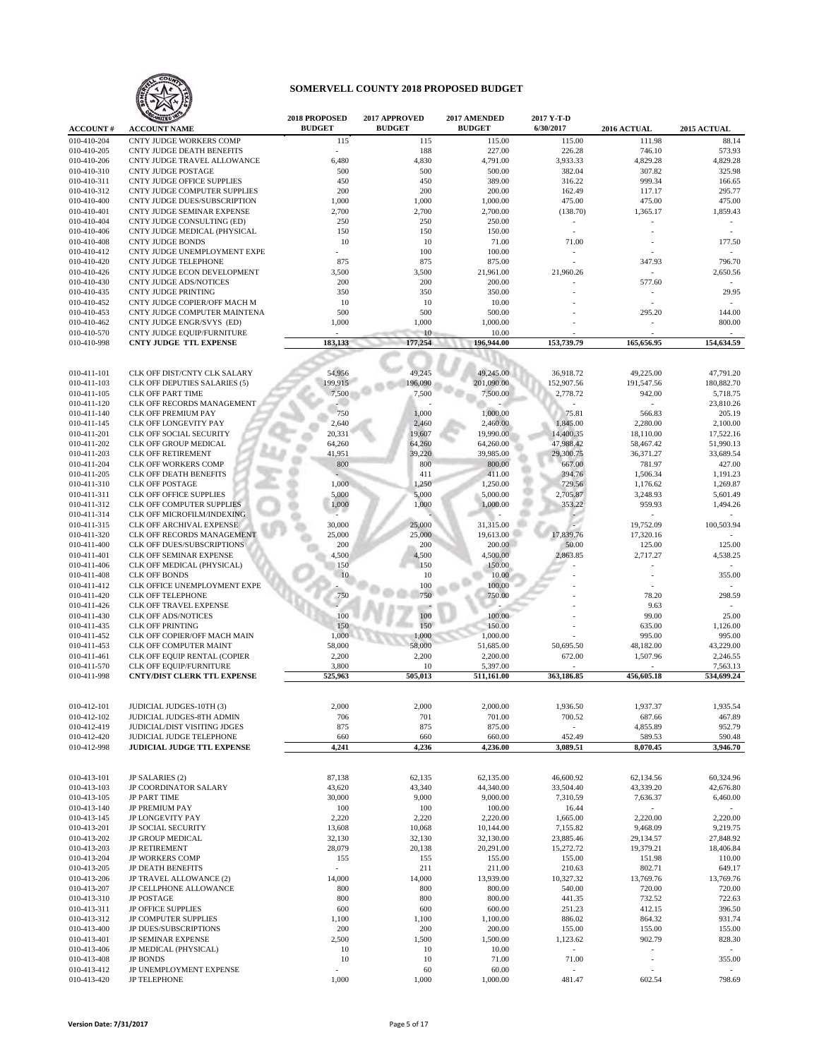# SOMERVELL COUNTY 2018 PROPOSED BUDGET

| ACCOUNT # | ACCOUNT NAME | 2018 PROPOSED BUDGET | 2017 APPROVED BUDGET | 2017 AMENDED BUDGET | 2017 Y-T-D 6/30/2017 | 2016 ACTUAL | 2015 ACTUAL |
|---|---|---|---|---|---|---|---|
| 010-410-204 | CNTY JUDGE WORKERS COMP | 115 | 115 | 115.00 | 115.00 | 111.98 | 88.14 |
| 010-410-205 | CNTY JUDGE DEATH BENEFITS | - | 188 | 227.00 | 226.28 | 746.10 | 573.93 |
| 010-410-206 | CNTY JUDGE TRAVEL ALLOWANCE | 6,480 | 4,830 | 4,791.00 | 3,933.33 | 4,829.28 | 4,829.28 |
| 010-410-310 | CNTY JUDGE POSTAGE | 500 | 500 | 500.00 | 382.04 | 307.82 | 325.98 |
| 010-410-311 | CNTY JUDGE OFFICE SUPPLIES | 450 | 450 | 389.00 | 316.22 | 999.34 | 166.65 |
| 010-410-312 | CNTY JUDGE COMPUTER SUPPLIES | 200 | 200 | 200.00 | 162.49 | 117.17 | 295.77 |
| 010-410-400 | CNTY JUDGE DUES/SUBSCRIPTION | 1,000 | 1,000 | 1,000.00 | 475.00 | 475.00 | 475.00 |
| 010-410-401 | CNTY JUDGE SEMINAR EXPENSE | 2,700 | 2,700 | 2,700.00 | (138.70) | 1,365.17 | 1,859.43 |
| 010-410-404 | CNTY JUDGE CONSULTING (ED) | 250 | 250 | 250.00 | - | - | - |
| 010-410-406 | CNTY JUDGE MEDICAL (PHYSICAL | 150 | 150 | 150.00 | - | - | - |
| 010-410-408 | CNTY JUDGE BONDS | 10 | 10 | 71.00 | 71.00 | - | 177.50 |
| 010-410-412 | CNTY JUDGE UNEMPLOYMENT EXPE | - | 100 | 100.00 | - | - | - |
| 010-410-420 | CNTY JUDGE TELEPHONE | 875 | 875 | 875.00 | - | 347.93 | 796.70 |
| 010-410-426 | CNTY JUDGE ECON DEVELOPMENT | 3,500 | 3,500 | 21,961.00 | 21,960.26 | - | 2,650.56 |
| 010-410-430 | CNTY JUDGE ADS/NOTICES | 200 | 200 | 200.00 | - | 577.60 | - |
| 010-410-435 | CNTY JUDGE PRINTING | 350 | 350 | 350.00 | - | - | 29.95 |
| 010-410-452 | CNTY JUDGE COPIER/OFF MACH M | 10 | 10 | 10.00 | - | - | - |
| 010-410-453 | CNTY JUDGE COMPUTER MAINTENA | 500 | 500 | 500.00 | - | 295.20 | 144.00 |
| 010-410-462 | CNTY JUDGE ENGR/SVYS (ED) | 1,000 | 1,000 | 1,000.00 | - | - | 800.00 |
| 010-410-570 | CNTY JUDGE EQUIP/FURNITURE | - | 10 | 10.00 | - | - | - |
| 010-410-998 | **CNTY JUDGE TTL EXPENSE** | **183,133** | **177,254** | **196,944.00** | **153,739.79** | **165,656.95** | **154,634.59** |
| | | | | | | | |
| 010-411-101 | CLK OFF DIST/CNTY CLK SALARY | 54,956 | 49,245 | 49,245.00 | 36,918.72 | 49,225.00 | 47,791.20 |
| 010-411-103 | CLK OFF DEPUTIES SALARIES (5) | 199,915 | 196,090 | 201,090.00 | 152,907.56 | 191,547.56 | 180,882.70 |
| 010-411-105 | CLK OFF PART TIME | 7,500 | 7,500 | 7,500.00 | 2,778.72 | 942.00 | 5,718.75 |
| 010-411-120 | CLK OFF RECORDS MANAGEMENT | - | - | - | - | - | 23,810.26 |
| 010-411-140 | CLK OFF PREMIUM PAY | 750 | 1,000 | 1,000.00 | 75.81 | 566.83 | 205.19 |
| 010-411-145 | CLK OFF LONGEVITY PAY | 2,640 | 2,460 | 2,460.00 | 1,845.00 | 2,280.00 | 2,100.00 |
| 010-411-201 | CLK OFF SOCIAL SECURITY | 20,331 | 19,607 | 19,990.00 | 14,400.35 | 18,110.00 | 17,522.16 |
| 010-411-202 | CLK OFF GROUP MEDICAL | 64,260 | 64,260 | 64,260.00 | 47,988.42 | 58,467.42 | 51,990.13 |
| 010-411-203 | CLK OFF RETIREMENT | 41,951 | 39,220 | 39,985.00 | 29,300.75 | 36,371.27 | 33,689.54 |
| 010-411-204 | CLK OFF WORKERS COMP | 800 | 800 | 800.00 | 667.00 | 781.97 | 427.00 |
| 010-411-205 | CLK OFF DEATH BENEFITS | - | 411 | 411.00 | 394.76 | 1,506.34 | 1,191.23 |
| 010-411-310 | CLK OFF POSTAGE | 1,000 | 1,250 | 1,250.00 | 729.56 | 1,176.62 | 1,269.87 |
| 010-411-311 | CLK OFF OFFICE SUPPLIES | 5,000 | 5,000 | 5,000.00 | 2,705.87 | 3,248.93 | 5,601.49 |
| 010-411-312 | CLK OFF COMPUTER SUPPLIES | 1,000 | 1,000 | 1,000.00 | 353.22 | 959.93 | 1,494.26 |
| 010-411-314 | CLK OFF MICROFILM/INDEXING | - | - | - | - | - | - |
| 010-411-315 | CLK OFF ARCHIVAL EXPENSE | 30,000 | 25,000 | 31,315.00 | - | 19,752.09 | 100,503.94 |
| 010-411-320 | CLK OFF RECORDS MANAGEMENT | 25,000 | 25,000 | 19,613.00 | 17,839.76 | 17,320.16 | - |
| 010-411-400 | CLK OFF DUES/SUBSCRIPTIONS | 200 | 200 | 200.00 | 50.00 | 125.00 | 125.00 |
| 010-411-401 | CLK OFF SEMINAR EXPENSE | 4,500 | 4,500 | 4,500.00 | 2,863.85 | 2,717.27 | 4,538.25 |
| 010-411-406 | CLK OFF MEDICAL (PHYSICAL) | 150 | 150 | 150.00 | - | - | - |
| 010-411-408 | CLK OFF BONDS | 10 | 10 | 10.00 | - | - | 355.00 |
| 010-411-412 | CLK OFFICE UNEMPLOYMENT EXPE | - | 100 | 100.00 | - | - | - |
| 010-411-420 | CLK OFF TELEPHONE | 750 | 750 | 750.00 | - | 78.20 | 298.59 |
| 010-411-426 | CLK OFF TRAVEL EXPENSE | - | - | - | - | 9.63 | - |
| 010-411-430 | CLK OFF ADS/NOTICES | 100 | 100 | 100.00 | - | 99.00 | 25.00 |
| 010-411-435 | CLK OFF PRINTING | 150 | 150 | 150.00 | - | 635.00 | 1,126.00 |
| 010-411-452 | CLK OFF COPIER/OFF MACH MAIN | 1,000 | 1,000 | 1,000.00 | - | 995.00 | 995.00 |
| 010-411-453 | CLK OFF COMPUTER MAINT | 58,000 | 58,000 | 51,685.00 | 50,695.50 | 48,182.00 | 43,229.00 |
| 010-411-461 | CLK OFF EQUIP RENTAL (COPIER | 2,200 | 2,200 | 2,200.00 | 672.00 | 1,507.96 | 2,246.55 |
| 010-411-570 | CLK OFF EQUIP/FURNITURE | 3,800 | 10 | 5,397.00 | - | - | 7,563.13 |
| 010-411-998 | **CNTY/DIST CLERK TTL EXPENSE** | **525,963** | **505,013** | **511,161.00** | **363,186.85** | **456,605.18** | **534,699.24** |
| | | | | | | | |
| 010-412-101 | JUDICIAL JUDGES-10TH (3) | 2,000 | 2,000 | 2,000.00 | 1,936.50 | 1,937.37 | 1,935.54 |
| 010-412-102 | JUDICIAL JUDGES-8TH ADMIN | 706 | 701 | 701.00 | 700.52 | 687.66 | 467.89 |
| 010-412-419 | JUDICIAL/DIST VISITING JDGES | 875 | 875 | 875.00 | - | 4,855.89 | 952.79 |
| 010-412-420 | JUDICIAL JUDGE TELEPHONE | 660 | 660 | 660.00 | 452.49 | 589.53 | 590.48 |
| 010-412-998 | **JUDICIAL JUDGE TTL EXPENSE** | **4,241** | **4,236** | **4,236.00** | **3,089.51** | **8,070.45** | **3,946.70** |
| | | | | | | | |
| 010-413-101 | JP SALARIES (2) | 87,138 | 62,135 | 62,135.00 | 46,600.92 | 62,134.56 | 60,324.96 |
| 010-413-103 | JP COORDINATOR SALARY | 43,620 | 43,340 | 44,340.00 | 33,504.40 | 43,339.20 | 42,676.80 |
| 010-413-105 | JP PART TIME | 30,000 | 9,000 | 9,000.00 | 7,310.59 | 7,636.37 | 6,460.00 |
| 010-413-140 | JP PREMIUM PAY | 100 | 100 | 100.00 | 16.44 | - | - |
| 010-413-145 | JP LONGEVITY PAY | 2,220 | 2,220 | 2,220.00 | 1,665.00 | 2,220.00 | 2,220.00 |
| 010-413-201 | JP SOCIAL SECURITY | 13,608 | 10,068 | 10,144.00 | 7,155.82 | 9,468.09 | 9,219.75 |
| 010-413-202 | JP GROUP MEDICAL | 32,130 | 32,130 | 32,130.00 | 23,885.46 | 29,134.57 | 27,848.92 |
| 010-413-203 | JP RETIREMENT | 28,079 | 20,138 | 20,291.00 | 15,272.72 | 19,379.21 | 18,406.84 |
| 010-413-204 | JP WORKERS COMP | 155 | 155 | 155.00 | 155.00 | 151.98 | 110.00 |
| 010-413-205 | JP DEATH BENEFITS | - | 211 | 211.00 | 210.63 | 802.71 | 649.17 |
| 010-413-206 | JP TRAVEL ALLOWANCE (2) | 14,000 | 14,000 | 13,939.00 | 10,327.32 | 13,769.76 | 13,769.76 |
| 010-413-207 | JP CELLPHONE ALLOWANCE | 800 | 800 | 800.00 | 540.00 | 720.00 | 720.00 |
| 010-413-310 | JP POSTAGE | 800 | 800 | 800.00 | 441.35 | 732.52 | 722.63 |
| 010-413-311 | JP OFFICE SUPPLIES | 600 | 600 | 600.00 | 251.23 | 412.15 | 396.50 |
| 010-413-312 | JP COMPUTER SUPPLIES | 1,100 | 1,100 | 1,100.00 | 886.02 | 864.32 | 931.74 |
| 010-413-400 | JP DUES/SUBSCRIPTIONS | 200 | 200 | 200.00 | 155.00 | 155.00 | 155.00 |
| 010-413-401 | JP SEMINAR EXPENSE | 2,500 | 1,500 | 1,500.00 | 1,123.62 | 902.79 | 828.30 |
| 010-413-406 | JP MEDICAL (PHYSICAL) | 10 | 10 | 10.00 | - | - | - |
| 010-413-408 | JP BONDS | 10 | 10 | 71.00 | 71.00 | - | 355.00 |
| 010-413-412 | JP UNEMPLOYMENT EXPENSE | - | 60 | 60.00 | - | - | - |
| 010-413-420 | JP TELEPHONE | 1,000 | 1,000 | 1,000.00 | 481.47 | 602.54 | 798.69 |

**Version Date: 7/31/2017**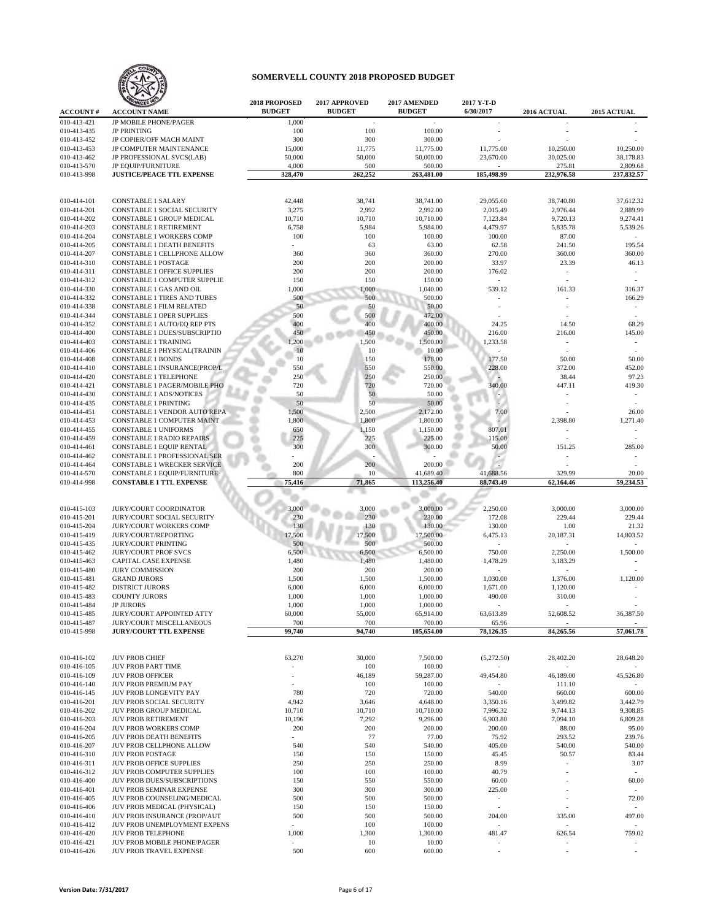# SOMERVELL COUNTY 2018 PROPOSED BUDGET

| ACCOUNT # | ACCOUNT NAME | 2018 PROPOSED BUDGET | 2017 APPROVED BUDGET | 2017 AMENDED BUDGET | 2017 Y-T-D 6/30/2017 | 2016 ACTUAL | 2015 ACTUAL |
|---|---|---|---|---|---|---|---|
| 010-413-421 | JP MOBILE PHONE/PAGER | 1,000 | - | - | - | - | - |
| 010-413-435 | JP PRINTING | 100 | 100 | 100.00 | - | - | - |
| 010-413-452 | JP COPIER/OFF MACH MAINT | 300 | 300 | 300.00 | - | - | - |
| 010-413-453 | JP COMPUTER MAINTENANCE | 15,000 | 11,775 | 11,775.00 | 11,775.00 | 10,250.00 | 10,250.00 |
| 010-413-462 | JP PROFESSIONAL SVCS(LAB) | 50,000 | 50,000 | 50,000.00 | 23,670.00 | 30,025.00 | 38,178.83 |
| 010-413-570 | JP EQUIP/FURNITURE | 4,000 | 500 | 500.00 | - | 275.81 | 2,809.68 |
| 010-413-998 | **JUSTICE/PEACE TTL EXPENSE** | **328,470** | **262,252** | **263,481.00** | **185,498.99** | **232,976.58** | **237,832.57** |
| | | | | | | | |
| 010-414-101 | CONSTABLE 1 SALARY | 42,448 | 38,741 | 38,741.00 | 29,055.60 | 38,740.80 | 37,612.32 |
| 010-414-201 | CONSTABLE 1 SOCIAL SECURITY | 3,275 | 2,992 | 2,992.00 | 2,015.49 | 2,976.44 | 2,889.99 |
| 010-414-202 | CONSTABLE 1 GROUP MEDICAL | 10,710 | 10,710 | 10,710.00 | 7,123.84 | 9,720.13 | 9,274.41 |
| 010-414-203 | CONSTABLE 1 RETIREMENT | 6,758 | 5,984 | 5,984.00 | 4,479.97 | 5,835.78 | 5,539.26 |
| 010-414-204 | CONSTABLE 1 WORKERS COMP | 100 | 100 | 100.00 | 100.00 | 87.00 | - |
| 010-414-205 | CONSTABLE 1 DEATH BENEFITS | - | 63 | 63.00 | 62.58 | 241.50 | 195.54 |
| 010-414-207 | CONSTABLE 1 CELLPHONE ALLOW | 360 | 360 | 360.00 | 270.00 | 360.00 | 360.00 |
| 010-414-310 | CONSTABLE 1 POSTAGE | 200 | 200 | 200.00 | 33.97 | 23.39 | 46.13 |
| 010-414-311 | CONSTABLE 1 OFFICE SUPPLIES | 200 | 200 | 200.00 | 176.02 | - | - |
| 010-414-312 | CONSTABLE 1 COMPUTER SUPPLIE | 150 | 150 | 150.00 | - | - | - |
| 010-414-330 | CONSTABLE 1 GAS AND OIL | 1,000 | 1,000 | 1,040.00 | 539.12 | 161.33 | 316.37 |
| 010-414-332 | CONSTABLE 1 TIRES AND TUBES | 500 | 500 | 500.00 | - | - | 166.29 |
| 010-414-338 | CONSTABLE 1 FILM RELATED | 50 | 50 | 50.00 | - | - | - |
| 010-414-344 | CONSTABLE 1 OPER SUPPLIES | 500 | 500 | 472.00 | - | - | - |
| 010-414-352 | CONSTABLE 1 AUTO/EQ REP PTS | 400 | 400 | 400.00 | 24.25 | 14.50 | 68.29 |
| 010-414-400 | CONSTABLE 1 DUES/SUBSCRIPTIO | 450 | 450 | 450.00 | 216.00 | 216.00 | 145.00 |
| 010-414-403 | CONSTABLE 1 TRAINING | 1,200 | 1,500 | 1,500.00 | 1,233.58 | - | - |
| 010-414-406 | CONSTABLE 1 PHYSICAL(TRAININ | 10 | 10 | 10.00 | - | - | - |
| 010-414-408 | CONSTABLE 1 BONDS | 10 | 150 | 178.00 | 177.50 | 50.00 | 50.00 |
| 010-414-410 | CONSTABLE 1 INSURANCE(PROP/L | 550 | 550 | 550.00 | 228.00 | 372.00 | 452.00 |
| 010-414-420 | CONSTABLE 1 TELEPHONE | 250 | 250 | 250.00 | - | 38.44 | 97.23 |
| 010-414-421 | CONSTABLE 1 PAGER/MOBILE PHO | 720 | 720 | 720.00 | 340.00 | 447.11 | 419.30 |
| 010-414-430 | CONSTABLE 1 ADS/NOTICES | 50 | 50 | 50.00 | - | - | - |
| 010-414-435 | CONSTABLE 1 PRINTING | 50 | 50 | 50.00 | - | - | - |
| 010-414-451 | CONSTABLE 1 VENDOR AUTO REPA | 1,500 | 2,500 | 2,172.00 | 7.00 | - | 26.00 |
| 010-414-453 | CONSTABLE 1 COMPUTER MAINT | 1,800 | 1,800 | 1,800.00 | - | 2,398.80 | 1,271.40 |
| 010-414-455 | CONSTABLE 1 UNIFORMS | 650 | 1,150 | 1,150.00 | 807.01 | - | - |
| 010-414-459 | CONSTABLE 1 RADIO REPAIRS | 225 | 225 | 225.00 | 115.00 | - | - |
| 010-414-461 | CONSTABLE 1 EQUIP RENTAL | 300 | 300 | 300.00 | 50.00 | 151.25 | 285.00 |
| 010-414-462 | CONSTABLE 1 PROFESSIONAL SER | - | - | - | - | - | - |
| 010-414-464 | CONSTABLE 1 WRECKER SERVICE | 200 | 200 | 200.00 | - | - | - |
| 010-414-570 | CONSTABLE 1 EQUIP/FURNITURE | 800 | 10 | 41,689.40 | 41,688.56 | 329.99 | 20.00 |
| 010-414-998 | **CONSTABLE 1 TTL EXPENSE** | **75,416** | **71,865** | **113,256.40** | **88,743.49** | **62,164.46** | **59,234.53** |
| | | | | | | | |
| 010-415-103 | JURY/COURT COORDINATOR | 3,000 | 3,000 | 3,000.00 | 2,250.00 | 3,000.00 | 3,000.00 |
| 010-415-201 | JURY/COURT SOCIAL SECURITY | 230 | 230 | 230.00 | 172.08 | 229.44 | 229.44 |
| 010-415-204 | JURY/COURT WORKERS COMP | 130 | 130 | 130.00 | 130.00 | 1.00 | 21.32 |
| 010-415-419 | JURY/COURT/REPORTING | 17,500 | 17,500 | 17,500.00 | 6,475.13 | 20,187.31 | 14,803.52 |
| 010-415-435 | JURY/COURT PRINTING | 500 | 500 | 500.00 | - | - | - |
| 010-415-462 | JURY/COURT PROF SVCS | 6,500 | 6,500 | 6,500.00 | 750.00 | 2,250.00 | 1,500.00 |
| 010-415-463 | CAPITAL CASE EXPENSE | 1,480 | 1,480 | 1,480.00 | 1,478.29 | 3,183.29 | - |
| 010-415-480 | JURY COMMISSION | 200 | 200 | 200.00 | - | - | - |
| 010-415-481 | GRAND JURORS | 1,500 | 1,500 | 1,500.00 | 1,030.00 | 1,376.00 | 1,120.00 |
| 010-415-482 | DISTRICT JURORS | 6,000 | 6,000 | 6,000.00 | 1,671.00 | 1,120.00 | - |
| 010-415-483 | COUNTY JURORS | 1,000 | 1,000 | 1,000.00 | 490.00 | 310.00 | - |
| 010-415-484 | JP JURORS | 1,000 | 1,000 | 1,000.00 | - | - | - |
| 010-415-485 | JURY/COURT APPOINTED ATTY | 60,000 | 55,000 | 65,914.00 | 63,613.89 | 52,608.52 | 36,387.50 |
| 010-415-487 | JURY/COURT MISCELLANEOUS | 700 | 700 | 700.00 | 65.96 | - | - |
| 010-415-998 | **JURY/COURT TTL EXPENSE** | **99,740** | **94,740** | **105,654.00** | **78,126.35** | **84,265.56** | **57,061.78** |
| | | | | | | | |
| 010-416-102 | JUV PROB CHIEF | 63,270 | 30,000 | 7,500.00 | (5,272.50) | 28,402.20 | 28,648.20 |
| 010-416-105 | JUV PROB PART TIME | - | 100 | 100.00 | - | - | - |
| 010-416-109 | JUV PROB OFFICER | - | 46,189 | 59,287.00 | 49,454.80 | 46,189.00 | 45,526.80 |
| 010-416-140 | JUV PROB PREMIUM PAY | - | 100 | 100.00 | - | 111.10 | - |
| 010-416-145 | JUV PROB LONGEVITY PAY | 780 | 720 | 720.00 | 540.00 | 660.00 | 600.00 |
| 010-416-201 | JUV PROB SOCIAL SECURITY | 4,942 | 3,646 | 4,648.00 | 3,350.16 | 3,499.82 | 3,442.79 |
| 010-416-202 | JUV PROB GROUP MEDICAL | 10,710 | 10,710 | 10,710.00 | 7,996.32 | 9,744.13 | 9,308.85 |
| 010-416-203 | JUV PROB RETIREMENT | 10,196 | 7,292 | 9,296.00 | 6,903.80 | 7,094.10 | 6,809.28 |
| 010-416-204 | JUV PROB WORKERS COMP | 200 | 200 | 200.00 | 200.00 | 88.00 | 95.00 |
| 010-416-205 | JUV PROB DEATH BENEFITS | - | 77 | 77.00 | 75.92 | 293.52 | 239.76 |
| 010-416-207 | JUV PROB CELLPHONE ALLOW | 540 | 540 | 540.00 | 405.00 | 540.00 | 540.00 |
| 010-416-310 | JUV PROB POSTAGE | 150 | 150 | 150.00 | 45.45 | 50.57 | 83.44 |
| 010-416-311 | JUV PROB OFFICE SUPPLIES | 250 | 250 | 250.00 | 8.99 | - | 3.07 |
| 010-416-312 | JUV PROB COMPUTER SUPPLIES | 100 | 100 | 100.00 | 40.79 | - | - |
| 010-416-400 | JUV PROB DUES/SUBSCRIPTIONS | 150 | 550 | 550.00 | 60.00 | - | 60.00 |
| 010-416-401 | JUV PROB SEMINAR EXPENSE | 300 | 300 | 300.00 | 225.00 | - | - |
| 010-416-405 | JUV PROB COUNSELING/MEDICAL | 500 | 500 | 500.00 | - | - | 72.00 |
| 010-416-406 | JUV PROB MEDICAL (PHYSICAL) | 150 | 150 | 150.00 | - | - | - |
| 010-416-410 | JUV PROB INSURANCE (PROP/AUT | 500 | 500 | 500.00 | 204.00 | 335.00 | 497.00 |
| 010-416-412 | JUV PROB UNEMPLOYMENT EXPENS | - | 100 | 100.00 | - | - | - |
| 010-416-420 | JUV PROB TELEPHONE | 1,000 | 1,300 | 1,300.00 | 481.47 | 626.54 | 759.02 |
| 010-416-421 | JUV PROB MOBILE PHONE/PAGER | - | 10 | 10.00 | - | - | - |
| 010-416-426 | JUV PROB TRAVEL EXPENSE | 500 | 600 | 600.00 | - | - | - |

Version Date: 7/31/2017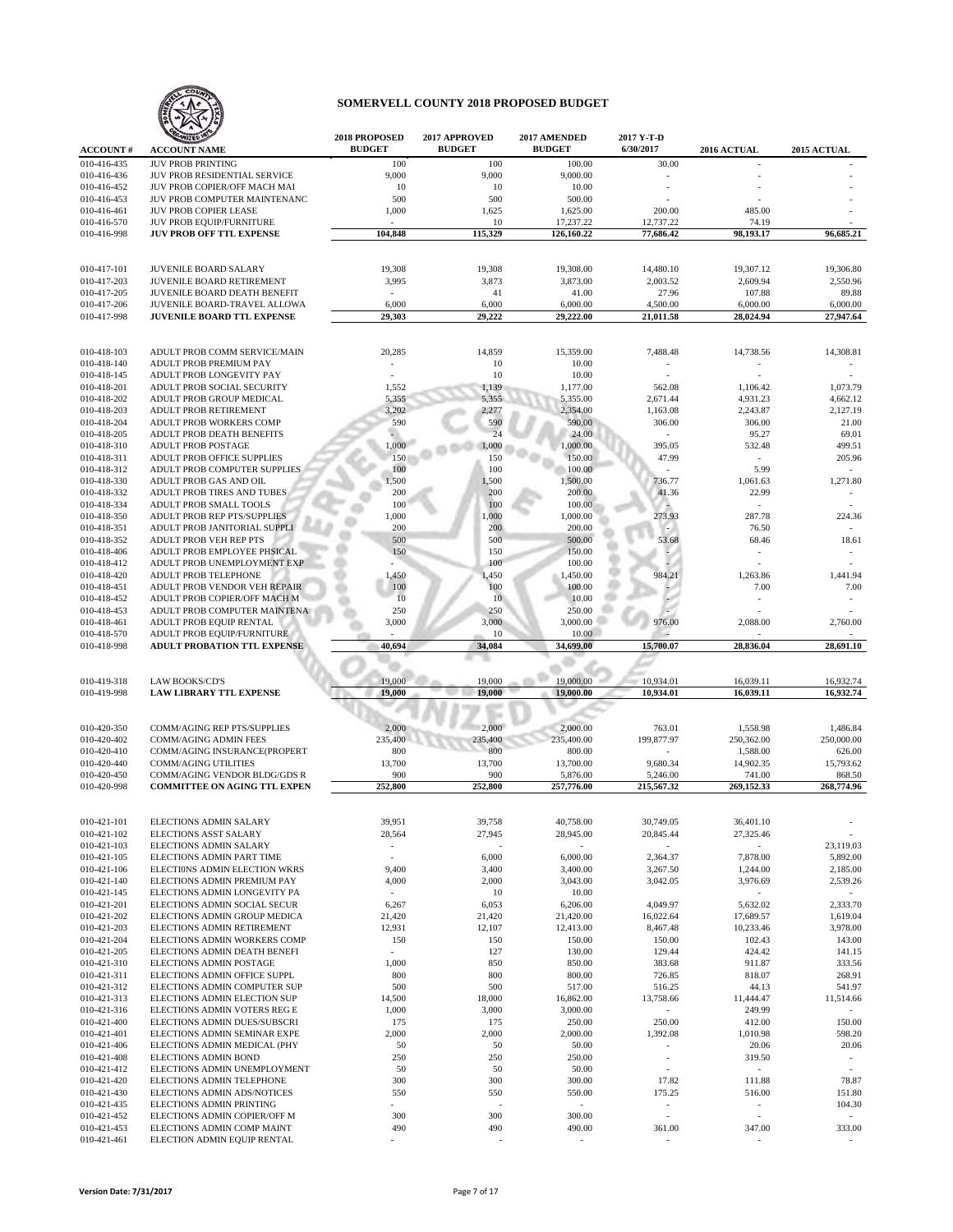# SOMERVELL COUNTY 2018 PROPOSED BUDGET

| ACCOUNT # | ACCOUNT NAME | 2018 PROPOSED BUDGET | 2017 APPROVED BUDGET | 2017 AMENDED BUDGET | 2017 Y-T-D 6/30/2017 | 2016 ACTUAL | 2015 ACTUAL |
|---|---|---|---|---|---|---|---|
| 010-416-435 | JUV PROB PRINTING | 100 | 100 | 100.00 | 30.00 | - | - |
| 010-416-436 | JUV PROB RESIDENTIAL SERVICE | 9,000 | 9,000 | 9,000.00 | - | - | - |
| 010-416-452 | JUV PROB COPIER/OFF MACH MAI | 10 | 10 | 10.00 | - | - | - |
| 010-416-453 | JUV PROB COMPUTER MAINTENANC | 500 | 500 | 500.00 | - | - | - |
| 010-416-461 | JUV PROB COPIER LEASE | 1,000 | 1,625 | 1,625.00 | 200.00 | 485.00 | - |
| 010-416-570 | JUV PROB EQUIP/FURNITURE | - | 10 | 17,237.22 | 12,737.22 | 74.19 | - |
| 010-416-998 | **JUV PROB OFF TTL EXPENSE** | **104,848** | **115,329** | **126,160.22** | **77,686.42** | **98,193.17** | **96,685.21** |
| | | | | | | | |
| 010-417-101 | JUVENILE BOARD SALARY | 19,308 | 19,308 | 19,308.00 | 14,480.10 | 19,307.12 | 19,306.80 |
| 010-417-203 | JUVENILE BOARD RETIREMENT | 3,995 | 3,873 | 3,873.00 | 2,003.52 | 2,609.94 | 2,550.96 |
| 010-417-205 | JUVENILE BOARD DEATH BENEFIT | - | 41 | 41.00 | 27.96 | 107.88 | 89.88 |
| 010-417-206 | JUVENILE BOARD-TRAVEL ALLOWA | 6,000 | 6,000 | 6,000.00 | 4,500.00 | 6,000.00 | 6,000.00 |
| 010-417-998 | **JUVENILE BOARD TTL EXPENSE** | **29,303** | **29,222** | **29,222.00** | **21,011.58** | **28,024.94** | **27,947.64** |
| | | | | | | | |
| 010-418-103 | ADULT PROB COMM SERVICE/MAIN | 20,285 | 14,859 | 15,359.00 | 7,488.48 | 14,738.56 | 14,308.81 |
| 010-418-140 | ADULT PROB PREMIUM PAY | - | 10 | 10.00 | - | - | - |
| 010-418-145 | ADULT PROB LONGEVITY PAY | - | 10 | 10.00 | - | - | - |
| 010-418-201 | ADULT PROB SOCIAL SECURITY | 1,552 | 1,139 | 1,177.00 | 562.08 | 1,106.42 | 1,073.79 |
| 010-418-202 | ADULT PROB GROUP MEDICAL | 5,355 | 5,355 | 5,355.00 | 2,671.44 | 4,931.23 | 4,662.12 |
| 010-418-203 | ADULT PROB RETIREMENT | 3,202 | 2,277 | 2,354.00 | 1,163.08 | 2,243.87 | 2,127.19 |
| 010-418-204 | ADULT PROB WORKERS COMP | 590 | 590 | 590.00 | 306.00 | 306.00 | 21.00 |
| 010-418-205 | ADULT PROB DEATH BENEFITS | - | 24 | 24.00 | - | 95.27 | 69.01 |
| 010-418-310 | ADULT PROB POSTAGE | 1,000 | 1,000 | 1,000.00 | 395.05 | 532.48 | 499.51 |
| 010-418-311 | ADULT PROB OFFICE SUPPLIES | 150 | 150 | 150.00 | 47.99 | - | 205.96 |
| 010-418-312 | ADULT PROB COMPUTER SUPPLIES | 100 | 100 | 100.00 | - | 5.99 | - |
| 010-418-330 | ADULT PROB GAS AND OIL | 1,500 | 1,500 | 1,500.00 | 736.77 | 1,061.63 | 1,271.80 |
| 010-418-332 | ADULT PROB TIRES AND TUBES | 200 | 200 | 200.00 | 41.36 | 22.99 | - |
| 010-418-334 | ADULT PROB SMALL TOOLS | 100 | 100 | 100.00 | - | - | - |
| 010-418-350 | ADULT PROB REP PTS/SUPPLIES | 1,000 | 1,000 | 1,000.00 | 273.93 | 287.78 | 224.36 |
| 010-418-351 | ADULT PROB JANITORIAL SUPPLI | 200 | 200 | 200.00 | - | 76.50 | - |
| 010-418-352 | ADULT PROB VEH REP PTS | 500 | 500 | 500.00 | 53.68 | 68.46 | 18.61 |
| 010-418-406 | ADULT PROB EMPLOYEE PHSICAL | 150 | 150 | 150.00 | - | - | - |
| 010-418-412 | ADULT PROB UNEMPLOYMENT EXP | - | 100 | 100.00 | - | - | - |
| 010-418-420 | ADULT PROB TELEPHONE | 1,450 | 1,450 | 1,450.00 | 984.21 | 1,263.86 | 1,441.94 |
| 010-418-451 | ADULT PROB VENDOR VEH REPAIR | 100 | 100 | 100.00 | - | 7.00 | 7.00 |
| 010-418-452 | ADULT PROB COPIER/OFF MACH M | 10 | 10 | 10.00 | - | - | - |
| 010-418-453 | ADULT PROB COMPUTER MAINTENA | 250 | 250 | 250.00 | - | - | - |
| 010-418-461 | ADULT PROB EQUIP RENTAL | 3,000 | 3,000 | 3,000.00 | 976.00 | 2,088.00 | 2,760.00 |
| 010-418-570 | ADULT PROB EQUIP/FURNITURE | - | 10 | 10.00 | - | - | - |
| 010-418-998 | **ADULT PROBATION TTL EXPENSE** | **40,694** | **34,084** | **34,699.00** | **15,700.07** | **28,836.04** | **28,691.10** |
| | | | | | | | |
| 010-419-318 | LAW BOOKS/CD'S | 19,000 | 19,000 | 19,000.00 | 10,934.01 | 16,039.11 | 16,932.74 |
| 010-419-998 | **LAW LIBRARY TTL EXPENSE** | **19,000** | **19,000** | **19,000.00** | **10,934.01** | **16,039.11** | **16,932.74** |
| | | | | | | | |
| 010-420-350 | COMM/AGING REP PTS/SUPPLIES | 2,000 | 2,000 | 2,000.00 | 763.01 | 1,558.98 | 1,486.84 |
| 010-420-402 | COMM/AGING ADMIN FEES | 235,400 | 235,400 | 235,400.00 | 199,877.97 | 250,362.00 | 250,000.00 |
| 010-420-410 | COMM/AGING INSURANCE(PROPERT | 800 | 800 | 800.00 | - | 1,588.00 | 626.00 |
| 010-420-440 | COMM/AGING UTILITIES | 13,700 | 13,700 | 13,700.00 | 9,680.34 | 14,902.35 | 15,793.62 |
| 010-420-450 | COMM/AGING VENDOR BLDG/GDS R | 900 | 900 | 5,876.00 | 5,246.00 | 741.00 | 868.50 |
| 010-420-998 | **COMMITTEE ON AGING TTL EXPEN** | **252,800** | **252,800** | **257,776.00** | **215,567.32** | **269,152.33** | **268,774.96** |
| | | | | | | | |
| 010-421-101 | ELECTIONS ADMIN SALARY | 39,951 | 39,758 | 40,758.00 | 30,749.05 | 36,401.10 | - |
| 010-421-102 | ELECTIONS ASST SALARY | 28,564 | 27,945 | 28,945.00 | 20,845.44 | 27,325.46 | - |
| 010-421-103 | ELECTIONS ADMIN SALARY | - | - | - | - | - | 23,119.03 |
| 010-421-105 | ELECTIONS ADMIN PART TIME | - | 6,000 | 6,000.00 | 2,364.37 | 7,878.00 | 5,892.00 |
| 010-421-106 | ELECTIONS ADMIN ELECTION WKRS | 9,400 | 3,400 | 3,400.00 | 3,267.50 | 1,244.00 | 2,185.00 |
| 010-421-140 | ELECTIONS ADMIN PREMIUM PAY | 4,000 | 2,000 | 3,043.00 | 3,042.05 | 3,976.69 | 2,539.26 |
| 010-421-145 | ELECTIONS ADMIN LONGEVITY PA | - | 10 | 10.00 | - | - | - |
| 010-421-201 | ELECTIONS ADMIN SOCIAL SECUR | 6,267 | 6,053 | 6,206.00 | 4,049.97 | 5,632.02 | 2,333.70 |
| 010-421-202 | ELECTIONS ADMIN GROUP MEDICA | 21,420 | 21,420 | 21,420.00 | 16,022.64 | 17,689.57 | 1,619.04 |
| 010-421-203 | ELECTIONS ADMIN RETIREMENT | 12,931 | 12,107 | 12,413.00 | 8,467.48 | 10,233.46 | 3,978.00 |
| 010-421-204 | ELECTIONS ADMIN WORKERS COMP | 150 | 150 | 150.00 | 150.00 | 102.43 | 143.00 |
| 010-421-205 | ELECTIONS ADMIN DEATH BENEFI | - | 127 | 130.00 | 129.44 | 424.42 | 141.15 |
| 010-421-310 | ELECTIONS ADMIN POSTAGE | 1,000 | 850 | 850.00 | 383.68 | 911.87 | 333.56 |
| 010-421-311 | ELECTIONS ADMIN OFFICE SUPPL | 800 | 800 | 800.00 | 726.85 | 818.07 | 268.91 |
| 010-421-312 | ELECTIONS ADMIN COMPUTER SUP | 500 | 500 | 517.00 | 516.25 | 44.13 | 541.97 |
| 010-421-313 | ELECTIONS ADMIN ELECTION SUP | 14,500 | 18,000 | 16,862.00 | 13,758.66 | 11,444.47 | 11,514.66 |
| 010-421-316 | ELECTIONS ADMIN VOTERS REG E | 1,000 | 3,000 | 3,000.00 | - | 249.99 | - |
| 010-421-400 | ELECTIONS ADMIN DUES/SUBSCRI | 175 | 175 | 250.00 | 250.00 | 412.00 | 150.00 |
| 010-421-401 | ELECTIONS ADMIN SEMINAR EXPE | 2,000 | 2,000 | 2,000.00 | 1,392.08 | 1,010.98 | 598.20 |
| 010-421-406 | ELECTIONS ADMIN MEDICAL (PHY | 50 | 50 | 50.00 | - | 20.06 | 20.06 |
| 010-421-408 | ELECTIONS ADMIN BOND | 250 | 250 | 250.00 | - | 319.50 | - |
| 010-421-412 | ELECTIONS ADMIN UNEMPLOYMENT | 50 | 50 | 50.00 | - | - | - |
| 010-421-420 | ELECTIONS ADMIN TELEPHONE | 300 | 300 | 300.00 | 17.82 | 111.88 | 78.87 |
| 010-421-430 | ELECTIONS ADMIN ADS/NOTICES | 550 | 550 | 550.00 | 175.25 | 516.00 | 151.80 |
| 010-421-435 | ELECTIONS ADMIN PRINTING | - | - | - | - | - | 104.30 |
| 010-421-452 | ELECTIONS ADMIN COPIER/OFF M | 300 | 300 | 300.00 | - | - | - |
| 010-421-453 | ELECTIONS ADMIN COMP MAINT | 490 | 490 | 490.00 | 361.00 | 347.00 | 333.00 |
| 010-421-461 | ELECTION ADMIN EQUIP RENTAL | - | - | - | - | - | - |

Version Date: 7/31/2017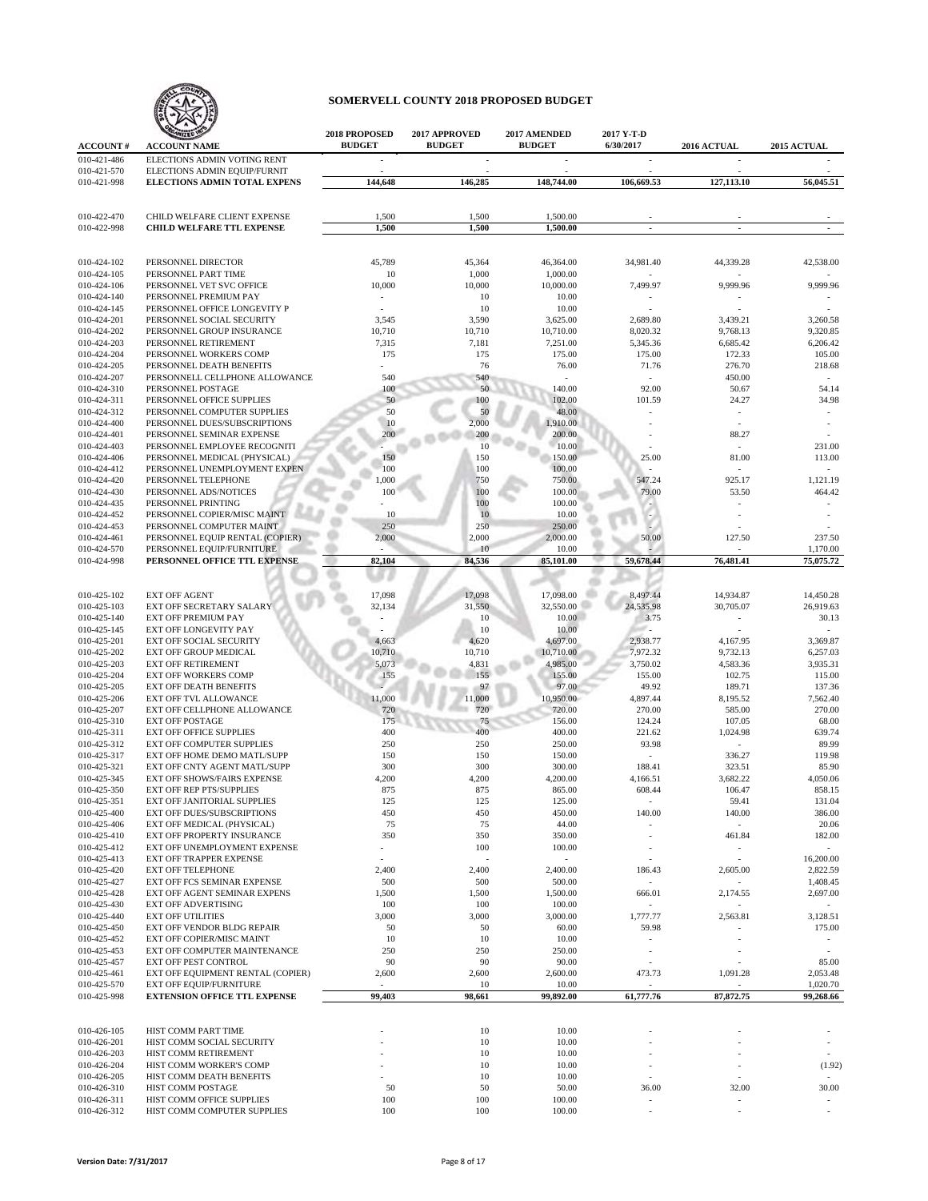# SOMERVELL COUNTY 2018 PROPOSED BUDGET

| ACCOUNT # | ACCOUNT NAME | 2018 PROPOSED BUDGET | 2017 APPROVED BUDGET | 2017 AMENDED BUDGET | 2017 Y-T-D 6/30/2017 | 2016 ACTUAL | 2015 ACTUAL |
|---|---|---|---|---|---|---|---|
| 010-421-486 | ELECTIONS ADMIN VOTING RENT | - | - | - | - | - | - |
| 010-421-570 | ELECTIONS ADMIN EQUIP/FURNIT | - | - | - | - | - | - |
| 010-421-998 | **ELECTIONS ADMIN TOTAL EXPENS** | **144,648** | **146,285** | **148,744.00** | **106,669.53** | **127,113.10** | **56,045.51** |
| | | | | | | | |
| 010-422-470 | CHILD WELFARE CLIENT EXPENSE | 1,500 | 1,500 | 1,500.00 | - | - | - |
| 010-422-998 | **CHILD WELFARE TTL EXPENSE** | **1,500** | **1,500** | **1,500.00** | **-** | **-** | **-** |
| | | | | | | | |
| 010-424-102 | PERSONNEL DIRECTOR | 45,789 | 45,364 | 46,364.00 | 34,981.40 | 44,339.28 | 42,538.00 |
| 010-424-105 | PERSONNEL PART TIME | 10 | 1,000 | 1,000.00 | - | - | - |
| 010-424-106 | PERSONNEL VET SVC OFFICE | 10,000 | 10,000 | 10,000.00 | 7,499.97 | 9,999.96 | 9,999.96 |
| 010-424-140 | PERSONNEL PREMIUM PAY | - | 10 | 10.00 | - | - | - |
| 010-424-145 | PERSONNEL OFFICE LONGEVITY P | - | 10 | 10.00 | - | - | - |
| 010-424-201 | PERSONNEL SOCIAL SECURITY | 3,545 | 3,590 | 3,625.00 | 2,689.80 | 3,439.21 | 3,260.58 |
| 010-424-202 | PERSONNEL GROUP INSURANCE | 10,710 | 10,710 | 10,710.00 | 8,020.32 | 9,768.13 | 9,320.85 |
| 010-424-203 | PERSONNEL RETIREMENT | 7,315 | 7,181 | 7,251.00 | 5,345.36 | 6,685.42 | 6,206.42 |
| 010-424-204 | PERSONNEL WORKERS COMP | 175 | 175 | 175.00 | 175.00 | 172.33 | 105.00 |
| 010-424-205 | PERSONNEL DEATH BENEFITS | - | 76 | 76.00 | 71.76 | 276.70 | 218.68 |
| 010-424-207 | PERSONNELL CELLPHONE ALLOWANCE | 540 | 540 | - | - | 450.00 | - |
| 010-424-310 | PERSONNEL POSTAGE | 100 | 50 | 140.00 | 92.00 | 50.67 | 54.14 |
| 010-424-311 | PERSONNEL OFFICE SUPPLIES | 50 | 100 | 102.00 | 101.59 | 24.27 | 34.98 |
| 010-424-312 | PERSONNEL COMPUTER SUPPLIES | 50 | 50 | 48.00 | - | - | - |
| 010-424-400 | PERSONNEL DUES/SUBSCRIPTIONS | 10 | 2,000 | 1,910.00 | - | - | - |
| 010-424-401 | PERSONNEL SEMINAR EXPENSE | 200 | 200 | 200.00 | - | 88.27 | - |
| 010-424-403 | PERSONNEL EMPLOYEE RECOGNITI | - | 10 | 10.00 | - | - | 231.00 |
| 010-424-406 | PERSONNEL MEDICAL (PHYSICAL) | 150 | 150 | 150.00 | 25.00 | 81.00 | 113.00 |
| 010-424-412 | PERSONNEL UNEMPLOYMENT EXPEN | 100 | 100 | 100.00 | - | - | - |
| 010-424-420 | PERSONNEL TELEPHONE | 1,000 | 750 | 750.00 | 547.24 | 925.17 | 1,121.19 |
| 010-424-430 | PERSONNEL ADS/NOTICES | 100 | 100 | 100.00 | 79.00 | 53.50 | 464.42 |
| 010-424-435 | PERSONNEL PRINTING | - | 100 | 100.00 | - | - | - |
| 010-424-452 | PERSONNEL COPIER/MISC MAINT | 10 | 10 | 10.00 | - | - | - |
| 010-424-453 | PERSONNEL COMPUTER MAINT | 250 | 250 | 250.00 | - | - | - |
| 010-424-461 | PERSONNEL EQUIP RENTAL (COPIER) | 2,000 | 2,000 | 2,000.00 | 50.00 | 127.50 | 237.50 |
| 010-424-570 | PERSONNEL EQUIP/FURNITURE | - | 10 | 10.00 | - | - | 1,170.00 |
| 010-424-998 | **PERSONNEL OFFICE TTL EXPENSE** | **82,104** | **84,536** | **85,101.00** | **59,678.44** | **76,481.41** | **75,075.72** |
| | | | | | | | |
| 010-425-102 | EXT OFF AGENT | 17,098 | 17,098 | 17,098.00 | 8,497.44 | 14,934.87 | 14,450.28 |
| 010-425-103 | EXT OFF SECRETARY SALARY | 32,134 | 31,550 | 32,550.00 | 24,535.98 | 30,705.07 | 26,919.63 |
| 010-425-140 | EXT OFF PREMIUM PAY | - | 10 | 10.00 | 3.75 | - | 30.13 |
| 010-425-145 | EXT OFF LONGEVITY PAY | - | 10 | 10.00 | - | - | - |
| 010-425-201 | EXT OFF SOCIAL SECURITY | 4,663 | 4,620 | 4,697.00 | 2,938.77 | 4,167.95 | 3,369.87 |
| 010-425-202 | EXT OFF GROUP MEDICAL | 10,710 | 10,710 | 10,710.00 | 7,972.32 | 9,732.13 | 6,257.03 |
| 010-425-203 | EXT OFF RETIREMENT | 5,073 | 4,831 | 4,985.00 | 3,750.02 | 4,583.36 | 3,935.31 |
| 010-425-204 | EXT OFF WORKERS COMP | 155 | 155 | 155.00 | 155.00 | 102.75 | 115.00 |
| 010-425-205 | EXT OFF DEATH BENEFITS | - | 97 | 97.00 | 49.92 | 189.71 | 137.36 |
| 010-425-206 | EXT OFF TVL ALLOWANCE | 11,000 | 11,000 | 10,950.00 | 4,897.44 | 8,195.52 | 7,562.40 |
| 010-425-207 | EXT OFF CELLPHONE ALLOWANCE | 720 | 720 | 720.00 | 270.00 | 585.00 | 270.00 |
| 010-425-310 | EXT OFF POSTAGE | 175 | 75 | 156.00 | 124.24 | 107.05 | 68.00 |
| 010-425-311 | EXT OFF OFFICE SUPPLIES | 400 | 400 | 400.00 | 221.62 | 1,024.98 | 639.74 |
| 010-425-312 | EXT OFF COMPUTER SUPPLIES | 250 | 250 | 250.00 | 93.98 | - | 89.99 |
| 010-425-317 | EXT OFF HOME DEMO MATL/SUPP | 150 | 150 | 150.00 | - | 336.27 | 119.98 |
| 010-425-321 | EXT OFF CNTY AGENT MATL/SUPP | 300 | 300 | 300.00 | 188.41 | 323.51 | 85.90 |
| 010-425-345 | EXT OFF SHOWS/FAIRS EXPENSE | 4,200 | 4,200 | 4,200.00 | 4,166.51 | 3,682.22 | 4,050.06 |
| 010-425-350 | EXT OFF REP PTS/SUPPLIES | 875 | 875 | 865.00 | 608.44 | 106.47 | 858.15 |
| 010-425-351 | EXT OFF JANITORIAL SUPPLIES | 125 | 125 | 125.00 | - | 59.41 | 131.04 |
| 010-425-400 | EXT OFF DUES/SUBSCRIPTIONS | 450 | 450 | 450.00 | 140.00 | 140.00 | 386.00 |
| 010-425-406 | EXT OFF MEDICAL (PHYSICAL) | 75 | 75 | 44.00 | - | - | 20.06 |
| 010-425-410 | EXT OFF PROPERTY INSURANCE | 350 | 350 | 350.00 | - | 461.84 | 182.00 |
| 010-425-412 | EXT OFF UNEMPLOYMENT EXPENSE | - | 100 | 100.00 | - | - | - |
| 010-425-413 | EXT OFF TRAPPER EXPENSE | - | - | - | - | - | 16,200.00 |
| 010-425-420 | EXT OFF TELEPHONE | 2,400 | 2,400 | 2,400.00 | 186.43 | 2,605.00 | 2,822.59 |
| 010-425-427 | EXT OFF FCS SEMINAR EXPENSE | 500 | 500 | 500.00 | - | - | 1,408.45 |
| 010-425-428 | EXT OFF AGENT SEMINAR EXPENS | 1,500 | 1,500 | 1,500.00 | 666.01 | 2,174.55 | 2,697.00 |
| 010-425-430 | EXT OFF ADVERTISING | 100 | 100 | 100.00 | - | - | - |
| 010-425-440 | EXT OFF UTILITIES | 3,000 | 3,000 | 3,000.00 | 1,777.77 | 2,563.81 | 3,128.51 |
| 010-425-450 | EXT OFF VENDOR BLDG REPAIR | 50 | 50 | 60.00 | 59.98 | - | 175.00 |
| 010-425-452 | EXT OFF COPIER/MISC MAINT | 10 | 10 | 10.00 | - | - | - |
| 010-425-453 | EXT OFF COMPUTER MAINTENANCE | 250 | 250 | 250.00 | - | - | - |
| 010-425-457 | EXT OFF PEST CONTROL | 90 | 90 | 90.00 | - | - | 85.00 |
| 010-425-461 | EXT OFF EQUIPMENT RENTAL (COPIER) | 2,600 | 2,600 | 2,600.00 | 473.73 | 1,091.28 | 2,053.48 |
| 010-425-570 | EXT OFF EQUIP/FURNITURE | - | 10 | 10.00 | - | - | 1,020.70 |
| 010-425-998 | **EXTENSION OFFICE TTL EXPENSE** | **99,403** | **98,661** | **99,892.00** | **61,777.76** | **87,872.75** | **99,268.66** |
| | | | | | | | |
| 010-426-105 | HIST COMM PART TIME | - | 10 | 10.00 | - | - | - |
| 010-426-201 | HIST COMM SOCIAL SECURITY | - | 10 | 10.00 | - | - | - |
| 010-426-203 | HIST COMM RETIREMENT | - | 10 | 10.00 | - | - | - |
| 010-426-204 | HIST COMM WORKER'S COMP | - | 10 | 10.00 | - | - | (1.92) |
| 010-426-205 | HIST COMM DEATH BENEFITS | - | 10 | 10.00 | - | - | - |
| 010-426-310 | HIST COMM POSTAGE | 50 | 50 | 50.00 | 36.00 | 32.00 | 30.00 |
| 010-426-311 | HIST COMM OFFICE SUPPLIES | 100 | 100 | 100.00 | - | - | - |
| 010-426-312 | HIST COMM COMPUTER SUPPLIES | 100 | 100 | 100.00 | - | - | - |

Version Date: 7/31/2017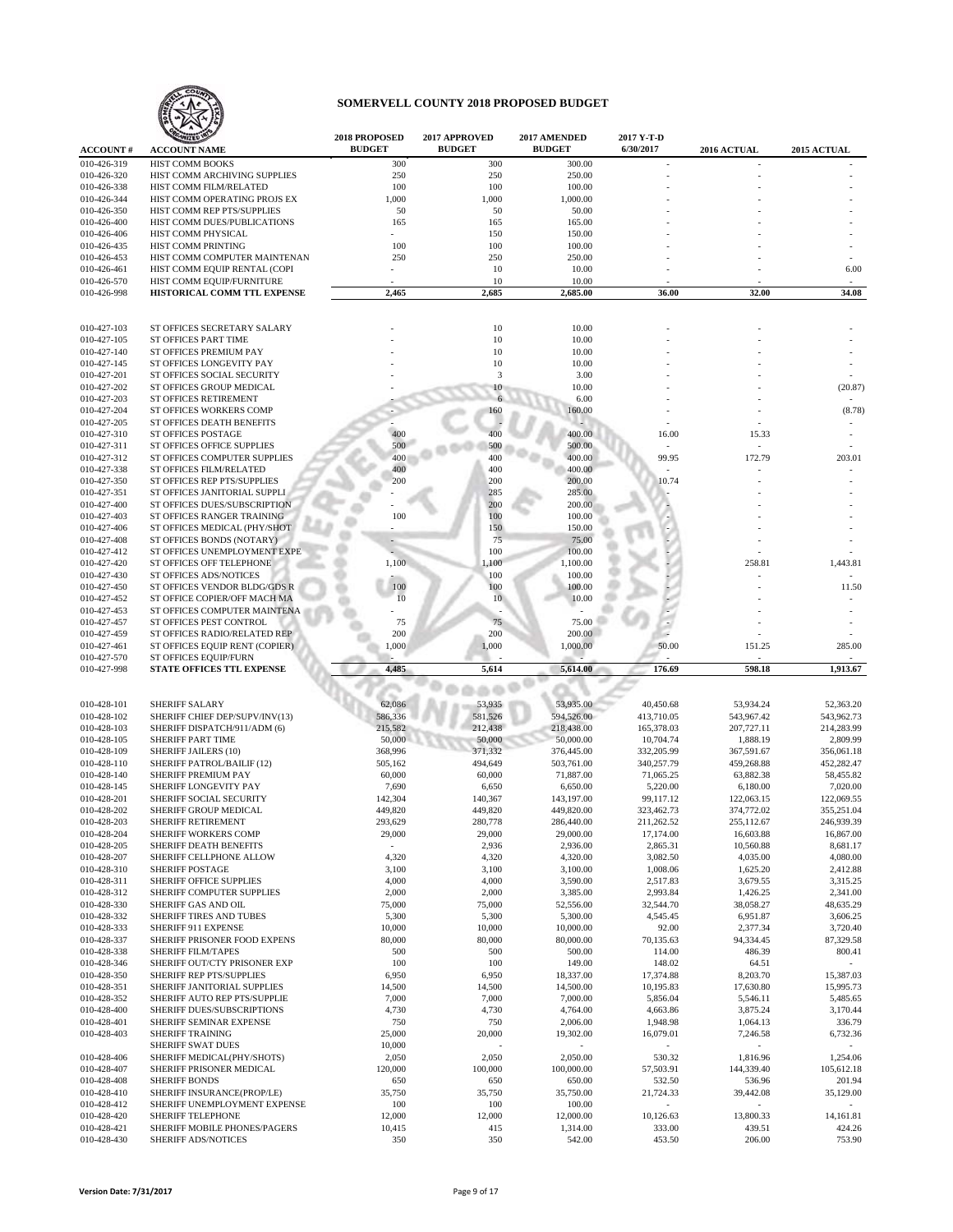# SOMERVELL COUNTY 2018 PROPOSED BUDGET

| ACCOUNT # | ACCOUNT NAME | 2018 PROPOSED BUDGET | 2017 APPROVED BUDGET | 2017 AMENDED BUDGET | 2017 Y-T-D 6/30/2017 | 2016 ACTUAL | 2015 ACTUAL |
|---|---|---|---|---|---|---|---|
| 010-426-319 | HIST COMM BOOKS | 300 | 300 | 300.00 | - | - | - |
| 010-426-320 | HIST COMM ARCHIVING SUPPLIES | 250 | 250 | 250.00 | - | - | - |
| 010-426-338 | HIST COMM FILM/RELATED | 100 | 100 | 100.00 | - | - | - |
| 010-426-344 | HIST COMM OPERATING PROJS EX | 1,000 | 1,000 | 1,000.00 | - | - | - |
| 010-426-350 | HIST COMM REP PTS/SUPPLIES | 50 | 50 | 50.00 | - | - | - |
| 010-426-400 | HIST COMM DUES/PUBLICATIONS | 165 | 165 | 165.00 | - | - | - |
| 010-426-406 | HIST COMM PHYSICAL | - | 150 | 150.00 | - | - | - |
| 010-426-435 | HIST COMM PRINTING | 100 | 100 | 100.00 | - | - | - |
| 010-426-453 | HIST COMM COMPUTER MAINTENAN | 250 | 250 | 250.00 | - | - | - |
| 010-426-461 | HIST COMM EQUIP RENTAL (COPI | - | 10 | 10.00 | - | - | 6.00 |
| 010-426-570 | HIST COMM EQUIP/FURNITURE | - | 10 | 10.00 | - | - | - |
| 010-426-998 | **HISTORICAL COMM TTL EXPENSE** | **2,465** | **2,685** | **2,685.00** | **36.00** | **32.00** | **34.08** |
| | | | | | | | |
| 010-427-103 | ST OFFICES SECRETARY SALARY | - | 10 | 10.00 | - | - | - |
| 010-427-105 | ST OFFICES PART TIME | - | 10 | 10.00 | - | - | - |
| 010-427-140 | ST OFFICES PREMIUM PAY | - | 10 | 10.00 | - | - | - |
| 010-427-145 | ST OFFICES LONGEVITY PAY | - | 10 | 10.00 | - | - | - |
| 010-427-201 | ST OFFICES SOCIAL SECURITY | - | 3 | 3.00 | - | - | - |
| 010-427-202 | ST OFFICES GROUP MEDICAL | - | 10 | 10.00 | - | - | (20.87) |
| 010-427-203 | ST OFFICES RETIREMENT | - | 6 | 6.00 | - | - | - |
| 010-427-204 | ST OFFICES WORKERS COMP | - | 160 | 160.00 | - | - | (8.78) |
| 010-427-205 | ST OFFICES DEATH BENEFITS | - | - | - | - | - | - |
| 010-427-310 | ST OFFICES POSTAGE | 400 | 400 | 400.00 | 16.00 | 15.33 | - |
| 010-427-311 | ST OFFICES OFFICE SUPPLIES | 500 | 500 | 500.00 | - | - | - |
| 010-427-312 | ST OFFICES COMPUTER SUPPLIES | 400 | 400 | 400.00 | 99.95 | 172.79 | 203.01 |
| 010-427-338 | ST OFFICES FILM/RELATED | 400 | 400 | 400.00 | - | - | - |
| 010-427-350 | ST OFFICES REP PTS/SUPPLIES | 200 | 200 | 200.00 | 10.74 | - | - |
| 010-427-351 | ST OFFICES JANITORIAL SUPPLI | - | 285 | 285.00 | - | - | - |
| 010-427-400 | ST OFFICES DUES/SUBSCRIPTION | - | 200 | 200.00 | - | - | - |
| 010-427-403 | ST OFFICES RANGER TRAINING | 100 | 100 | 100.00 | - | - | - |
| 010-427-406 | ST OFFICES MEDICAL (PHY/SHOT | - | 150 | 150.00 | - | - | - |
| 010-427-408 | ST OFFICES BONDS (NOTARY) | - | 75 | 75.00 | - | - | - |
| 010-427-412 | ST OFFICES UNEMPLOYMENT EXPE | - | 100 | 100.00 | - | - | - |
| 010-427-420 | ST OFFICES OFF TELEPHONE | 1,100 | 1,100 | 1,100.00 | - | 258.81 | 1,443.81 |
| 010-427-430 | ST OFFICES ADS/NOTICES | - | 100 | 100.00 | - | - | - |
| 010-427-450 | ST OFFICES VENDOR BLDG/GDS R | 100 | 100 | 100.00 | - | - | 11.50 |
| 010-427-452 | ST OFFICE COPIER/OFF MACH MA | 10 | 10 | 10.00 | - | - | - |
| 010-427-453 | ST OFFICES COMPUTER MAINTENA | - | - | - | - | - | - |
| 010-427-457 | ST OFFICES PEST CONTROL | 75 | 75 | 75.00 | - | - | - |
| 010-427-459 | ST OFFICES RADIO/RELATED REP | 200 | 200 | 200.00 | - | - | - |
| 010-427-461 | ST OFFICES EQUIP RENT (COPIER) | 1,000 | 1,000 | 1,000.00 | 50.00 | 151.25 | 285.00 |
| 010-427-570 | ST OFFICES EQUIP/FURN | - | - | - | - | - | - |
| 010-427-998 | **STATE OFFICES TTL EXPENSE** | **4,485** | **5,614** | **5,614.00** | **176.69** | **598.18** | **1,913.67** |
| | | | | | | | |
| 010-428-101 | SHERIFF SALARY | 62,086 | 53,935 | 53,935.00 | 40,450.68 | 53,934.24 | 52,363.20 |
| 010-428-102 | SHERIFF CHIEF DEP/SUPV/INV(13) | 586,336 | 581,526 | 594,526.00 | 413,710.05 | 543,967.42 | 543,962.73 |
| 010-428-103 | SHERIFF DISPATCH/911/ADM (6) | 215,582 | 212,438 | 218,438.00 | 165,378.03 | 207,727.11 | 214,283.99 |
| 010-428-105 | SHERIFF PART TIME | 50,000 | 50,000 | 50,000.00 | 10,704.74 | 1,888.19 | 2,809.99 |
| 010-428-109 | SHERIFF JAILERS (10) | 368,996 | 371,332 | 376,445.00 | 332,205.99 | 367,591.67 | 356,061.18 |
| 010-428-110 | SHERIFF PATROL/BAILIF (12) | 505,162 | 494,649 | 503,761.00 | 340,257.79 | 459,268.88 | 452,282.47 |
| 010-428-140 | SHERIFF PREMIUM PAY | 60,000 | 60,000 | 71,887.00 | 71,065.25 | 63,882.38 | 58,455.82 |
| 010-428-145 | SHERIFF LONGEVITY PAY | 7,690 | 6,650 | 6,650.00 | 5,220.00 | 6,180.00 | 7,020.00 |
| 010-428-201 | SHERIFF SOCIAL SECURITY | 142,304 | 140,367 | 143,197.00 | 99,117.12 | 122,063.15 | 122,069.55 |
| 010-428-202 | SHERIFF GROUP MEDICAL | 449,820 | 449,820 | 449,820.00 | 323,462.73 | 374,772.02 | 355,251.04 |
| 010-428-203 | SHERIFF RETIREMENT | 293,629 | 280,778 | 286,440.00 | 211,262.52 | 255,112.67 | 246,939.39 |
| 010-428-204 | SHERIFF WORKERS COMP | 29,000 | 29,000 | 29,000.00 | 17,174.00 | 16,603.88 | 16,867.00 |
| 010-428-205 | SHERIFF DEATH BENEFITS | - | 2,936 | 2,936.00 | 2,865.31 | 10,560.88 | 8,681.17 |
| 010-428-207 | SHERIFF CELLPHONE ALLOW | 4,320 | 4,320 | 4,320.00 | 3,082.50 | 4,035.00 | 4,080.00 |
| 010-428-310 | SHERIFF POSTAGE | 3,100 | 3,100 | 3,100.00 | 1,008.06 | 1,625.20 | 2,412.88 |
| 010-428-311 | SHERIFF OFFICE SUPPLIES | 4,000 | 4,000 | 3,590.00 | 2,517.83 | 3,679.55 | 3,315.25 |
| 010-428-312 | SHERIFF COMPUTER SUPPLIES | 2,000 | 2,000 | 3,385.00 | 2,993.84 | 1,426.25 | 2,341.00 |
| 010-428-330 | SHERIFF GAS AND OIL | 75,000 | 75,000 | 52,556.00 | 32,544.70 | 38,058.27 | 48,635.29 |
| 010-428-332 | SHERIFF TIRES AND TUBES | 5,300 | 5,300 | 5,300.00 | 4,545.45 | 6,951.87 | 3,606.25 |
| 010-428-333 | SHERIFF 911 EXPENSE | 10,000 | 10,000 | 10,000.00 | 92.00 | 2,377.34 | 3,720.40 |
| 010-428-337 | SHERIFF PRISONER FOOD EXPENS | 80,000 | 80,000 | 80,000.00 | 70,135.63 | 94,334.45 | 87,329.58 |
| 010-428-338 | SHERIFF FILM/TAPES | 500 | 500 | 500.00 | 114.00 | 486.39 | 800.41 |
| 010-428-346 | SHERIFF OUT/CTY PRISONER EXP | 100 | 100 | 149.00 | 148.02 | 64.51 | - |
| 010-428-350 | SHERIFF REP PTS/SUPPLIES | 6,950 | 6,950 | 18,337.00 | 17,374.88 | 8,203.70 | 15,387.03 |
| 010-428-351 | SHERIFF JANITORIAL SUPPLIES | 14,500 | 14,500 | 14,500.00 | 10,195.83 | 17,630.80 | 15,995.73 |
| 010-428-352 | SHERIFF AUTO REP PTS/SUPPLIE | 7,000 | 7,000 | 7,000.00 | 5,856.04 | 5,546.11 | 5,485.65 |
| 010-428-400 | SHERIFF DUES/SUBSCRIPTIONS | 4,730 | 4,730 | 4,764.00 | 4,663.86 | 3,875.24 | 3,170.44 |
| 010-428-401 | SHERIFF SEMINAR EXPENSE | 750 | 750 | 2,006.00 | 1,948.98 | 1,064.13 | 336.79 |
| 010-428-403 | SHERIFF TRAINING | 25,000 | 20,000 | 19,302.00 | 16,079.01 | 7,246.58 | 6,732.36 |
| | SHERIFF SWAT DUES | 10,000 | - | - | - | - | - |
| 010-428-406 | SHERIFF MEDICAL(PHY/SHOTS) | 2,050 | 2,050 | 2,050.00 | 530.32 | 1,816.96 | 1,254.06 |
| 010-428-407 | SHERIFF PRISONER MEDICAL | 120,000 | 100,000 | 100,000.00 | 57,503.91 | 144,339.40 | 105,612.18 |
| 010-428-408 | SHERIFF BONDS | 650 | 650 | 650.00 | 532.50 | 536.96 | 201.94 |
| 010-428-410 | SHERIFF INSURANCE(PROP/LE) | 35,750 | 35,750 | 35,750.00 | 21,724.33 | 39,442.08 | 35,129.00 |
| 010-428-412 | SHERIFF UNEMPLOYMENT EXPENSE | 100 | 100 | 100.00 | - | - | - |
| 010-428-420 | SHERIFF TELEPHONE | 12,000 | 12,000 | 12,000.00 | 10,126.63 | 13,800.33 | 14,161.81 |
| 010-428-421 | SHERIFF MOBILE PHONES/PAGERS | 10,415 | 415 | 1,314.00 | 333.00 | 439.51 | 424.26 |
| 010-428-430 | SHERIFF ADS/NOTICES | 350 | 350 | 542.00 | 453.50 | 206.00 | 753.90 |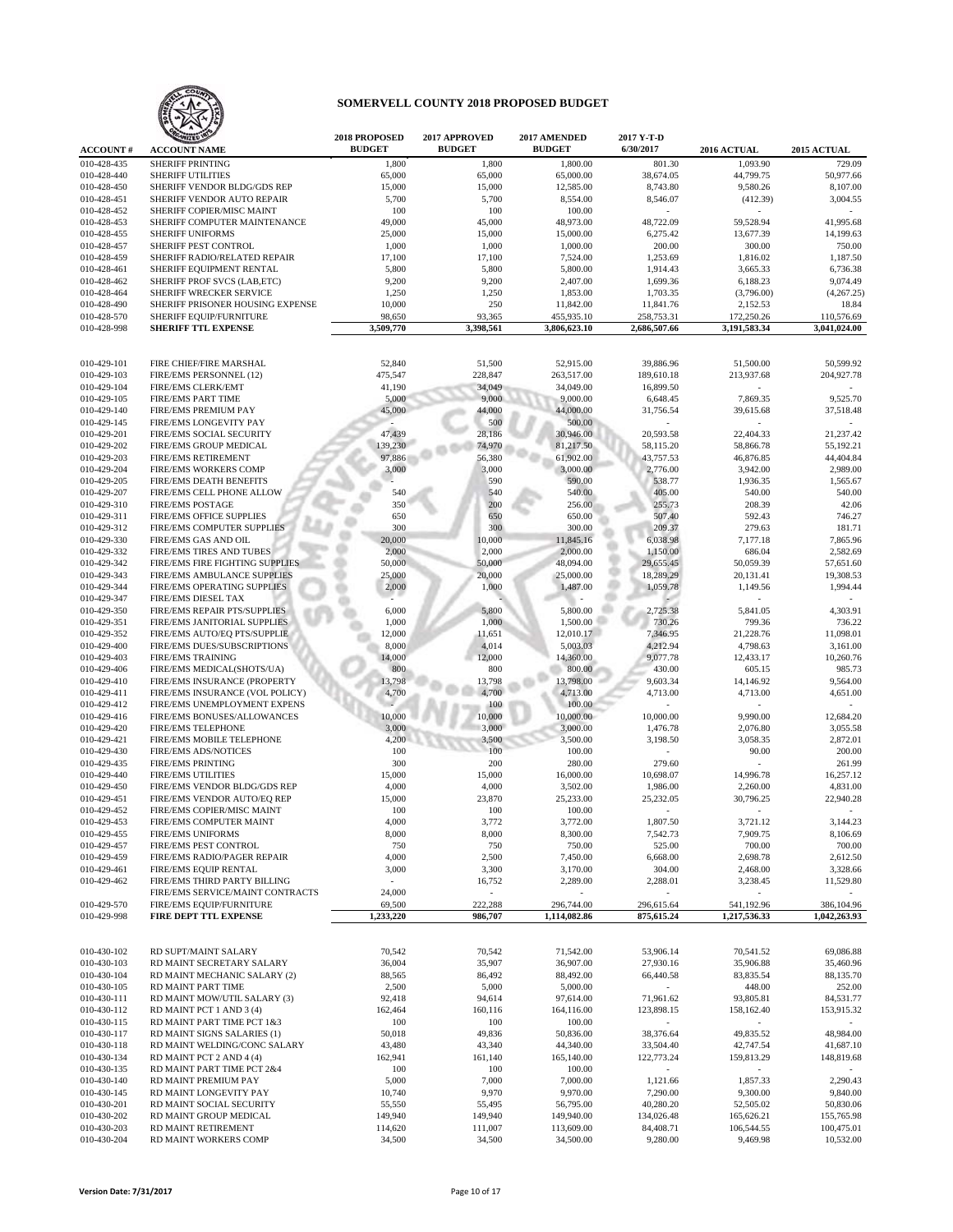# SOMERVELL COUNTY 2018 PROPOSED BUDGET

| ACCOUNT # | ACCOUNT NAME | 2018 PROPOSED BUDGET | 2017 APPROVED BUDGET | 2017 AMENDED BUDGET | 2017 Y-T-D 6/30/2017 | 2016 ACTUAL | 2015 ACTUAL |
|---|---|---|---|---|---|---|---|
| 010-428-435 | SHERIFF PRINTING | 1,800 | 1,800 | 1,800.00 | 801.30 | 1,093.90 | 729.09 |
| 010-428-440 | SHERIFF UTILITIES | 65,000 | 65,000 | 65,000.00 | 38,674.05 | 44,799.75 | 50,977.66 |
| 010-428-450 | SHERIFF VENDOR BLDG/GDS REP | 15,000 | 15,000 | 12,585.00 | 8,743.80 | 9,580.26 | 8,107.00 |
| 010-428-451 | SHERIFF VENDOR AUTO REPAIR | 5,700 | 5,700 | 8,554.00 | 8,546.07 | (412.39) | 3,004.55 |
| 010-428-452 | SHERIFF COPIER/MISC MAINT | 100 | 100 | 100.00 | - | - | - |
| 010-428-453 | SHERIFF COMPUTER MAINTENANCE | 49,000 | 45,000 | 48,973.00 | 48,722.09 | 59,528.94 | 41,995.68 |
| 010-428-455 | SHERIFF UNIFORMS | 25,000 | 15,000 | 15,000.00 | 6,275.42 | 13,677.39 | 14,199.63 |
| 010-428-457 | SHERIFF PEST CONTROL | 1,000 | 1,000 | 1,000.00 | 200.00 | 300.00 | 750.00 |
| 010-428-459 | SHERIFF RADIO/RELATED REPAIR | 17,100 | 17,100 | 7,524.00 | 1,253.69 | 1,816.02 | 1,187.50 |
| 010-428-461 | SHERIFF EQUIPMENT RENTAL | 5,800 | 5,800 | 5,800.00 | 1,914.43 | 3,665.33 | 6,736.38 |
| 010-428-462 | SHERIFF PROF SVCS (LAB,ETC) | 9,200 | 9,200 | 2,407.00 | 1,699.36 | 6,188.23 | 9,074.49 |
| 010-428-464 | SHERIFF WRECKER SERVICE | 1,250 | 1,250 | 1,853.00 | 1,703.35 | (3,796.00) | (4,267.25) |
| 010-428-490 | SHERIFF PRISONER HOUSING EXPENSE | 10,000 | 250 | 11,842.00 | 11,841.76 | 2,152.53 | 18.84 |
| 010-428-570 | SHERIFF EQUIP/FURNITURE | 98,650 | 93,365 | 455,935.10 | 258,753.31 | 172,250.26 | 110,576.69 |
| 010-428-998 | **SHERIFF TTL EXPENSE** | **3,509,770** | **3,398,561** | **3,806,623.10** | **2,686,507.66** | **3,191,583.34** | **3,041,024.00** |
| | | | | | | | |
| 010-429-101 | FIRE CHIEF/FIRE MARSHAL | 52,840 | 51,500 | 52,915.00 | 39,886.96 | 51,500.00 | 50,599.92 |
| 010-429-103 | FIRE/EMS PERSONNEL (12) | 475,547 | 228,847 | 263,517.00 | 189,610.18 | 213,937.68 | 204,927.78 |
| 010-429-104 | FIRE/EMS CLERK/EMT | 41,190 | 34,049 | 34,049.00 | 16,899.50 | - | - |
| 010-429-105 | FIRE/EMS PART TIME | 5,000 | 9,000 | 9,000.00 | 6,648.45 | 7,869.35 | 9,525.70 |
| 010-429-140 | FIRE/EMS PREMIUM PAY | 45,000 | 44,000 | 44,000.00 | 31,756.54 | 39,615.68 | 37,518.48 |
| 010-429-145 | FIRE/EMS LONGEVITY PAY | - | 500 | 500.00 | - | - | - |
| 010-429-201 | FIRE/EMS SOCIAL SECURITY | 47,439 | 28,186 | 30,946.00 | 20,593.58 | 22,404.33 | 21,237.42 |
| 010-429-202 | FIRE/EMS GROUP MEDICAL | 139,230 | 74,970 | 81,217.50 | 58,115.20 | 58,866.78 | 55,192.21 |
| 010-429-203 | FIRE/EMS RETIREMENT | 97,886 | 56,380 | 61,902.00 | 43,757.53 | 46,876.85 | 44,404.84 |
| 010-429-204 | FIRE/EMS WORKERS COMP | 3,000 | 3,000 | 3,000.00 | 2,776.00 | 3,942.00 | 2,989.00 |
| 010-429-205 | FIRE/EMS DEATH BENEFITS | - | 590 | 590.00 | 538.77 | 1,936.35 | 1,565.67 |
| 010-429-207 | FIRE/EMS CELL PHONE ALLOW | 540 | 540 | 540.00 | 405.00 | 540.00 | 540.00 |
| 010-429-310 | FIRE/EMS POSTAGE | 350 | 200 | 256.00 | 255.73 | 208.39 | 42.06 |
| 010-429-311 | FIRE/EMS OFFICE SUPPLIES | 650 | 650 | 650.00 | 507.40 | 592.43 | 746.27 |
| 010-429-312 | FIRE/EMS COMPUTER SUPPLIES | 300 | 300 | 300.00 | 209.37 | 279.63 | 181.71 |
| 010-429-330 | FIRE/EMS GAS AND OIL | 20,000 | 10,000 | 11,845.16 | 6,038.98 | 7,177.18 | 7,865.96 |
| 010-429-332 | FIRE/EMS TIRES AND TUBES | 2,000 | 2,000 | 2,000.00 | 1,150.00 | 686.04 | 2,582.69 |
| 010-429-342 | FIRE/EMS FIRE FIGHTING SUPPLIES | 50,000 | 50,000 | 48,094.00 | 29,655.45 | 50,059.39 | 57,651.60 |
| 010-429-343 | FIRE/EMS AMBULANCE SUPPLIES | 25,000 | 20,000 | 25,000.00 | 18,289.29 | 20,131.41 | 19,308.53 |
| 010-429-344 | FIRE/EMS OPERATING SUPPLIES | 2,000 | 1,000 | 1,487.00 | 1,059.78 | 1,149.56 | 1,994.44 |
| 010-429-347 | FIRE/EMS DIESEL TAX | - | - | - | - | - | - |
| 010-429-350 | FIRE/EMS REPAIR PTS/SUPPLIES | 6,000 | 5,800 | 5,800.00 | 2,725.38 | 5,841.05 | 4,303.91 |
| 010-429-351 | FIRE/EMS JANITORIAL SUPPLIES | 1,000 | 1,000 | 1,500.00 | 730.26 | 799.36 | 736.22 |
| 010-429-352 | FIRE/EMS AUTO/EQ PTS/SUPPLIE | 12,000 | 11,651 | 12,010.17 | 7,346.95 | 21,228.76 | 11,098.01 |
| 010-429-400 | FIRE/EMS DUES/SUBSCRIPTIONS | 8,000 | 4,014 | 5,003.03 | 4,212.94 | 4,798.63 | 3,161.00 |
| 010-429-403 | FIRE/EMS TRAINING | 14,000 | 12,000 | 14,360.00 | 9,077.78 | 12,433.17 | 10,260.76 |
| 010-429-406 | FIRE/EMS MEDICAL(SHOTS/UA) | 800 | 800 | 800.00 | 430.00 | 605.15 | 985.73 |
| 010-429-410 | FIRE/EMS INSURANCE (PROPERTY | 13,798 | 13,798 | 13,798.00 | 9,603.34 | 14,146.92 | 9,564.00 |
| 010-429-411 | FIRE/EMS INSURANCE (VOL POLICY) | 4,700 | 4,700 | 4,713.00 | 4,713.00 | 4,713.00 | 4,651.00 |
| 010-429-412 | FIRE/EMS UNEMPLOYMENT EXPENS | - | 100 | 100.00 | - | - | - |
| 010-429-416 | FIRE/EMS BONUSES/ALLOWANCES | 10,000 | 10,000 | 10,000.00 | 10,000.00 | 9,990.00 | 12,684.20 |
| 010-429-420 | FIRE/EMS TELEPHONE | 3,000 | 3,000 | 3,000.00 | 1,476.78 | 2,076.80 | 3,055.58 |
| 010-429-421 | FIRE/EMS MOBILE TELEPHONE | 4,200 | 3,500 | 3,500.00 | 3,198.50 | 3,058.35 | 2,872.01 |
| 010-429-430 | FIRE/EMS ADS/NOTICES | 100 | 100 | 100.00 | - | 90.00 | 200.00 |
| 010-429-435 | FIRE/EMS PRINTING | 300 | 200 | 280.00 | 279.60 | - | 261.99 |
| 010-429-440 | FIRE/EMS UTILITIES | 15,000 | 15,000 | 16,000.00 | 10,698.07 | 14,996.78 | 16,257.12 |
| 010-429-450 | FIRE/EMS VENDOR BLDG/GDS REP | 4,000 | 4,000 | 3,502.00 | 1,986.00 | 2,260.00 | 4,831.00 |
| 010-429-451 | FIRE/EMS VENDOR AUTO/EQ REP | 15,000 | 23,870 | 25,233.00 | 25,232.05 | 30,796.25 | 22,940.28 |
| 010-429-452 | FIRE/EMS COPIER/MISC MAINT | 100 | 100 | 100.00 | - | - | - |
| 010-429-453 | FIRE/EMS COMPUTER MAINT | 4,000 | 3,772 | 3,772.00 | 1,807.50 | 3,721.12 | 3,144.23 |
| 010-429-455 | FIRE/EMS UNIFORMS | 8,000 | 8,000 | 8,300.00 | 7,542.73 | 7,909.75 | 8,106.69 |
| 010-429-457 | FIRE/EMS PEST CONTROL | 750 | 750 | 750.00 | 525.00 | 700.00 | 700.00 |
| 010-429-459 | FIRE/EMS RADIO/PAGER REPAIR | 4,000 | 2,500 | 7,450.00 | 6,668.00 | 2,698.78 | 2,612.50 |
| 010-429-461 | FIRE/EMS EQUIP RENTAL | 3,000 | 3,300 | 3,170.00 | 304.00 | 2,468.00 | 3,328.66 |
| 010-429-462 | FIRE/EMS THIRD PARTY BILLING | - | 16,752 | 2,289.00 | 2,288.01 | 3,238.45 | 11,529.80 |
| | FIRE/EMS SERVICE/MAINT CONTRACTS | 24,000 | - | - | - | - | - |
| 010-429-570 | FIRE/EMS EQUIP/FURNITURE | 69,500 | 222,288 | 296,744.00 | 296,615.64 | 541,192.96 | 386,104.96 |
| 010-429-998 | **FIRE DEPT TTL EXPENSE** | **1,233,220** | **986,707** | **1,114,082.86** | **875,615.24** | **1,217,536.33** | **1,042,263.93** |
| | | | | | | | |
| 010-430-102 | RD SUPT/MAINT SALARY | 70,542 | 70,542 | 71,542.00 | 53,906.14 | 70,541.52 | 69,086.88 |
| 010-430-103 | RD MAINT SECRETARY SALARY | 36,004 | 35,907 | 36,907.00 | 27,930.16 | 35,906.88 | 35,460.96 |
| 010-430-104 | RD MAINT MECHANIC SALARY (2) | 88,565 | 86,492 | 88,492.00 | 66,440.58 | 83,835.54 | 88,135.70 |
| 010-430-105 | RD MAINT PART TIME | 2,500 | 5,000 | 5,000.00 | - | 448.00 | 252.00 |
| 010-430-111 | RD MAINT MOW/UTIL SALARY (3) | 92,418 | 94,614 | 97,614.00 | 71,961.62 | 93,805.81 | 84,531.77 |
| 010-430-112 | RD MAINT PCT 1 AND 3 (4) | 162,464 | 160,116 | 164,116.00 | 123,898.15 | 158,162.40 | 153,915.32 |
| 010-430-115 | RD MAINT PART TIME PCT 1&3 | 100 | 100 | 100.00 | - | - | - |
| 010-430-117 | RD MAINT SIGNS SALARIES (1) | 50,018 | 49,836 | 50,836.00 | 38,376.64 | 49,835.52 | 48,984.00 |
| 010-430-118 | RD MAINT WELDING/CONC SALARY | 43,480 | 43,340 | 44,340.00 | 33,504.40 | 42,747.54 | 41,687.10 |
| 010-430-134 | RD MAINT PCT 2 AND 4 (4) | 162,941 | 161,140 | 165,140.00 | 122,773.24 | 159,813.29 | 148,819.68 |
| 010-430-135 | RD MAINT PART TIME PCT 2&4 | 100 | 100 | 100.00 | - | - | - |
| 010-430-140 | RD MAINT PREMIUM PAY | 5,000 | 7,000 | 7,000.00 | 1,121.66 | 1,857.33 | 2,290.43 |
| 010-430-145 | RD MAINT LONGEVITY PAY | 10,740 | 9,970 | 9,970.00 | 7,290.00 | 9,300.00 | 9,840.00 |
| 010-430-201 | RD MAINT SOCIAL SECURITY | 55,550 | 55,495 | 56,795.00 | 40,280.20 | 52,505.02 | 50,830.06 |
| 010-430-202 | RD MAINT GROUP MEDICAL | 149,940 | 149,940 | 149,940.00 | 134,026.48 | 165,626.21 | 155,765.98 |
| 010-430-203 | RD MAINT RETIREMENT | 114,620 | 111,007 | 113,609.00 | 84,408.71 | 106,544.55 | 100,475.01 |
| 010-430-204 | RD MAINT WORKERS COMP | 34,500 | 34,500 | 34,500.00 | 9,280.00 | 9,469.98 | 10,532.00 |

Version Date: 7/31/2017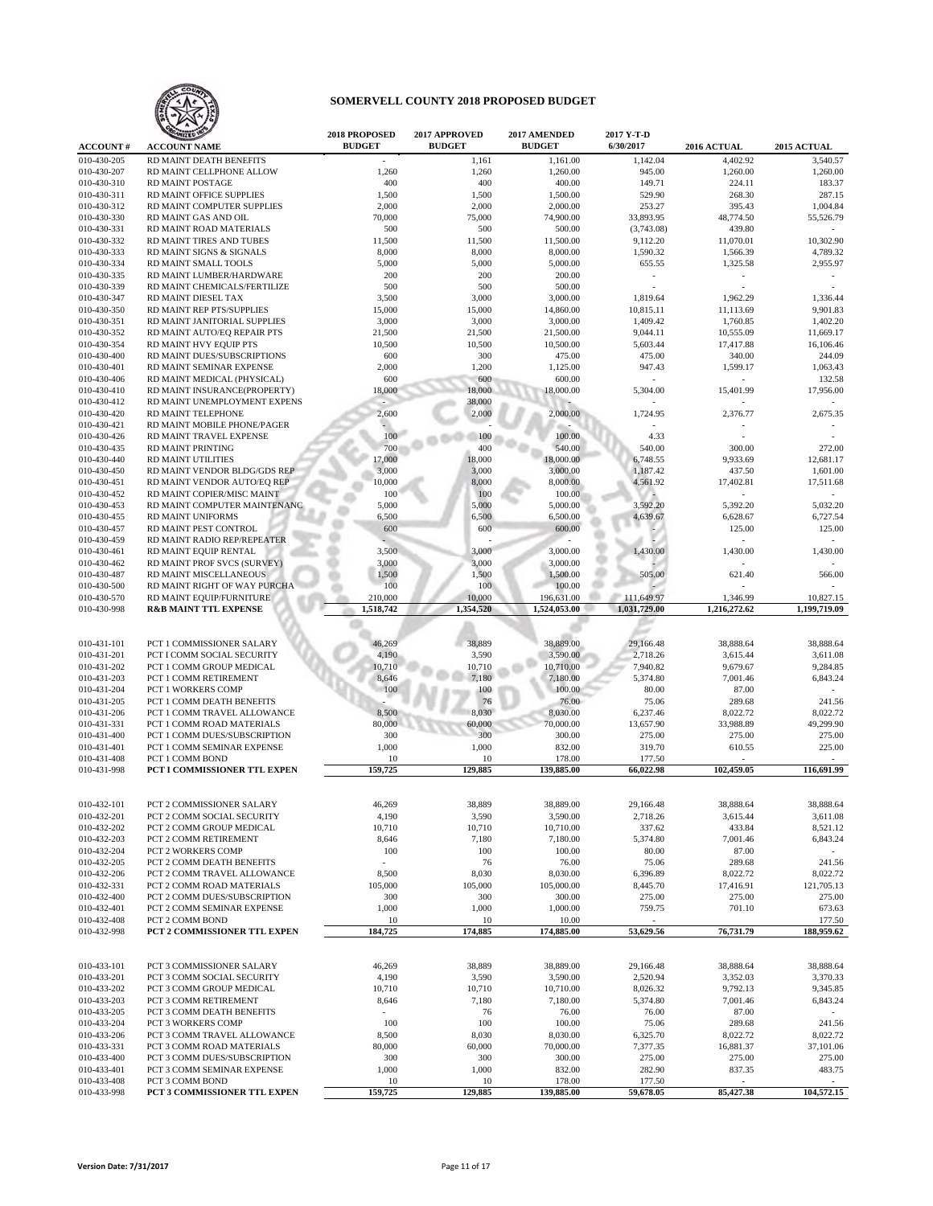# SOMERVELL COUNTY 2018 PROPOSED BUDGET

| ACCOUNT # | ACCOUNT NAME | 2018 PROPOSED BUDGET | 2017 APPROVED BUDGET | 2017 AMENDED BUDGET | 2017 Y-T-D 6/30/2017 | 2016 ACTUAL | 2015 ACTUAL |
|---|---|---|---|---|---|---|---|
| 010-430-205 | RD MAINT DEATH BENEFITS | - | 1,161 | 1,161.00 | 1,142.04 | 4,402.92 | 3,540.57 |
| 010-430-207 | RD MAINT CELLPHONE ALLOW | 1,260 | 1,260 | 1,260.00 | 945.00 | 1,260.00 | 1,260.00 |
| 010-430-310 | RD MAINT POSTAGE | 400 | 400 | 400.00 | 149.71 | 224.11 | 183.37 |
| 010-430-311 | RD MAINT OFFICE SUPPLIES | 1,500 | 1,500 | 1,500.00 | 529.90 | 268.30 | 287.15 |
| 010-430-312 | RD MAINT COMPUTER SUPPLIES | 2,000 | 2,000 | 2,000.00 | 253.27 | 395.43 | 1,004.84 |
| 010-430-330 | RD MAINT GAS AND OIL | 70,000 | 75,000 | 74,900.00 | 33,893.95 | 48,774.50 | 55,526.79 |
| 010-430-331 | RD MAINT ROAD MATERIALS | 500 | 500 | 500.00 | (3,743.08) | 439.80 | - |
| 010-430-332 | RD MAINT TIRES AND TUBES | 11,500 | 11,500 | 11,500.00 | 9,112.20 | 11,070.01 | 10,302.90 |
| 010-430-333 | RD MAINT SIGNS & SIGNALS | 8,000 | 8,000 | 8,000.00 | 1,590.32 | 1,566.39 | 4,789.32 |
| 010-430-334 | RD MAINT SMALL TOOLS | 5,000 | 5,000 | 5,000.00 | 655.55 | 1,325.58 | 2,955.97 |
| 010-430-335 | RD MAINT LUMBER/HARDWARE | 200 | 200 | 200.00 | - | - | - |
| 010-430-339 | RD MAINT CHEMICALS/FERTILIZE | 500 | 500 | 500.00 | - | - | - |
| 010-430-347 | RD MAINT DIESEL TAX | 3,500 | 3,000 | 3,000.00 | 1,819.64 | 1,962.29 | 1,336.44 |
| 010-430-350 | RD MAINT REP PTS/SUPPLIES | 15,000 | 15,000 | 14,860.00 | 10,815.11 | 11,113.69 | 9,901.83 |
| 010-430-351 | RD MAINT JANITORIAL SUPPLIES | 3,000 | 3,000 | 3,000.00 | 1,409.42 | 1,760.85 | 1,402.20 |
| 010-430-352 | RD MAINT AUTO/EQ REPAIR PTS | 21,500 | 21,500 | 21,500.00 | 9,044.11 | 10,555.09 | 11,669.17 |
| 010-430-354 | RD MAINT HVY EQUIP PTS | 10,500 | 10,500 | 10,500.00 | 5,603.44 | 17,417.88 | 16,106.46 |
| 010-430-400 | RD MAINT DUES/SUBSCRIPTIONS | 600 | 300 | 475.00 | 475.00 | 340.00 | 244.09 |
| 010-430-401 | RD MAINT SEMINAR EXPENSE | 2,000 | 1,200 | 1,125.00 | 947.43 | 1,599.17 | 1,063.43 |
| 010-430-406 | RD MAINT MEDICAL (PHYSICAL) | 600 | 600 | 600.00 | - | - | 132.58 |
| 010-430-410 | RD MAINT INSURANCE(PROPERTY) | 18,000 | 18,000 | 18,000.00 | 5,304.00 | 15,401.99 | 17,956.00 |
| 010-430-412 | RD MAINT UNEMPLOYMENT EXPENS | - | 38,000 | - | - | - | - |
| 010-430-420 | RD MAINT TELEPHONE | 2,600 | 2,000 | 2,000.00 | 1,724.95 | 2,376.77 | 2,675.35 |
| 010-430-421 | RD MAINT MOBILE PHONE/PAGER | - | - | - | - | - | - |
| 010-430-426 | RD MAINT TRAVEL EXPENSE | 100 | 100 | 100.00 | 4.33 | - | - |
| 010-430-435 | RD MAINT PRINTING | 700 | 400 | 540.00 | 540.00 | 300.00 | 272.00 |
| 010-430-440 | RD MAINT UTILITIES | 17,000 | 18,000 | 18,000.00 | 6,748.55 | 9,933.69 | 12,681.17 |
| 010-430-450 | RD MAINT VENDOR BLDG/GDS REP | 3,000 | 3,000 | 3,000.00 | 1,187.42 | 437.50 | 1,601.00 |
| 010-430-451 | RD MAINT VENDOR AUTO/EQ REP | 10,000 | 8,000 | 8,000.00 | 4,561.92 | 17,402.81 | 17,511.68 |
| 010-430-452 | RD MAINT COPIER/MISC MAINT | 100 | 100 | 100.00 | - | - | - |
| 010-430-453 | RD MAINT COMPUTER MAINTENANC | 5,000 | 5,000 | 5,000.00 | 3,592.20 | 5,392.20 | 5,032.20 |
| 010-430-455 | RD MAINT UNIFORMS | 6,500 | 6,500 | 6,500.00 | 4,639.67 | 6,628.67 | 6,727.54 |
| 010-430-457 | RD MAINT PEST CONTROL | 600 | 600 | 600.00 | - | 125.00 | 125.00 |
| 010-430-459 | RD MAINT RADIO REP/REPEATER | - | - | - | - | - | - |
| 010-430-461 | RD MAINT EQUIP RENTAL | 3,500 | 3,000 | 3,000.00 | 1,430.00 | 1,430.00 | 1,430.00 |
| 010-430-462 | RD MAINT PROF SVCS (SURVEY) | 3,000 | 3,000 | 3,000.00 | - | - | - |
| 010-430-487 | RD MAINT MISCELLANEOUS | 1,500 | 1,500 | 1,500.00 | 505.00 | 621.40 | 566.00 |
| 010-430-500 | RD MAINT RIGHT OF WAY PURCHA | 100 | 100 | 100.00 | - | - | - |
| 010-430-570 | RD MAINT EQUIP/FURNITURE | 210,000 | 10,000 | 196,631.00 | 111,649.97 | 1,346.99 | 10,827.15 |
| 010-430-998 | **R&B MAINT TTL EXPENSE** | **1,518,742** | **1,354,520** | **1,524,053.00** | **1,031,729.00** | **1,216,272.62** | **1,199,719.09** |
| | | | | | | | |
| 010-431-101 | PCT 1 COMMISSIONER SALARY | 46,269 | 38,889 | 38,889.00 | 29,166.48 | 38,888.64 | 38,888.64 |
| 010-431-201 | PCT I COMM SOCIAL SECURITY | 4,190 | 3,590 | 3,590.00 | 2,718.26 | 3,615.44 | 3,611.08 |
| 010-431-202 | PCT 1 COMM GROUP MEDICAL | 10,710 | 10,710 | 10,710.00 | 7,940.82 | 9,679.67 | 9,284.85 |
| 010-431-203 | PCT 1 COMM RETIREMENT | 8,646 | 7,180 | 7,180.00 | 5,374.80 | 7,001.46 | 6,843.24 |
| 010-431-204 | PCT 1 WORKERS COMP | 100 | 100 | 100.00 | 80.00 | 87.00 | - |
| 010-431-205 | PCT 1 COMM DEATH BENEFITS | - | 76 | 76.00 | 75.06 | 289.68 | 241.56 |
| 010-431-206 | PCT 1 COMM TRAVEL ALLOWANCE | 8,500 | 8,030 | 8,030.00 | 6,237.46 | 8,022.72 | 8,022.72 |
| 010-431-331 | PCT 1 COMM ROAD MATERIALS | 80,000 | 60,000 | 70,000.00 | 13,657.90 | 33,988.89 | 49,299.90 |
| 010-431-400 | PCT 1 COMM DUES/SUBSCRIPTION | 300 | 300 | 300.00 | 275.00 | 275.00 | 275.00 |
| 010-431-401 | PCT 1 COMM SEMINAR EXPENSE | 1,000 | 1,000 | 832.00 | 319.70 | 610.55 | 225.00 |
| 010-431-408 | PCT 1 COMM BOND | 10 | 10 | 178.00 | 177.50 | - | - |
| 010-431-998 | **PCT I COMMISSIONER TTL EXPEN** | **159,725** | **129,885** | **139,885.00** | **66,022.98** | **102,459.05** | **116,691.99** |
| | | | | | | | |
| 010-432-101 | PCT 2 COMMISSIONER SALARY | 46,269 | 38,889 | 38,889.00 | 29,166.48 | 38,888.64 | 38,888.64 |
| 010-432-201 | PCT 2 COMM SOCIAL SECURITY | 4,190 | 3,590 | 3,590.00 | 2,718.26 | 3,615.44 | 3,611.08 |
| 010-432-202 | PCT 2 COMM GROUP MEDICAL | 10,710 | 10,710 | 10,710.00 | 337.62 | 433.84 | 8,521.12 |
| 010-432-203 | PCT 2 COMM RETIREMENT | 8,646 | 7,180 | 7,180.00 | 5,374.80 | 7,001.46 | 6,843.24 |
| 010-432-204 | PCT 2 WORKERS COMP | 100 | 100 | 100.00 | 80.00 | 87.00 | - |
| 010-432-205 | PCT 2 COMM DEATH BENEFITS | - | 76 | 76.00 | 75.06 | 289.68 | 241.56 |
| 010-432-206 | PCT 2 COMM TRAVEL ALLOWANCE | 8,500 | 8,030 | 8,030.00 | 6,396.89 | 8,022.72 | 8,022.72 |
| 010-432-331 | PCT 2 COMM ROAD MATERIALS | 105,000 | 105,000 | 105,000.00 | 8,445.70 | 17,416.91 | 121,705.13 |
| 010-432-400 | PCT 2 COMM DUES/SUBSCRIPTION | 300 | 300 | 300.00 | 275.00 | 275.00 | 275.00 |
| 010-432-401 | PCT 2 COMM SEMINAR EXPENSE | 1,000 | 1,000 | 1,000.00 | 759.75 | 701.10 | 673.63 |
| 010-432-408 | PCT 2 COMM BOND | 10 | 10 | 10.00 | - | - | 177.50 |
| 010-432-998 | **PCT 2 COMMISSIONER TTL EXPEN** | **184,725** | **174,885** | **174,885.00** | **53,629.56** | **76,731.79** | **188,959.62** |
| | | | | | | | |
| 010-433-101 | PCT 3 COMMISSIONER SALARY | 46,269 | 38,889 | 38,889.00 | 29,166.48 | 38,888.64 | 38,888.64 |
| 010-433-201 | PCT 3 COMM SOCIAL SECURITY | 4,190 | 3,590 | 3,590.00 | 2,520.94 | 3,352.03 | 3,370.33 |
| 010-433-202 | PCT 3 COMM GROUP MEDICAL | 10,710 | 10,710 | 10,710.00 | 8,026.32 | 9,792.13 | 9,345.85 |
| 010-433-203 | PCT 3 COMM RETIREMENT | 8,646 | 7,180 | 7,180.00 | 5,374.80 | 7,001.46 | 6,843.24 |
| 010-433-205 | PCT 3 COMM DEATH BENEFITS | - | 76 | 76.00 | 76.00 | 87.00 | - |
| 010-433-204 | PCT 3 WORKERS COMP | 100 | 100 | 100.00 | 75.06 | 289.68 | 241.56 |
| 010-433-206 | PCT 3 COMM TRAVEL ALLOWANCE | 8,500 | 8,030 | 8,030.00 | 6,325.70 | 8,022.72 | 8,022.72 |
| 010-433-331 | PCT 3 COMM ROAD MATERIALS | 80,000 | 60,000 | 70,000.00 | 7,377.35 | 16,881.37 | 37,101.06 |
| 010-433-400 | PCT 3 COMM DUES/SUBSCRIPTION | 300 | 300 | 300.00 | 275.00 | 275.00 | 275.00 |
| 010-433-401 | PCT 3 COMM SEMINAR EXPENSE | 1,000 | 1,000 | 832.00 | 282.90 | 837.35 | 483.75 |
| 010-433-408 | PCT 3 COMM BOND | 10 | 10 | 178.00 | 177.50 | - | - |
| 010-433-998 | **PCT 3 COMMISSIONER TTL EXPEN** | **159,725** | **129,885** | **139,885.00** | **59,678.05** | **85,427.38** | **104,572.15** |

Version Date: 7/31/2017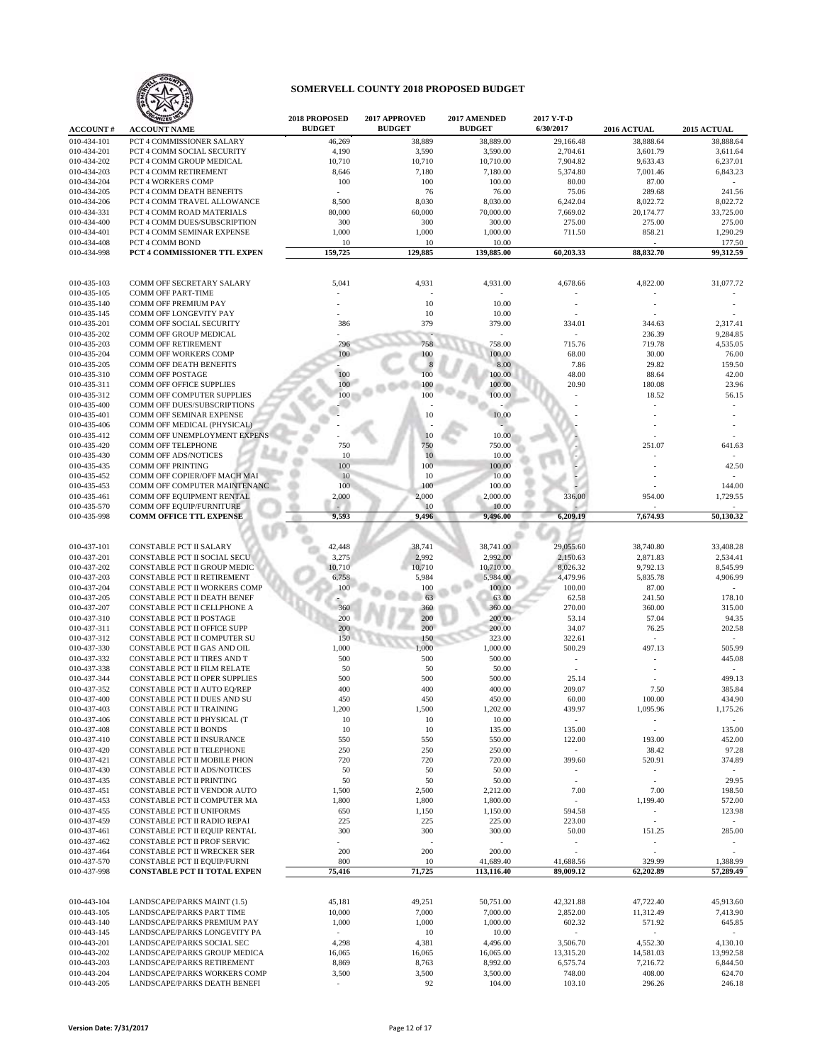# SOMERVELL COUNTY 2018 PROPOSED BUDGET

| ACCOUNT # | ACCOUNT NAME | 2018 PROPOSED BUDGET | 2017 APPROVED BUDGET | 2017 AMENDED BUDGET | 2017 Y-T-D 6/30/2017 | 2016 ACTUAL | 2015 ACTUAL |
|---|---|---|---|---|---|---|---|
| 010-434-101 | PCT 4 COMMISSIONER SALARY | 46,269 | 38,889 | 38,889.00 | 29,166.48 | 38,888.64 | 38,888.64 |
| 010-434-201 | PCT 4 COMM SOCIAL SECURITY | 4,190 | 3,590 | 3,590.00 | 2,704.61 | 3,601.79 | 3,611.64 |
| 010-434-202 | PCT 4 COMM GROUP MEDICAL | 10,710 | 10,710 | 10,710.00 | 7,904.82 | 9,633.43 | 6,237.01 |
| 010-434-203 | PCT 4 COMM RETIREMENT | 8,646 | 7,180 | 7,180.00 | 5,374.80 | 7,001.46 | 6,843.23 |
| 010-434-204 | PCT 4 WORKERS COMP | 100 | 100 | 100.00 | 80.00 | 87.00 | - |
| 010-434-205 | PCT 4 COMM DEATH BENEFITS | - | 76 | 76.00 | 75.06 | 289.68 | 241.56 |
| 010-434-206 | PCT 4 COMM TRAVEL ALLOWANCE | 8,500 | 8,030 | 8,030.00 | 6,242.04 | 8,022.72 | 8,022.72 |
| 010-434-331 | PCT 4 COMM ROAD MATERIALS | 80,000 | 60,000 | 70,000.00 | 7,669.02 | 20,174.77 | 33,725.00 |
| 010-434-400 | PCT 4 COMM DUES/SUBSCRIPTION | 300 | 300 | 300.00 | 275.00 | 275.00 | 275.00 |
| 010-434-401 | PCT 4 COMM SEMINAR EXPENSE | 1,000 | 1,000 | 1,000.00 | 711.50 | 858.21 | 1,290.29 |
| 010-434-408 | PCT 4 COMM BOND | 10 | 10 | 10.00 | | - | 177.50 |
| 010-434-998 | **PCT 4 COMMISSIONER TTL EXPEN** | **159,725** | **129,885** | **139,885.00** | **60,203.33** | **88,832.70** | **99,312.59** |
| | | | | | | | |
| 010-435-103 | COMM OFF SECRETARY SALARY | 5,041 | 4,931 | 4,931.00 | 4,678.66 | 4,822.00 | 31,077.72 |
| 010-435-105 | COMM OFF PART-TIME | - | - | - | - | - | - |
| 010-435-140 | COMM OFF PREMIUM PAY | - | 10 | 10.00 | - | - | - |
| 010-435-145 | COMM OFF LONGEVITY PAY | - | 10 | 10.00 | - | - | - |
| 010-435-201 | COMM OFF SOCIAL SECURITY | 386 | 379 | 379.00 | 334.01 | 344.63 | 2,317.41 |
| 010-435-202 | COMM OFF GROUP MEDICAL | - | - | - | - | 236.39 | 9,284.85 |
| 010-435-203 | COMM OFF RETIREMENT | 796 | 758 | 758.00 | 715.76 | 719.78 | 4,535.05 |
| 010-435-204 | COMM OFF WORKERS COMP | 100 | 100 | 100.00 | 68.00 | 30.00 | 76.00 |
| 010-435-205 | COMM OFF DEATH BENEFITS | - | 8 | 8.00 | 7.86 | 29.82 | 159.50 |
| 010-435-310 | COMM OFF POSTAGE | 100 | 100 | 100.00 | 48.00 | 88.64 | 42.00 |
| 010-435-311 | COMM OFF OFFICE SUPPLIES | 100 | 100 | 100.00 | 20.90 | 180.08 | 23.96 |
| 010-435-312 | COMM OFF COMPUTER SUPPLIES | 100 | 100 | 100.00 | - | 18.52 | 56.15 |
| 010-435-400 | COMM OFF DUES/SUBSCRIPTIONS | - | - | - | - | - | - |
| 010-435-401 | COMM OFF SEMINAR EXPENSE | - | 10 | 10.00 | - | - | - |
| 010-435-406 | COMM OFF MEDICAL (PHYSICAL) | - | - | - | - | - | - |
| 010-435-412 | COMM OFF UNEMPLOYMENT EXPENS | - | 10 | 10.00 | - | - | - |
| 010-435-420 | COMM OFF TELEPHONE | 750 | 750 | 750.00 | - | 251.07 | 641.63 |
| 010-435-430 | COMM OFF ADS/NOTICES | 10 | 10 | 10.00 | - | - | - |
| 010-435-435 | COMM OFF PRINTING | 100 | 100 | 100.00 | - | - | 42.50 |
| 010-435-452 | COMM OFF COPIER/OFF MACH MAI | 10 | 10 | 10.00 | - | - | - |
| 010-435-453 | COMM OFF COMPUTER MAINTENANC | 100 | 100 | 100.00 | - | - | 144.00 |
| 010-435-461 | COMM OFF EQUIPMENT RENTAL | 2,000 | 2,000 | 2,000.00 | 336.00 | 954.00 | 1,729.55 |
| 010-435-570 | COMM OFF EQUIP/FURNITURE | - | 10 | 10.00 | - | - | - |
| 010-435-998 | **COMM OFFICE TTL EXPENSE** | **9,593** | **9,496** | **9,496.00** | **6,209.19** | **7,674.93** | **50,130.32** |
| | | | | | | | |
| 010-437-101 | CONSTABLE PCT II SALARY | 42,448 | 38,741 | 38,741.00 | 29,055.60 | 38,740.80 | 33,408.28 |
| 010-437-201 | CONSTABLE PCT II SOCIAL SECU | 3,275 | 2,992 | 2,992.00 | 2,150.63 | 2,871.83 | 2,534.41 |
| 010-437-202 | CONSTABLE PCT II GROUP MEDIC | 10,710 | 10,710 | 10,710.00 | 8,026.32 | 9,792.13 | 8,545.99 |
| 010-437-203 | CONSTABLE PCT II RETIREMENT | 6,758 | 5,984 | 5,984.00 | 4,479.96 | 5,835.78 | 4,906.99 |
| 010-437-204 | CONSTABLE PCT II WORKERS COMP | 100 | 100 | 100.00 | 100.00 | 87.00 | - |
| 010-437-205 | CONSTABLE PCT II DEATH BENEF | - | 63 | 63.00 | 62.58 | 241.50 | 178.10 |
| 010-437-207 | CONSTABLE PCT II CELLPHONE A | 360 | 360 | 360.00 | 270.00 | 360.00 | 315.00 |
| 010-437-310 | CONSTABLE PCT II POSTAGE | 200 | 200 | 200.00 | 53.14 | 57.04 | 94.35 |
| 010-437-311 | CONSTABLE PCT II OFFICE SUPP | 200 | 200 | 200.00 | 34.07 | 76.25 | 202.58 |
| 010-437-312 | CONSTABLE PCT II COMPUTER SU | 150 | 150 | 323.00 | 322.61 | - | - |
| 010-437-330 | CONSTABLE PCT II GAS AND OIL | 1,000 | 1,000 | 1,000.00 | 500.29 | 497.13 | 505.99 |
| 010-437-332 | CONSTABLE PCT II TIRES AND T | 500 | 500 | 500.00 | - | - | 445.08 |
| 010-437-338 | CONSTABLE PCT II FILM RELATE | 50 | 50 | 50.00 | - | - | - |
| 010-437-344 | CONSTABLE PCT II OPER SUPPLIES | 500 | 500 | 500.00 | 25.14 | - | 499.13 |
| 010-437-352 | CONSTABLE PCT II AUTO EQ/REP | 400 | 400 | 400.00 | 209.07 | 7.50 | 385.84 |
| 010-437-400 | CONSTABLE PCT II DUES AND SU | 450 | 450 | 450.00 | 60.00 | 100.00 | 434.90 |
| 010-437-403 | CONSTABLE PCT II TRAINING | 1,200 | 1,500 | 1,202.00 | 439.97 | 1,095.96 | 1,175.26 |
| 010-437-406 | CONSTABLE PCT II PHYSICAL (T | 10 | 10 | 10.00 | - | - | - |
| 010-437-408 | CONSTABLE PCT II BONDS | 10 | 10 | 135.00 | 135.00 | - | 135.00 |
| 010-437-410 | CONSTABLE PCT II INSURANCE | 550 | 550 | 550.00 | 122.00 | 193.00 | 452.00 |
| 010-437-420 | CONSTABLE PCT II TELEPHONE | 250 | 250 | 250.00 | - | 38.42 | 97.28 |
| 010-437-421 | CONSTABLE PCT II MOBILE PHON | 720 | 720 | 720.00 | 399.60 | 520.91 | 374.89 |
| 010-437-430 | CONSTABLE PCT II ADS/NOTICES | 50 | 50 | 50.00 | - | - | - |
| 010-437-435 | CONSTABLE PCT II PRINTING | 50 | 50 | 50.00 | - | - | 29.95 |
| 010-437-451 | CONSTABLE PCT II VENDOR AUTO | 1,500 | 2,500 | 2,212.00 | 7.00 | 7.00 | 198.50 |
| 010-437-453 | CONSTABLE PCT II COMPUTER MA | 1,800 | 1,800 | 1,800.00 | - | 1,199.40 | 572.00 |
| 010-437-455 | CONSTABLE PCT II UNIFORMS | 650 | 1,150 | 1,150.00 | 594.58 | - | 123.98 |
| 010-437-459 | CONSTABLE PCT II RADIO REPAI | 225 | 225 | 225.00 | 223.00 | - | - |
| 010-437-461 | CONSTABLE PCT II EQUIP RENTAL | 300 | 300 | 300.00 | 50.00 | 151.25 | 285.00 |
| 010-437-462 | CONSTABLE PCT II PROF SERVIC | - | - | - | - | - | - |
| 010-437-464 | CONSTABLE PCT II WRECKER SER | 200 | 200 | 200.00 | - | - | - |
| 010-437-570 | CONSTABLE PCT II EQUIP/FURNI | 800 | 10 | 41,689.40 | 41,688.56 | 329.99 | 1,388.99 |
| 010-437-998 | **CONSTABLE PCT II TOTAL EXPEN** | **75,416** | **71,725** | **113,116.40** | **89,009.12** | **62,202.89** | **57,289.49** |
| | | | | | | | |
| 010-443-104 | LANDSCAPE/PARKS MAINT (1.5) | 45,181 | 49,251 | 50,751.00 | 42,321.88 | 47,722.40 | 45,913.60 |
| 010-443-105 | LANDSCAPE/PARKS PART TIME | 10,000 | 7,000 | 7,000.00 | 2,852.00 | 11,312.49 | 7,413.90 |
| 010-443-140 | LANDSCAPE/PARKS PREMIUM PAY | 1,000 | 1,000 | 1,000.00 | 602.32 | 571.92 | 645.85 |
| 010-443-145 | LANDSCAPE/PARKS LONGEVITY PA | - | 10 | 10.00 | - | - | - |
| 010-443-201 | LANDSCAPE/PARKS SOCIAL SEC | 4,298 | 4,381 | 4,496.00 | 3,506.70 | 4,552.30 | 4,130.10 |
| 010-443-202 | LANDSCAPE/PARKS GROUP MEDICA | 16,065 | 16,065 | 16,065.00 | 13,315.20 | 14,581.03 | 13,992.58 |
| 010-443-203 | LANDSCAPE/PARKS RETIREMENT | 8,869 | 8,763 | 8,992.00 | 6,575.74 | 7,216.72 | 6,844.50 |
| 010-443-204 | LANDSCAPE/PARKS WORKERS COMP | 3,500 | 3,500 | 3,500.00 | 748.00 | 408.00 | 624.70 |
| 010-443-205 | LANDSCAPE/PARKS DEATH BENEFI | - | 92 | 104.00 | 103.10 | 296.26 | 246.18 |

Version Date: 7/31/2017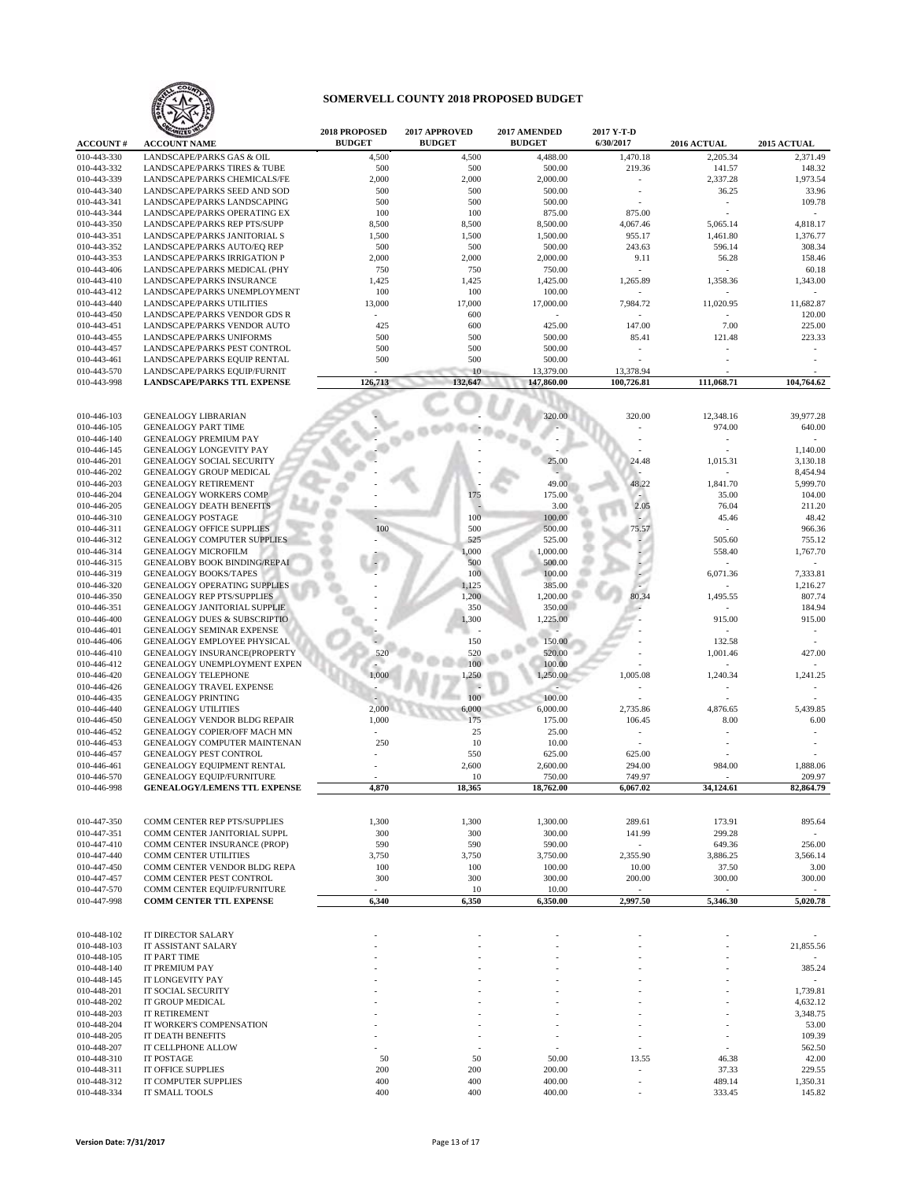## SOMERVELL COUNTY 2018 PROPOSED BUDGET

| ACCOUNT # | ACCOUNT NAME | 2018 PROPOSED BUDGET | 2017 APPROVED BUDGET | 2017 AMENDED BUDGET | 2017 Y-T-D 6/30/2017 | 2016 ACTUAL | 2015 ACTUAL |
|---|---|---|---|---|---|---|---|
| 010-443-330 | LANDSCAPE/PARKS GAS & OIL | 4,500 | 4,500 | 4,488.00 | 1,470.18 | 2,205.34 | 2,371.49 |
| 010-443-332 | LANDSCAPE/PARKS TIRES & TUBE | 500 | 500 | 500.00 | 219.36 | 141.57 | 148.32 |
| 010-443-339 | LANDSCAPE/PARKS CHEMICALS/FE | 2,000 | 2,000 | 2,000.00 | - | 2,337.28 | 1,973.54 |
| 010-443-340 | LANDSCAPE/PARKS SEED AND SOD | 500 | 500 | 500.00 | - | 36.25 | 33.96 |
| 010-443-341 | LANDSCAPE/PARKS LANDSCAPING | 500 | 500 | 500.00 | - | - | 109.78 |
| 010-443-344 | LANDSCAPE/PARKS OPERATING EX | 100 | 100 | 875.00 | 875.00 | - | - |
| 010-443-350 | LANDSCAPE/PARKS REP PTS/SUPP | 8,500 | 8,500 | 8,500.00 | 4,067.46 | 5,065.14 | 4,818.17 |
| 010-443-351 | LANDSCAPE/PARKS JANITORIAL S | 1,500 | 1,500 | 1,500.00 | 955.17 | 1,461.80 | 1,376.77 |
| 010-443-352 | LANDSCAPE/PARKS AUTO/EQ REP | 500 | 500 | 500.00 | 243.63 | 596.14 | 308.34 |
| 010-443-353 | LANDSCAPE/PARKS IRRIGATION P | 2,000 | 2,000 | 2,000.00 | 9.11 | 56.28 | 158.46 |
| 010-443-406 | LANDSCAPE/PARKS MEDICAL (PHY | 750 | 750 | 750.00 | - | - | 60.18 |
| 010-443-410 | LANDSCAPE/PARKS INSURANCE | 1,425 | 1,425 | 1,425.00 | 1,265.89 | 1,358.36 | 1,343.00 |
| 010-443-412 | LANDSCAPE/PARKS UNEMPLOYMENT | 100 | 100 | 100.00 | - | - | - |
| 010-443-440 | LANDSCAPE/PARKS UTILITIES | 13,000 | 17,000 | 17,000.00 | 7,984.72 | 11,020.95 | 11,682.87 |
| 010-443-450 | LANDSCAPE/PARKS VENDOR GDS R | - | 600 | - | - | - | 120.00 |
| 010-443-451 | LANDSCAPE/PARKS VENDOR AUTO | 425 | 600 | 425.00 | 147.00 | 7.00 | 225.00 |
| 010-443-455 | LANDSCAPE/PARKS UNIFORMS | 500 | 500 | 500.00 | 85.41 | 121.48 | 223.33 |
| 010-443-457 | LANDSCAPE/PARKS PEST CONTROL | 500 | 500 | 500.00 | - | - | - |
| 010-443-461 | LANDSCAPE/PARKS EQUIP RENTAL | 500 | 500 | 500.00 | - | - | - |
| 010-443-570 | LANDSCAPE/PARKS EQUIP/FURNIT | - | 10 | 13,379.00 | 13,378.94 | - | - |
| 010-443-998 | **LANDSCAPE/PARKS TTL EXPENSE** | **126,713** | **132,647** | **147,860.00** | **100,726.81** | **111,068.71** | **104,764.62** |
| | | | | | | | |
| 010-446-103 | GENEALOGY LIBRARIAN | - | - | 320.00 | 320.00 | 12,348.16 | 39,977.28 |
| 010-446-105 | GENEALOGY PART TIME | - | - | - | - | 974.00 | 640.00 |
| 010-446-140 | GENEALOGY PREMIUM PAY | - | - | - | - | - | - |
| 010-446-145 | GENEALOGY LONGEVITY PAY | - | - | - | - | - | 1,140.00 |
| 010-446-201 | GENEALOGY SOCIAL SECURITY | - | - | 25.00 | 24.48 | 1,015.31 | 3,130.18 |
| 010-446-202 | GENEALOGY GROUP MEDICAL | - | - | - | - | - | 8,454.94 |
| 010-446-203 | GENEALOGY RETIREMENT | - | - | 49.00 | 48.22 | 1,841.70 | 5,999.70 |
| 010-446-204 | GENEALOGY WORKERS COMP | - | 175 | 175.00 | - | 35.00 | 104.00 |
| 010-446-205 | GENEALOGY DEATH BENEFITS | - | - | 3.00 | 2.05 | 76.04 | 211.20 |
| 010-446-310 | GENEALOGY POSTAGE | - | 100 | 100.00 | - | 45.46 | 48.42 |
| 010-446-311 | GENEALOGY OFFICE SUPPLIES | 100 | 500 | 500.00 | 75.57 | - | 966.36 |
| 010-446-312 | GENEALOGY COMPUTER SUPPLIES | - | 525 | 525.00 | - | 505.60 | 755.12 |
| 010-446-314 | GENEALOGY MICROFILM | - | 1,000 | 1,000.00 | - | 558.40 | 1,767.70 |
| 010-446-315 | GENEALOBY BOOK BINDING/REPAI | - | 500 | 500.00 | - | - | - |
| 010-446-319 | GENEALOGY BOOKS/TAPES | - | 100 | 100.00 | - | 6,071.36 | 7,333.81 |
| 010-446-320 | GENEALOGY OPERATING SUPPLIES | - | 1,125 | 385.00 | - | - | 1,216.27 |
| 010-446-350 | GENEALOGY REP PTS/SUPPLIES | - | 1,200 | 1,200.00 | 80.34 | 1,495.55 | 807.74 |
| 010-446-351 | GENEALOGY JANITORIAL SUPPLIE | - | 350 | 350.00 | - | - | 184.94 |
| 010-446-400 | GENEALOGY DUES & SUBSCRIPTIO | - | 1,300 | 1,225.00 | - | 915.00 | 915.00 |
| 010-446-401 | GENEALOGY SEMINAR EXPENSE | - | - | - | - | - | - |
| 010-446-406 | GENEALOGY EMPLOYEE PHYSICAL | - | 150 | 150.00 | - | 132.58 | - |
| 010-446-410 | GENEALOGY INSURANCE(PROPERTY | 520 | 520 | 520.00 | - | 1,001.46 | 427.00 |
| 010-446-412 | GENEALOGY UNEMPLOYMENT EXPEN | - | 100 | 100.00 | - | - | - |
| 010-446-420 | GENEALOGY TELEPHONE | 1,000 | 1,250 | 1,250.00 | 1,005.08 | 1,240.34 | 1,241.25 |
| 010-446-426 | GENEALOGY TRAVEL EXPENSE | - | - | - | - | - | - |
| 010-446-435 | GENEALOGY PRINTING | - | 100 | 100.00 | - | - | - |
| 010-446-440 | GENEALOGY UTILITIES | 2,000 | 6,000 | 6,000.00 | 2,735.86 | 4,876.65 | 5,439.85 |
| 010-446-450 | GENEALOGY VENDOR BLDG REPAIR | 1,000 | 175 | 175.00 | 106.45 | 8.00 | 6.00 |
| 010-446-452 | GENEALOGY COPIER/OFF MACH MN | - | 25 | 25.00 | - | - | - |
| 010-446-453 | GENEALOGY COMPUTER MAINTENAN | 250 | 10 | 10.00 | - | - | - |
| 010-446-457 | GENEALOGY PEST CONTROL | - | 550 | 625.00 | 625.00 | - | - |
| 010-446-461 | GENEALOGY EQUIPMENT RENTAL | - | 2,600 | 2,600.00 | 294.00 | 984.00 | 1,888.06 |
| 010-446-570 | GENEALOGY EQUIP/FURNITURE | - | 10 | 750.00 | 749.97 | - | 209.97 |
| 010-446-998 | **GENEALOGY/LEMENS TTL EXPENSE** | **4,870** | **18,365** | **18,762.00** | **6,067.02** | **34,124.61** | **82,864.79** |
| | | | | | | | |
| 010-447-350 | COMM CENTER REP PTS/SUPPLIES | 1,300 | 1,300 | 1,300.00 | 289.61 | 173.91 | 895.64 |
| 010-447-351 | COMM CENTER JANITORIAL SUPPL | 300 | 300 | 300.00 | 141.99 | 299.28 | - |
| 010-447-410 | COMM CENTER INSURANCE (PROP) | 590 | 590 | 590.00 | - | 649.36 | 256.00 |
| 010-447-440 | COMM CENTER UTILITIES | 3,750 | 3,750 | 3,750.00 | 2,355.90 | 3,886.25 | 3,566.14 |
| 010-447-450 | COMM CENTER VENDOR BLDG REPA | 100 | 100 | 100.00 | 10.00 | 37.50 | 3.00 |
| 010-447-457 | COMM CENTER PEST CONTROL | 300 | 300 | 300.00 | 200.00 | 300.00 | 300.00 |
| 010-447-570 | COMM CENTER EQUIP/FURNITURE | - | 10 | 10.00 | - | - | - |
| 010-447-998 | **COMM CENTER TTL EXPENSE** | **6,340** | **6,350** | **6,350.00** | **2,997.50** | **5,346.30** | **5,020.78** |
| | | | | | | | |
| 010-448-102 | IT DIRECTOR SALARY | - | - | - | - | - | - |
| 010-448-103 | IT ASSISTANT SALARY | - | - | - | - | - | 21,855.56 |
| 010-448-105 | IT PART TIME | - | - | - | - | - | - |
| 010-448-140 | IT PREMIUM PAY | - | - | - | - | - | 385.24 |
| 010-448-145 | IT LONGEVITY PAY | - | - | - | - | - | - |
| 010-448-201 | IT SOCIAL SECURITY | - | - | - | - | - | 1,739.81 |
| 010-448-202 | IT GROUP MEDICAL | - | - | - | - | - | 4,632.12 |
| 010-448-203 | IT RETIREMENT | - | - | - | - | - | 3,348.75 |
| 010-448-204 | IT WORKER'S COMPENSATION | - | - | - | - | - | 53.00 |
| 010-448-205 | IT DEATH BENEFITS | - | - | - | - | - | 109.39 |
| 010-448-207 | IT CELLPHONE ALLOW | - | - | - | - | - | 562.50 |
| 010-448-310 | IT POSTAGE | 50 | 50 | 50.00 | 13.55 | 46.38 | 42.00 |
| 010-448-311 | IT OFFICE SUPPLIES | 200 | 200 | 200.00 | - | 37.33 | 229.55 |
| 010-448-312 | IT COMPUTER SUPPLIES | 400 | 400 | 400.00 | - | 489.14 | 1,350.31 |
| 010-448-334 | IT SMALL TOOLS | 400 | 400 | 400.00 | - | 333.45 | 145.82 |

Version Date: 7/31/2017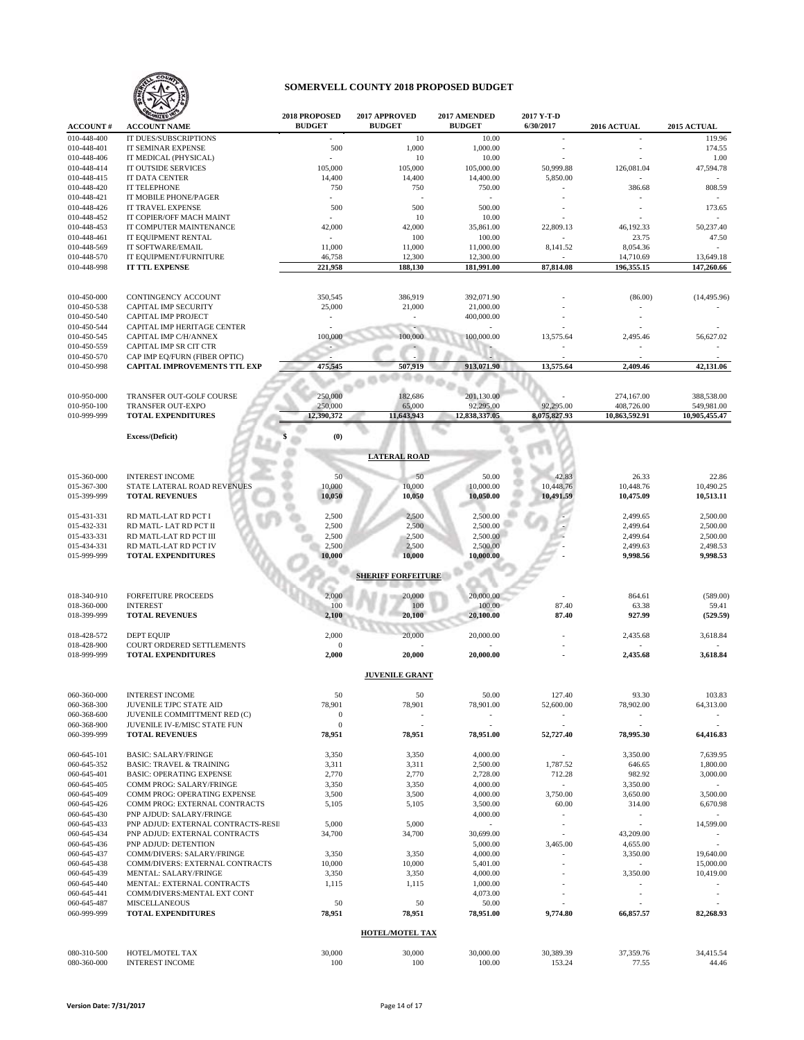# SOMERVELL COUNTY 2018 PROPOSED BUDGET

| ACCOUNT # | ACCOUNT NAME | 2018 PROPOSED BUDGET | 2017 APPROVED BUDGET | 2017 AMENDED BUDGET | 2017 Y-T-D 6/30/2017 | 2016 ACTUAL | 2015 ACTUAL |
|---|---|---|---|---|---|---|---|
| 010-448-400 | IT DUES/SUBSCRIPTIONS | - | 10 | 10.00 | - | - | 119.96 |
| 010-448-401 | IT SEMINAR EXPENSE | 500 | 1,000 | 1,000.00 | - | - | 174.55 |
| 010-448-406 | IT MEDICAL (PHYSICAL) | - | 10 | 10.00 | - | - | 1.00 |
| 010-448-414 | IT OUTSIDE SERVICES | 105,000 | 105,000 | 105,000.00 | 50,999.88 | 126,081.04 | 47,594.78 |
| 010-448-415 | IT DATA CENTER | 14,400 | 14,400 | 14,400.00 | 5,850.00 | - | - |
| 010-448-420 | IT TELEPHONE | 750 | 750 | 750.00 | - | 386.68 | 808.59 |
| 010-448-421 | IT MOBILE PHONE/PAGER | - | - | - | - | - | - |
| 010-448-426 | IT TRAVEL EXPENSE | 500 | 500 | 500.00 | - | - | 173.65 |
| 010-448-452 | IT COPIER/OFF MACH MAINT | - | 10 | 10.00 | - | - | - |
| 010-448-453 | IT COMPUTER MAINTENANCE | 42,000 | 42,000 | 35,861.00 | 22,809.13 | 46,192.33 | 50,237.40 |
| 010-448-461 | IT EQUIPMENT RENTAL | - | 100 | 100.00 | - | 23.75 | 47.50 |
| 010-448-569 | IT SOFTWARE/EMAIL | 11,000 | 11,000 | 11,000.00 | 8,141.52 | 8,054.36 | - |
| 010-448-570 | IT EQUIPMENT/FURNITURE | 46,758 | 12,300 | 12,300.00 | - | 14,710.69 | 13,649.18 |
| 010-448-998 | **IT TTL EXPENSE** | **221,958** | **188,130** | **181,991.00** | **87,814.08** | **196,355.15** | **147,260.66** |
| | | | | | | | |
| 010-450-000 | CONTINGENCY ACCOUNT | 350,545 | 386,919 | 392,071.90 | - | (86.00) | (14,495.96) |
| 010-450-538 | CAPITAL IMP SECURITY | 25,000 | 21,000 | 21,000.00 | - | - | - |
| 010-450-540 | CAPITAL IMP PROJECT | - | - | 400,000.00 | - | - | |
| 010-450-544 | CAPITAL IMP HERITAGE CENTER | - | - | - | - | - | - |
| 010-450-545 | CAPITAL IMP C/H/ANNEX | 100,000 | 100,000 | 100,000.00 | 13,575.64 | 2,495.46 | 56,627.02 |
| 010-450-559 | CAPITAL IMP SR CIT CTR | - | - | - | - | - | - |
| 010-450-570 | CAP IMP EQ/FURN (FIBER OPTIC) | - | - | - | - | - | - |
| 010-450-998 | **CAPITAL IMPROVEMENTS TTL EXP** | **475,545** | **507,919** | **913,071.90** | **13,575.64** | **2,409.46** | **42,131.06** |
| | | | | | | | |
| 010-950-000 | TRANSFER OUT-GOLF COURSE | 250,000 | 182,686 | 201,130.00 | - | 274,167.00 | 388,538.00 |
| 010-950-100 | TRANSFER OUT-EXPO | 250,000 | 65,000 | 92,295.00 | 92,295.00 | 408,726.00 | 549,981.00 |
| 010-999-999 | **TOTAL EXPENDITURES** | **12,390,372** | **11,643,943** | **12,838,337.05** | **8,075,827.93** | **10,863,592.91** | **10,905,455.47** |
| | | | | | | | |
| | **Excess/(Deficit)** | **$ (0)** | | | | | |

## LATERAL ROAD

| ACCOUNT # | ACCOUNT NAME | 2018 PROPOSED BUDGET | 2017 APPROVED BUDGET | 2017 AMENDED BUDGET | 2017 Y-T-D 6/30/2017 | 2016 ACTUAL | 2015 ACTUAL |
|---|---|---|---|---|---|---|---|
| 015-360-000 | INTEREST INCOME | 50 | 50 | 50.00 | 42.83 | 26.33 | 22.86 |
| 015-367-300 | STATE LATERAL ROAD REVENUES | 10,000 | 10,000 | 10,000.00 | 10,448.76 | 10,448.76 | 10,490.25 |
| 015-399-999 | **TOTAL REVENUES** | **10,050** | **10,050** | **10,050.00** | **10,491.59** | **10,475.09** | **10,513.11** |
| | | | | | | | |
| 015-431-331 | RD MATL-LAT RD PCT I | 2,500 | 2,500 | 2,500.00 | - | 2,499.65 | 2,500.00 |
| 015-432-331 | RD MATL- LAT RD PCT II | 2,500 | 2,500 | 2,500.00 | - | 2,499.64 | 2,500.00 |
| 015-433-331 | RD MATL-LAT RD PCT III | 2,500 | 2,500 | 2,500.00 | - | 2,499.64 | 2,500.00 |
| 015-434-331 | RD MATL-LAT RD PCT IV | 2,500 | 2,500 | 2,500.00 | - | 2,499.63 | 2,498.53 |
| 015-999-999 | **TOTAL EXPENDITURES** | **10,000** | **10,000** | **10,000.00** | **-** | **9,998.56** | **9,998.53** |

## SHERIFF FORFEITURE

| ACCOUNT # | ACCOUNT NAME | 2018 PROPOSED BUDGET | 2017 APPROVED BUDGET | 2017 AMENDED BUDGET | 2017 Y-T-D 6/30/2017 | 2016 ACTUAL | 2015 ACTUAL |
|---|---|---|---|---|---|---|---|
| 018-340-910 | FORFEITURE PROCEEDS | 2,000 | 20,000 | 20,000.00 | - | 864.61 | (589.00) |
| 018-360-000 | INTEREST | 100 | 100 | 100.00 | 87.40 | 63.38 | 59.41 |
| 018-399-999 | **TOTAL REVENUES** | **2,100** | **20,100** | **20,100.00** | **87.40** | **927.99** | **(529.59)** |
| | | | | | | | |
| 018-428-572 | DEPT EQUIP | 2,000 | 20,000 | 20,000.00 | - | 2,435.68 | 3,618.84 |
| 018-428-900 | COURT ORDERED SETTLEMENTS | 0 | - | - | - | - | - |
| 018-999-999 | **TOTAL EXPENDITURES** | **2,000** | **20,000** | **20,000.00** | **-** | **2,435.68** | **3,618.84** |

## JUVENILE GRANT

| ACCOUNT # | ACCOUNT NAME | 2018 PROPOSED BUDGET | 2017 APPROVED BUDGET | 2017 AMENDED BUDGET | 2017 Y-T-D 6/30/2017 | 2016 ACTUAL | 2015 ACTUAL |
|---|---|---|---|---|---|---|---|
| 060-360-000 | INTEREST INCOME | 50 | 50 | 50.00 | 127.40 | 93.30 | 103.83 |
| 060-368-300 | JUVENILE TJPC STATE AID | 78,901 | 78,901 | 78,901.00 | 52,600.00 | 78,902.00 | 64,313.00 |
| 060-368-600 | JUVENILE COMMITTMENT RED (C) | 0 | - | - | - | - | - |
| 060-368-900 | JUVENILE IV-E/MISC STATE FUN | 0 | - | - | - | - | - |
| 060-399-999 | **TOTAL REVENUES** | **78,951** | **78,951** | **78,951.00** | **52,727.40** | **78,995.30** | **64,416.83** |
| | | | | | | | |
| 060-645-101 | BASIC: SALARY/FRINGE | 3,350 | 3,350 | 4,000.00 | - | 3,350.00 | 7,639.95 |
| 060-645-352 | BASIC: TRAVEL & TRAINING | 3,311 | 3,311 | 2,500.00 | 1,787.52 | 646.65 | 1,800.00 |
| 060-645-401 | BASIC: OPERATING EXPENSE | 2,770 | 2,770 | 2,728.00 | 712.28 | 982.92 | 3,000.00 |
| 060-645-405 | COMM PROG: SALARY/FRINGE | 3,350 | 3,350 | 4,000.00 | - | 3,350.00 | - |
| 060-645-409 | COMM PROG: OPERATING EXPENSE | 3,500 | 3,500 | 4,000.00 | 3,750.00 | 3,650.00 | 3,500.00 |
| 060-645-426 | COMM PROG: EXTERNAL CONTRACTS | 5,105 | 5,105 | 3,500.00 | 60.00 | 314.00 | 6,670.98 |
| 060-645-430 | PNP AJDUD: SALARY/FRINGE | | | 4,000.00 | - | - | - |
| 060-645-433 | PNP ADJUD: EXTERNAL CONTRACTS-RESI | 5,000 | 5,000 | - | - | - | 14,599.00 |
| 060-645-434 | PNP ADJUD: EXTERNAL CONTRACTS | 34,700 | 34,700 | 30,699.00 | - | 43,209.00 | - |
| 060-645-436 | PNP ADJUD: DETENTION | | | 5,000.00 | 3,465.00 | 4,655.00 | - |
| 060-645-437 | COMM/DIVERS: SALARY/FRINGE | 3,350 | 3,350 | 4,000.00 | - | 3,350.00 | 19,640.00 |
| 060-645-438 | COMM/DIVERS: EXTERNAL CONTRACTS | 10,000 | 10,000 | 5,401.00 | - | - | 15,000.00 |
| 060-645-439 | MENTAL: SALARY/FRINGE | 3,350 | 3,350 | 4,000.00 | - | 3,350.00 | 10,419.00 |
| 060-645-440 | MENTAL: EXTERNAL CONTRACTS | 1,115 | 1,115 | 1,000.00 | - | - | - |
| 060-645-441 | COMM/DIVERS:MENTAL EXT CONT | | | 4,073.00 | - | - | - |
| 060-645-487 | MISCELLANEOUS | 50 | 50 | 50.00 | - | - | - |
| 060-999-999 | **TOTAL EXPENDITURES** | **78,951** | **78,951** | **78,951.00** | **9,774.80** | **66,857.57** | **82,268.93** |

## HOTEL/MOTEL TAX

| ACCOUNT # | ACCOUNT NAME | 2018 PROPOSED BUDGET | 2017 APPROVED BUDGET | 2017 AMENDED BUDGET | 2017 Y-T-D 6/30/2017 | 2016 ACTUAL | 2015 ACTUAL |
|---|---|---|---|---|---|---|---|
| 080-310-500 | HOTEL/MOTEL TAX | 30,000 | 30,000 | 30,000.00 | 30,389.39 | 37,359.76 | 34,415.54 |
| 080-360-000 | INTEREST INCOME | 100 | 100 | 100.00 | 153.24 | 77.55 | 44.46 |

Version Date: 7/31/2017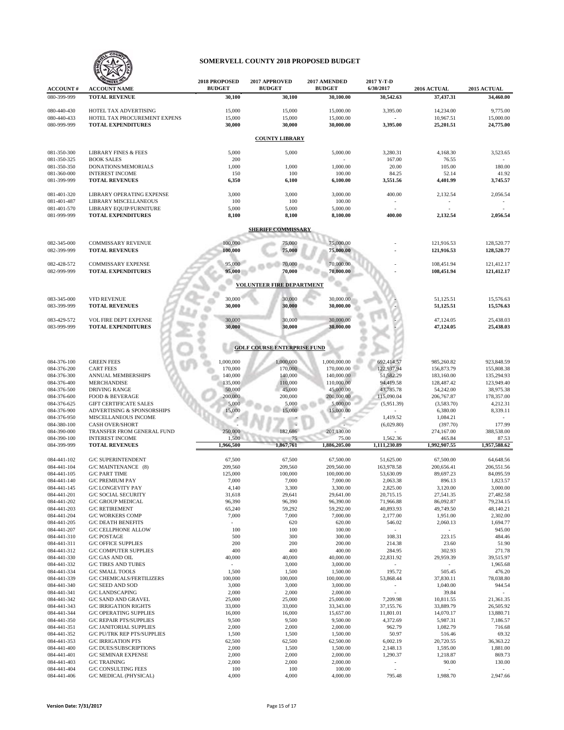# SOMERVELL COUNTY 2018 PROPOSED BUDGET

| ACCOUNT # | ACCOUNT NAME | 2018 PROPOSED BUDGET | 2017 APPROVED BUDGET | 2017 AMENDED BUDGET | 2017 Y-T-D 6/30/2017 | 2016 ACTUAL | 2015 ACTUAL |
|---|---|---|---|---|---|---|---|
| 080-399-999 | **TOTAL REVENUE** | **30,100** | **30,100** | **30,100.00** | **30,542.63** | **37,437.31** | **34,460.00** |
| 080-440-430 | HOTEL TAX ADVERTISING | 15,000 | 15,000 | 15,000.00 | 3,395.00 | 14,234.00 | 9,775.00 |
| 080-440-433 | HOTEL TAX PROCUREMENT EXPENS | 15,000 | 15,000 | 15,000.00 | - | 10,967.51 | 15,000.00 |
| 080-999-999 | **TOTAL EXPENDITURES** | **30,000** | **30,000** | **30,000.00** | **3,395.00** | **25,201.51** | **24,775.00** |
| | | | **COUNTY LIBRARY** | | | | |
| 081-350-300 | LIBRARY FINES & FEES | 5,000 | 5,000 | 5,000.00 | 3,280.31 | 4,168.30 | 3,523.65 |
| 081-350-325 | BOOK SALES | 200 | | - | 167.00 | 76.55 | - |
| 081-350-350 | DONATIONS/MEMORIALS | 1,000 | 1,000 | 1,000.00 | 20.00 | 105.00 | 180.00 |
| 081-360-000 | INTEREST INCOME | 150 | 100 | 100.00 | 84.25 | 52.14 | 41.92 |
| 081-399-999 | **TOTAL REVENUES** | **6,350** | **6,100** | **6,100.00** | **3,551.56** | **4,401.99** | **3,745.57** |
| 081-401-320 | LIBRARY OPERATING EXPENSE | 3,000 | 3,000 | 3,000.00 | 400.00 | 2,132.54 | 2,056.54 |
| 081-401-487 | LIBRARY MISCELLANEOUS | 100 | 100 | 100.00 | - | - | - |
| 081-401-570 | LIBRARY EQUIP/FURNITURE | 5,000 | 5,000 | 5,000.00 | - | - | - |
| 081-999-999 | **TOTAL EXPENDITURES** | **8,100** | **8,100** | **8,100.00** | **400.00** | **2,132.54** | **2,056.54** |
| | | | **SHERIFF COMMISSARY** | | | | |
| 082-345-000 | COMMISSARY REVENUE | 100,000 | 75,000 | 75,000.00 | - | 121,916.53 | 128,520.77 |
| 082-399-999 | **TOTAL REVENUES** | **100,000** | **75,000** | **75,000.00** | - | **121,916.53** | **128,520.77** |
| 082-428-572 | COMMISSARY EXPENSE | 95,000 | 70,000 | 70,000.00 | - | 108,451.94 | 121,412.17 |
| 082-999-999 | **TOTAL EXPENDITURES** | **95,000** | **70,000** | **70,000.00** | - | **108,451.94** | **121,412.17** |
| | | | **VOLUNTEER FIRE DEPARTMENT** | | | | |
| 083-345-000 | VFD REVENUE | 30,000 | 30,000 | 30,000.00 | - | 51,125.51 | 15,576.63 |
| 083-399-999 | **TOTAL REVENUES** | **30,000** | **30,000** | **30,000.00** | - | **51,125.51** | **15,576.63** |
| 083-429-572 | VOL FIRE DEPT EXPENSE | 30,000 | 30,000 | 30,000.00 | - | 47,124.05 | 25,438.03 |
| 083-999-999 | **TOTAL EXPENDITURES** | **30,000** | **30,000** | **30,000.00** | - | **47,124.05** | **25,438.03** |
| | | | **GOLF COURSE ENTERPRISE FUND** | | | | |
| 084-376-100 | GREEN FEES | 1,000,000 | 1,000,000 | 1,000,000.00 | 692,414.57 | 985,260.82 | 923,848.59 |
| 084-376-200 | CART FEES | 170,000 | 170,000 | 170,000.00 | 122,937.94 | 156,873.79 | 155,808.38 |
| 084-376-300 | ANNUAL MEMBERSHIPS | 140,000 | 140,000 | 140,000.00 | 51,582.29 | 183,160.00 | 135,294.93 |
| 084-376-400 | MERCHANDISE | 135,000 | 110,000 | 110,000.00 | 94,419.58 | 128,487.42 | 123,949.40 |
| 084-376-500 | DRIVING RANGE | 50,000 | 45,000 | 45,000.00 | 43,785.78 | 54,242.00 | 38,975.38 |
| 084-376-600 | FOOD & BEVERAGE | 200,000 | 200,000 | 200,000.00 | 115,090.04 | 206,767.87 | 178,357.00 |
| 084-376-625 | GIFT CERTIFICATE SALES | 5,000 | 5,000 | 5,000.00 | (5,951.39) | (3,583.70) | 4,212.31 |
| 084-376-900 | ADVERTISING & SPONSORSHIPS | 15,000 | 15,000 | 15,000.00 | - | 6,380.00 | 8,339.11 |
| 084-376-950 | MISCELLANEOUS INCOME | - | - | - | 1,419.52 | 1,084.21 | - |
| 084-380-100 | CASH OVER/SHORT | - | - | - | (6,029.80) | (397.70) | 177.99 |
| 084-390-000 | TRANSFER FROM GENERAL FUND | 250,000 | 182,686 | 201,130.00 | - | 274,167.00 | 388,538.00 |
| 084-390-100 | INTEREST INCOME | 1,500 | 75 | 75.00 | 1,562.36 | 465.84 | 87.53 |
| 084-399-999 | **TOTAL REVENUES** | **1,966,500** | **1,867,761** | **1,886,205.00** | **1,111,230.89** | **1,992,907.55** | **1,957,588.62** |
| 084-441-102 | G/C SUPERINTENDENT | 67,500 | 67,500 | 67,500.00 | 51,625.00 | 67,500.00 | 64,648.56 |
| 084-441-104 | G/C MAINTENANCE (8) | 209,560 | 209,560 | 209,560.00 | 163,978.58 | 200,656.41 | 206,551.56 |
| 084-441-105 | G/C PART TIME | 125,000 | 100,000 | 100,000.00 | 53,630.09 | 89,697.23 | 84,095.59 |
| 084-441-140 | G/C PREMIUM PAY | 7,000 | 7,000 | 7,000.00 | 2,063.38 | 896.13 | 1,823.57 |
| 084-441-145 | G/C LONGEVITY PAY | 4,140 | 3,300 | 3,300.00 | 2,825.00 | 3,120.00 | 3,000.00 |
| 084-441-201 | G/C SOCIAL SECURITY | 31,618 | 29,641 | 29,641.00 | 20,715.15 | 27,541.35 | 27,482.58 |
| 084-441-202 | G/C GROUP MEDICAL | 96,390 | 96,390 | 96,390.00 | 71,966.88 | 86,092.87 | 79,234.15 |
| 084-441-203 | G/C RETIREMENT | 65,240 | 59,292 | 59,292.00 | 40,893.93 | 49,749.50 | 48,140.21 |
| 084-441-204 | G/C WORKERS COMP | 7,000 | 7,000 | 7,000.00 | 2,177.00 | 1,951.00 | 2,302.00 |
| 084-441-205 | G/C DEATH BENEFITS | - | 620 | 620.00 | 546.02 | 2,060.13 | 1,694.77 |
| 084-441-207 | G/C CELLPHONE ALLOW | 100 | 100 | 100.00 | - | - | 945.00 |
| 084-441-310 | G/C POSTAGE | 500 | 300 | 300.00 | 108.31 | 223.15 | 484.46 |
| 084-441-311 | G/C OFFICE SUPPLIES | 200 | 200 | 200.00 | 214.38 | 23.60 | 51.90 |
| 084-441-312 | G/C COMPUTER SUPPLIES | 400 | 400 | 400.00 | 284.95 | 302.93 | 271.78 |
| 084-441-330 | G/C GAS AND OIL | 40,000 | 40,000 | 40,000.00 | 22,831.92 | 29,959.39 | 39,515.97 |
| 084-441-332 | G/C TIRES AND TUBES | - | 3,000 | 3,000.00 | - | - | 1,965.68 |
| 084-441-334 | G/C SMALL TOOLS | 1,500 | 1,500 | 1,500.00 | 195.72 | 505.45 | 476.20 |
| 084-441-339 | G/C CHEMICALS/FERTILIZERS | 100,000 | 100,000 | 100,000.00 | 53,868.44 | 37,830.11 | 78,038.80 |
| 084-441-340 | G/C SEED AND SOD | 3,000 | 3,000 | 3,000.00 | - | 1,040.00 | 944.54 |
| 084-441-341 | G/C LANDSCAPING | 2,000 | 2,000 | 2,000.00 | - | 39.84 | - |
| 084-441-342 | G/C SAND AND GRAVEL | 25,000 | 25,000 | 25,000.00 | 7,209.98 | 10,811.55 | 21,361.35 |
| 084-441-343 | G/C IRRIGATION RIGHTS | 33,000 | 33,000 | 33,343.00 | 37,155.76 | 33,889.79 | 26,505.92 |
| 084-441-344 | G/C OPERATING SUPPLIES | 16,000 | 16,000 | 15,657.00 | 11,801.01 | 14,070.17 | 13,880.71 |
| 084-441-350 | G/C REPAIR PTS/SUPPLIES | 9,500 | 9,500 | 9,500.00 | 4,372.69 | 5,987.31 | 7,186.57 |
| 084-441-351 | G/C JANITORIAL SUPPLIES | 2,000 | 2,000 | 2,000.00 | 962.79 | 1,082.79 | 716.68 |
| 084-441-352 | G/C PU/TRK REP PTS/SUPPLIES | 1,500 | 1,500 | 1,500.00 | 50.97 | 516.46 | 69.32 |
| 084-441-353 | G/C IRRIGATION PTS | 62,500 | 62,500 | 62,500.00 | 6,002.19 | 20,720.55 | 36,363.22 |
| 084-441-400 | G/C DUES/SUBSCRIPTIONS | 2,000 | 1,500 | 1,500.00 | 2,148.13 | 1,595.00 | 1,881.00 |
| 084-441-401 | G/C SEMINAR EXPENSE | 2,000 | 2,000 | 2,000.00 | 1,290.37 | 1,218.87 | 869.73 |
| 084-441-403 | G/C TRAINING | 2,000 | 2,000 | 2,000.00 | - | 90.00 | 130.00 |
| 084-441-404 | G/C CONSULTING FEES | 100 | 100 | 100.00 | - | - | - |
| 084-441-406 | G/C MEDICAL (PHYSICAL) | 4,000 | 4,000 | 4,000.00 | 795.48 | 1,988.70 | 2,947.66 |

Version Date: 7/31/2017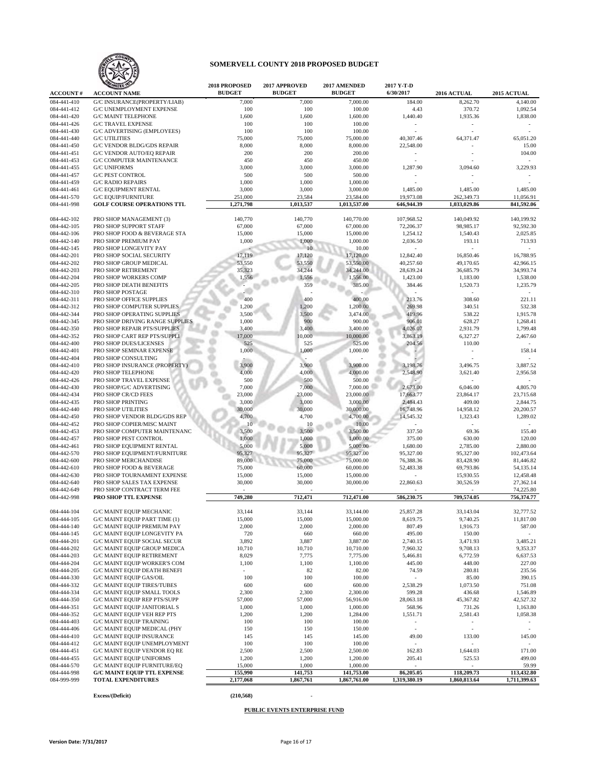# SOMERVELL COUNTY 2018 PROPOSED BUDGET

| ACCOUNT # | ACCOUNT NAME | 2018 PROPOSED BUDGET | 2017 APPROVED BUDGET | 2017 AMENDED BUDGET | 2017 Y-T-D 6/30/2017 | 2016 ACTUAL | 2015 ACTUAL |
|---|---|---|---|---|---|---|---|
| 084-441-410 | G/C INSURANCE(PROPERTY/LIAB) | 7,000 | 7,000 | 7,000.00 | 184.00 | 8,262.70 | 4,140.00 |
| 084-441-412 | G/C UNEMPLOYMENT EXPENSE | 100 | 100 | 100.00 | 4.43 | 370.72 | 1,092.54 |
| 084-441-420 | G/C MAINT TELEPHONE | 1,600 | 1,600 | 1,600.00 | 1,440.40 | 1,935.36 | 1,838.00 |
| 084-441-426 | G/C TRAVEL EXPENSE | 100 | 100 | 100.00 | - | - | - |
| 084-441-430 | G/C ADVERTISING (EMPLOYEES) | 100 | 100 | 100.00 | - | - | - |
| 084-441-440 | G/C UTILITIES | 75,000 | 75,000 | 75,000.00 | 40,307.46 | 64,371.47 | 65,051.20 |
| 084-441-450 | G/C VENDOR BLDG/GDS REPAIR | 8,000 | 8,000 | 8,000.00 | 22,548.00 | - | 15.00 |
| 084-441-451 | G/C VENDOR AUTO/EQ REPAIR | 200 | 200 | 200.00 | - | - | 104.00 |
| 084-441-453 | G/C COMPUTER MAINTENANCE | 450 | 450 | 450.00 | - | - | - |
| 084-441-455 | G/C UNIFORMS | 3,000 | 3,000 | 3,000.00 | 1,287.90 | 3,094.60 | 3,229.93 |
| 084-441-457 | G/C PEST CONTROL | 500 | 500 | 500.00 | - | - | - |
| 084-441-459 | G/C RADIO REPAIRS | 1,000 | 1,000 | 1,000.00 | - | - | - |
| 084-441-461 | G/C EQUIPMENT RENTAL | 3,000 | 3,000 | 3,000.00 | 1,485.00 | 1,485.00 | 1,485.00 |
| 084-441-570 | G/C EQUIP/FURNITURE | 251,000 | 23,584 | 23,584.00 | 19,973.08 | 262,349.73 | 11,056.91 |
| 084-441-998 | **GOLF COURSE OPERATIONS TTL** | **1,271,798** | **1,013,537** | **1,013,537.00** | **646,944.39** | **1,033,029.86** | **841,592.06** |
| | | | | | | | |
| 084-442-102 | PRO SHOP MANAGEMENT (3) | 140,770 | 140,770 | 140,770.00 | 107,968.52 | 140,049.92 | 140,199.92 |
| 084-442-105 | PRO SHOP SUPPORT STAFF | 67,000 | 67,000 | 67,000.00 | 72,206.37 | 98,985.17 | 92,592.30 |
| 084-442-106 | PRO SHOP FOOD & BEVERAGE STA | 15,000 | 15,000 | 15,000.00 | 1,254.12 | 1,540.43 | 2,025.85 |
| 084-442-140 | PRO SHOP PREMIUM PAY | 1,000 | 1,000 | 1,000.00 | 2,036.50 | 193.11 | 713.93 |
| 084-442-145 | PRO SHOP LONGEVITY PAY | - | 10 | 10.00 | - | - | - |
| 084-442-201 | PRO SHOP SOCIAL SECURITY | 17,119 | 17,120 | 17,120.00 | 12,842.40 | 16,850.46 | 16,788.95 |
| 084-442-202 | PRO SHOP GROUP MEDICAL | 53,550 | 53,550 | 53,550.00 | 40,257.60 | 49,170.65 | 42,966.15 |
| 084-442-203 | PRO SHOP RETIREMENT | 35,323 | 34,244 | 34,244.00 | 28,639.24 | 36,685.79 | 34,993.74 |
| 084-442-204 | PRO SHOP WORKERS COMP | 1,556 | 1,556 | 1,556.00 | 1,423.00 | 1,183.00 | 1,538.00 |
| 084-442-205 | PRO SHOP DEATH BENEFITS | - | 359 | 385.00 | 384.46 | 1,520.73 | 1,235.79 |
| 084-442-310 | PRO SHOP POSTAGE | - | - | - | - | - | - |
| 084-442-311 | PRO SHOP OFFICE SUPPLIES | 400 | 400 | 400.00 | 213.76 | 308.60 | 221.11 |
| 084-442-312 | PRO SHOP COMPUTER SUPPLIES | 1,200 | 1,200 | 1,200.00 | 269.98 | 340.51 | 532.38 |
| 084-442-344 | PRO SHOP OPERATING SUPPLIES | 3,500 | 3,500 | 3,474.00 | 419.96 | 538.22 | 1,915.78 |
| 084-442-345 | PRO SHOP DRIVING RANGE SUPPLIES | 1,000 | 900 | 900.00 | 906.01 | 628.27 | 1,268.41 |
| 084-442-350 | PRO SHOP REPAIR PTS/SUPPLIES | 3,400 | 3,400 | 3,400.00 | 4,026.07 | 2,931.79 | 1,799.48 |
| 084-442-352 | PRO SHOP CART REP PTS/SUPPLI | 17,000 | 10,000 | 10,000.00 | 3,863.19 | 6,327.27 | 2,467.60 |
| 084-442-400 | PRO SHOP DUES/LICENSES | 525 | 525 | 525.00 | 204.56 | 110.00 | - |
| 084-442-401 | PRO SHOP SEMINAR EXPENSE | 1,000 | 1,000 | 1,000.00 | - | - | 158.14 |
| 084-442-404 | PRO SHOP CONSULTING | - | - | - | - | - | - |
| 084-442-410 | PRO SHOP INSURANCE (PROPERTY) | 3,900 | 3,900 | 3,900.00 | 3,198.76 | 3,496.75 | 3,887.52 |
| 084-442-420 | PRO SHOP TELEPHONE | 4,000 | 4,000 | 4,000.00 | 2,548.90 | 3,621.40 | 2,956.58 |
| 084-442-426 | PRO SHOP TRAVEL EXPENSE | 500 | 500 | 500.00 | - | - | - |
| 084-442-430 | PRO SHOP/G/C ADVERTISING | 7,000 | 7,000 | 7,000.00 | 2,673.00 | 6,046.00 | 4,805.70 |
| 084-442-434 | PRO SHOP CR/CD FEES | 23,000 | 23,000 | 23,000.00 | 17,663.77 | 23,864.17 | 23,715.68 |
| 084-442-435 | PRO SHOP PRINTING | 3,000 | 3,000 | 3,000.00 | 2,484.43 | 409.00 | 2,844.75 |
| 084-442-440 | PRO SHOP UTILITIES | 30,000 | 30,000 | 30,000.00 | 16,748.96 | 14,958.12 | 20,200.57 |
| 084-442-450 | PRO SHOP VENDOR BLDG/GDS REP | 4,700 | 4,700 | 4,700.00 | 14,545.32 | 1,323.43 | 1,289.02 |
| 084-442-452 | PRO SHOP COPIER/MISC MAINT | 10 | 10 | 10.00 | - | - | - |
| 084-442-453 | PRO SHOP COMPUTER MAINTENANC | 3,500 | 3,500 | 3,500.00 | 337.50 | 69.36 | 155.40 |
| 084-442-457 | PRO SHOP PEST CONTROL | 1,000 | 1,000 | 1,000.00 | 375.00 | 630.00 | 120.00 |
| 084-442-461 | PRO SHOP EQUIPMENT RENTAL | 5,000 | 5,000 | 5,000.00 | 1,680.00 | 2,785.00 | 2,880.00 |
| 084-442-570 | PRO SHOP EQUIPMENT/FURNITURE | 95,327 | 95,327 | 95,327.00 | 95,327.00 | 95,327.00 | 102,473.64 |
| 084-442-600 | PRO SHOP MERCHANDISE | 89,000 | 75,000 | 75,000.00 | 76,388.36 | 83,428.90 | 81,446.82 |
| 084-442-610 | PRO SHOP FOOD & BEVERAGE | 75,000 | 60,000 | 60,000.00 | 52,483.38 | 69,793.86 | 54,135.14 |
| 084-442-630 | PRO SHOP TOURNAMENT EXPENSE | 15,000 | 15,000 | 15,000.00 | - | 15,930.55 | 12,458.48 |
| 084-442-640 | PRO SHOP SALES TAX EXPENSE | 30,000 | 30,000 | 30,000.00 | 22,860.63 | 30,526.59 | 27,362.14 |
| 084-442-649 | PRO SHOP CONTRACT TERM FEE | - | - | - | - | - | 74,225.80 |
| 084-442-998 | **PRO SHOP TTL EXPENSE** | **749,280** | **712,471** | **712,471.00** | **586,230.75** | **709,574.05** | **756,374.77** |
| | | | | | | | |
| 084-444-104 | G/C MAINT EQUIP MECHANIC | 33,144 | 33,144 | 33,144.00 | 25,857.28 | 33,143.04 | 32,777.52 |
| 084-444-105 | G/C MAINT EQUIP PART TIME (1) | 15,000 | 15,000 | 15,000.00 | 8,619.75 | 9,740.25 | 11,817.00 |
| 084-444-140 | G/C MAINT EQUIP PREMIUM PAY | 2,000 | 2,000 | 2,000.00 | 807.49 | 1,916.73 | 587.00 |
| 084-444-145 | G/C MAINT EQUIP LONGEVITY PA | 720 | 660 | 660.00 | 495.00 | 150.00 | - |
| 084-444-201 | G/C MAINT EQUIP SOCIAL SECUR | 3,892 | 3,887 | 3,887.00 | 2,740.15 | 3,471.93 | 3,485.21 |
| 084-444-202 | G/C MAINT EQUIP GROUP MEDICA | 10,710 | 10,710 | 10,710.00 | 7,960.32 | 9,708.13 | 9,353.37 |
| 084-444-203 | G/C MAINT EQUIP RETIREMENT | 8,029 | 7,775 | 7,775.00 | 5,466.81 | 6,772.59 | 6,637.53 |
| 084-444-204 | G/C MAINT EQUIP WORKER'S COM | 1,100 | 1,100 | 1,100.00 | 445.00 | 448.00 | 227.00 |
| 084-444-205 | G/C MAINT EQUIP DEATH BENEFI | - | 82 | 82.00 | 74.59 | 280.81 | 235.56 |
| 084-444-330 | G/C MAINT EQUIP GAS/OIL | 100 | 100 | 100.00 | - | 85.00 | 390.15 |
| 084-444-332 | G/C MAINT EQUIP TIRES/TUBES | 600 | 600 | 600.00 | 2,538.29 | 1,073.50 | 751.08 |
| 084-444-334 | G/C MAINT EQUIP SMALL TOOLS | 2,300 | 2,300 | 2,300.00 | 599.28 | 436.68 | 1,546.89 |
| 084-444-350 | G/C MAINT EQUIP REP PTS/SUPP | 57,000 | 57,000 | 56,916.00 | 28,063.18 | 45,367.82 | 42,527.32 |
| 084-444-351 | G/C MAINT EQUIP JANITORIAL S | 1,000 | 1,000 | 1,000.00 | 568.96 | 731.26 | 1,163.80 |
| 084-444-352 | G/C MAINT EQUIP VEH REP PTS | 1,200 | 1,200 | 1,284.00 | 1,551.71 | 2,581.43 | 1,058.38 |
| 084-444-403 | G/C MAINT EQUIP TRAINING | 100 | 100 | 100.00 | - | - | - |
| 084-444-406 | G/C MAINT EQUIP MEDICAL (PHY | 150 | 150 | 150.00 | - | - | - |
| 084-444-410 | G/C MAINT EQUIP INSURANCE | 145 | 145 | 145.00 | 49.00 | 133.00 | 145.00 |
| 084-444-412 | G/C MAINT EQUIP UNEMPLOYMENT | 100 | 100 | 100.00 | - | - | - |
| 084-444-451 | G/C MAINT EQUIP VENDOR EQ RE | 2,500 | 2,500 | 2,500.00 | 162.83 | 1,644.03 | 171.00 |
| 084-444-455 | G/C MAINT EQUIP UNIFORMS | 1,200 | 1,200 | 1,200.00 | 205.41 | 525.53 | 499.00 |
| 084-444-570 | G/C MAINT EQUIP FURNITURE/EQ | 15,000 | 1,000 | 1,000.00 | - | - | 59.99 |
| 084-444-998 | **G/C MAINT EQUIP TTL EXPENSE** | **155,990** | **141,753** | **141,753.00** | **86,205.05** | **118,209.73** | **113,432.80** |
| 084-999-999 | **TOTAL EXPENDITURES** | **2,177,068** | **1,867,761** | **1,867,761.00** | **1,319,380.19** | **1,860,813.64** | **1,711,399.63** |
| | | | | | | | |
| | **Excess/(Deficit)** | **(210,568)** | - | | | | |

**PUBLIC EVENTS ENTERPRISE FUND**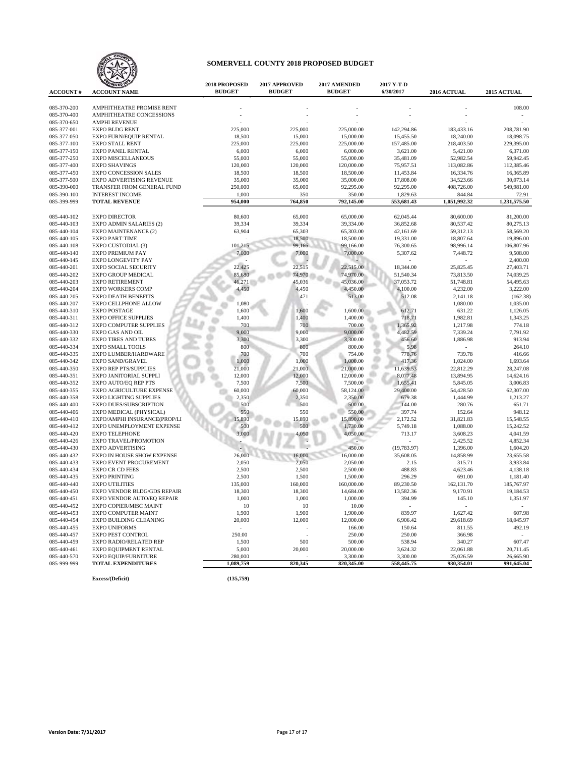# SOMERVELL COUNTY 2018 PROPOSED BUDGET

| ACCOUNT # | ACCOUNT NAME | 2018 PROPOSED BUDGET | 2017 APPROVED BUDGET | 2017 AMENDED BUDGET | 2017 Y-T-D 6/30/2017 | 2016 ACTUAL | 2015 ACTUAL |
|---|---|---|---|---|---|---|---|
| 085-370-200 | AMPHITHEATRE PROMISE RENT | - | - | - | - | - | 108.00 |
| 085-370-400 | AMPHITHEATRE CONCESSIONS | - | - | - | - | - | - |
| 085-370-650 | AMPHI REVENUE | - | - | - | - | - | - |
| 085-377-001 | EXPO BLDG RENT | 225,000 | 225,000 | 225,000.00 | 142,294.86 | 183,433.16 | 208,781.90 |
| 085-377-050 | EXPO FURN/EQUIP RENTAL | 18,500 | 15,000 | 15,000.00 | 15,455.50 | 18,240.00 | 18,098.75 |
| 085-377-100 | EXPO STALL RENT | 225,000 | 225,000 | 225,000.00 | 157,485.00 | 218,403.50 | 229,395.00 |
| 085-377-150 | EXPO PANEL RENTAL | 6,000 | 6,000 | 6,000.00 | 3,621.00 | 5,421.00 | 6,371.00 |
| 085-377-250 | EXPO MISCELLANEOUS | 55,000 | 55,000 | 55,000.00 | 35,481.09 | 52,982.54 | 59,942.45 |
| 085-377-400 | EXPO SHAVINGS | 120,000 | 120,000 | 120,000.00 | 75,957.51 | 113,082.86 | 112,385.46 |
| 085-377-450 | EXPO CONCESSION SALES | 18,500 | 18,500 | 18,500.00 | 11,453.84 | 16,334.76 | 16,365.89 |
| 085-377-500 | EXPO ADVERTISING REVENUE | 35,000 | 35,000 | 35,000.00 | 17,808.00 | 34,523.66 | 30,073.14 |
| 085-390-000 | TRANSFER FROM GENERAL FUND | 250,000 | 65,000 | 92,295.00 | 92,295.00 | 408,726.00 | 549,981.00 |
| 085-390-100 | INTEREST INCOME | 1,000 | 350 | 350.00 | 1,829.63 | 844.84 | 72.91 |
| 085-399-999 | **TOTAL REVENUE** | **954,000** | **764,850** | **792,145.00** | **553,681.43** | **1,051,992.32** | **1,231,575.50** |
| 085-440-102 | EXPO DIRECTOR | 80,600 | 65,000 | 65,000.00 | 62,045.44 | 80,600.00 | 81,200.00 |
| 085-440-103 | EXPO ADMIN SALARIES (2) | 39,334 | 39,334 | 39,334.00 | 36,852.68 | 80,537.42 | 80,275.13 |
| 085-440-104 | EXPO MAINTENANCE (2) | 63,904 | 65,303 | 65,303.00 | 42,161.69 | 59,312.13 | 58,569.20 |
| 085-440-105 | EXPO PART TIME | - | 18,500 | 18,500.00 | 19,331.00 | 18,807.64 | 19,896.00 |
| 085-440-108 | EXPO CUSTODIAL (3) | 101,215 | 99,166 | 99,166.00 | 76,300.65 | 98,996.14 | 106,807.96 |
| 085-440-140 | EXPO PREMIUM PAY | 7,000 | 7,000 | 7,000.00 | 5,307.62 | 7,448.72 | 9,508.00 |
| 085-440-145 | EXPO LONGEVITY PAY | - | - | - | - | - | 2,400.00 |
| 085-440-201 | EXPO SOCIAL SECURITY | 22,425 | 22,515 | 22,515.00 | 18,344.00 | 25,825.45 | 27,403.71 |
| 085-440-202 | EXPO GROUP MEDICAL | 85,680 | 74,970 | 74,970.00 | 51,540.34 | 73,813.50 | 74,039.25 |
| 085-440-203 | EXPO RETIREMENT | 46,271 | 45,036 | 45,036.00 | 37,053.72 | 51,748.81 | 54,495.63 |
| 085-440-204 | EXPO WORKERS COMP | 4,450 | 4,450 | 4,450.00 | 4,100.00 | 4,232.00 | 3,222.00 |
| 085-440-205 | EXPO DEATH BENEFITS | - | 471 | 513.00 | 512.08 | 2,141.18 | (162.38) |
| 085-440-207 | EXPO CELLPHONE ALLOW | 1,080 | - | - | - | 1,080.00 | 1,035.00 |
| 085-440-310 | EXPO POSTAGE | 1,600 | 1,600 | 1,600.00 | 612.71 | 631.22 | 1,126.05 |
| 085-440-311 | EXPO OFFICE SUPPLIES | 1,400 | 1,400 | 1,400.00 | 718.71 | 1,982.81 | 1,343.25 |
| 085-440-312 | EXPO COMPUTER SUPPLIES | 700 | 700 | 700.00 | 1,365.92 | 1,217.98 | 774.18 |
| 085-440-330 | EXPO GAS AND OIL | 9,000 | 9,000 | 9,000.00 | 4,482.59 | 7,339.24 | 7,791.92 |
| 085-440-332 | EXPO TIRES AND TUBES | 3,300 | 3,300 | 3,300.00 | 456.60 | 1,886.98 | 913.94 |
| 085-440-334 | EXPO SMALL TOOLS | 800 | 800 | 800.00 | 5.98 | - | 264.10 |
| 085-440-335 | EXPO LUMBER/HARDWARE | 700 | 700 | 754.00 | 778.76 | 739.78 | 416.66 |
| 085-440-342 | EXPO SAND/GRAVEL | 1,000 | 1,000 | 1,000.00 | 417.36 | 1,024.00 | 1,693.64 |
| 085-440-350 | EXPO REP PTS/SUPPLIES | 21,000 | 21,000 | 21,000.00 | 11,639.53 | 22,812.29 | 28,247.08 |
| 085-440-351 | EXPO JANITORIAL SUPPLI | 12,000 | 12,000 | 12,000.00 | 8,077.48 | 13,894.95 | 14,624.16 |
| 085-440-352 | EXPO AUTO/EQ REP PTS | 7,500 | 7,500 | 7,500.00 | 1,655.41 | 5,845.05 | 3,006.83 |
| 085-440-355 | EXPO AGRICULTURE EXPENSE | 60,000 | 60,000 | 58,124.00 | 29,400.00 | 54,428.50 | 62,307.00 |
| 085-440-358 | EXPO LIGHTING SUPPLIES | 2,350 | 2,350 | 2,350.00 | 679.38 | 1,444.99 | 1,213.27 |
| 085-440-400 | EXPO DUES/SUBSCRIPTION | 500 | 500 | 500.00 | 144.00 | 280.76 | 651.71 |
| 085-440-406 | EXPO MEDICAL (PHYSICAL) | 550 | 550 | 550.00 | 397.74 | 152.64 | 948.12 |
| 085-440-410 | EXPO/AMPHI INSURANCE(PROP/LI | 15,890 | 15,890 | 15,890.00 | 2,172.52 | 31,821.83 | 15,548.55 |
| 085-440-412 | EXPO UNEMPLOYMENT EXPENSE | 500 | 500 | 1,730.00 | 5,749.18 | 1,088.00 | 15,242.52 |
| 085-440-420 | EXPO TELEPHONE | 3,000 | 4,050 | 4,050.00 | 713.17 | 3,608.23 | 4,041.59 |
| 085-440-426 | EXPO TRAVEL/PROMOTION | - | - | - | - | 2,425.52 | 4,852.34 |
| 085-440-430 | EXPO ADVERTISING | - | - | 450.00 | (19,783.97) | 1,396.00 | 1,604.20 |
| 085-440-432 | EXPO IN HOUSE SHOW EXPENSE | 26,000 | 16,000 | 16,000.00 | 35,608.05 | 14,858.99 | 23,655.58 |
| 085-440-433 | EXPO EVENT PROCUREMENT | 2,050 | 2,050 | 2,050.00 | 2.15 | 315.71 | 3,933.84 |
| 085-440-434 | EXPO CR CD FEES | 2,500 | 2,500 | 2,500.00 | 488.83 | 4,623.46 | 4,138.18 |
| 085-440-435 | EXPO PRINTING | 2,500 | 1,500 | 1,500.00 | 296.29 | 691.00 | 1,181.40 |
| 085-440-440 | EXPO UTILITIES | 135,000 | 160,000 | 160,000.00 | 89,230.50 | 162,131.70 | 185,767.97 |
| 085-440-450 | EXPO VENDOR BLDG/GDS REPAIR | 18,300 | 18,300 | 14,684.00 | 13,582.36 | 9,170.91 | 19,184.53 |
| 085-440-451 | EXPO VENDOR AUTO/EQ REPAIR | 1,000 | 1,000 | 1,000.00 | 394.99 | 145.10 | 1,351.97 |
| 085-440-452 | EXPO COPIER/MISC MAINT | 10 | 10 | 10.00 | - | - | - |
| 085-440-453 | EXPO COMPUTER MAINT | 1,900 | 1,900 | 1,900.00 | 839.97 | 1,627.42 | 607.98 |
| 085-440-454 | EXPO BUILDING CLEANING | 20,000 | 12,000 | 12,000.00 | 6,906.42 | 29,618.69 | 18,045.97 |
| 085-440-455 | EXPO UNIFORMS | - | - | 166.00 | 150.64 | 811.55 | 492.19 |
| 085-440-457 | EXPO PEST CONTROL | 250.00 | - | 250.00 | 250.00 | 366.98 | - |
| 085-440-459 | EXPO RADIO/RELATED REP | 1,500 | 500 | 500.00 | 538.94 | 340.27 | 607.47 |
| 085-440-461 | EXPO EQUIPMENT RENTAL | 5,000 | 20,000 | 20,000.00 | 3,624.32 | 22,061.88 | 20,711.45 |
| 085-440-570 | EXPO EQUIP/FURNITURE | 280,000 | - | 3,300.00 | 3,300.00 | 25,026.59 | 26,665.90 |
| 085-999-999 | **TOTAL EXPENDITURES** | **1,089,759** | **820,345** | **820,345.00** | **558,445.75** | **930,354.01** | **991,645.04** |
| | **Excess/(Deficit)** | **(135,759)** | | | | | |

Version Date: 7/31/2017